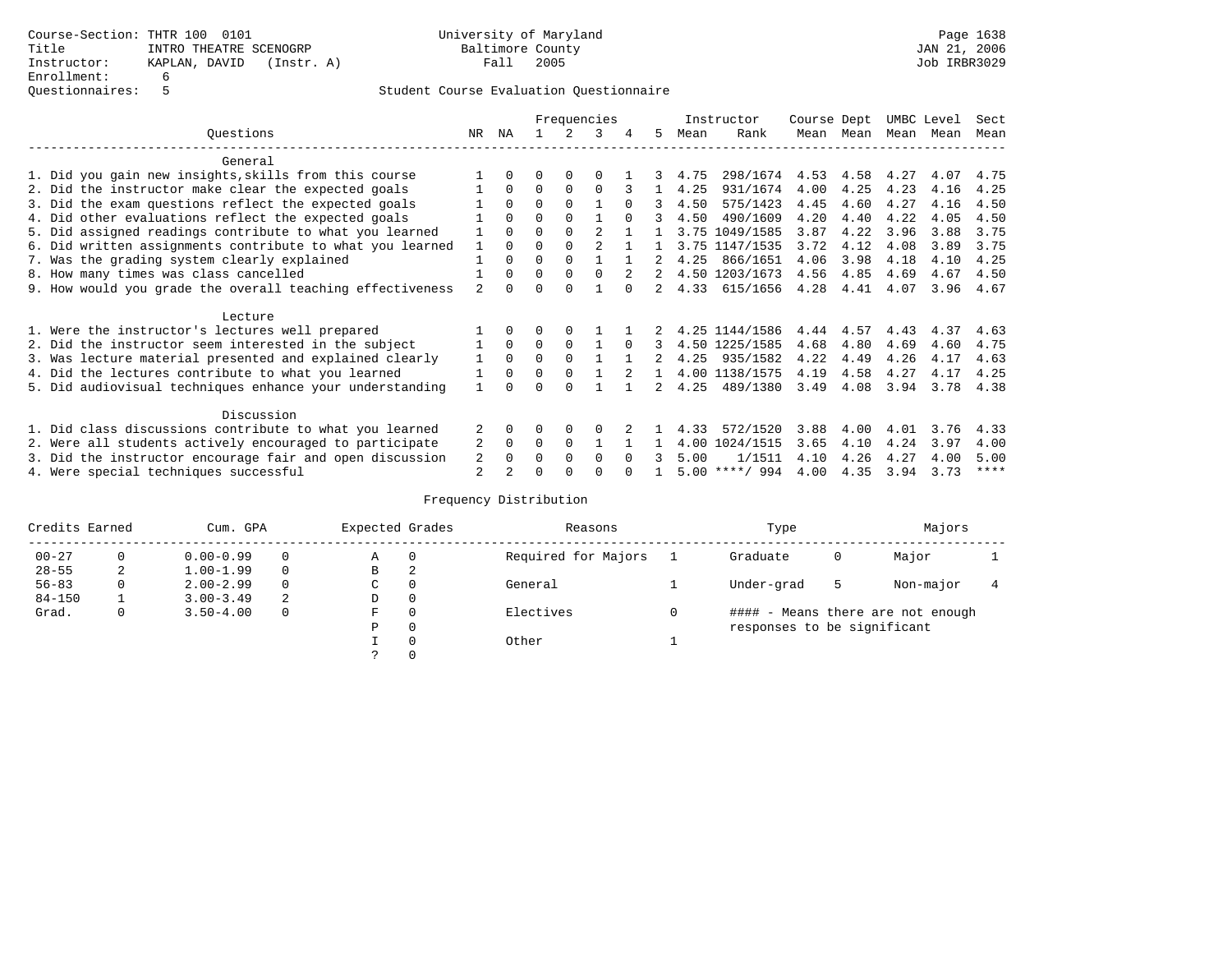Course-Section: THTR 100 0101
Title: INTRO THEATRE SCENOGRP
Instructor: KAPLAN, DAVID (Instr. A)
Enrollment: 6
Questionnaires: 5

University of Maryland
Baltimore County
Fall 2005

JAN 21, 2006
Job IRBR3029

Student Course Evaluation Questionnaire

| Questions | NR | NA | 1 | 2 | 3 | 4 | 5 | Instructor Mean | Rank | Course Mean | Dept Mean | UMBC Mean | Level Mean | Sect Mean |
|---|---|---|---|---|---|---|---|---|---|---|---|---|---|---|
| **General** | | | | | | | | | | | | | | |
| 1. Did you gain new insights,skills from this course | 1 | 0 | 0 | 0 | 0 | 1 | 3 | 4.75 | 298/1674 | 4.53 | 4.58 | 4.27 | 4.07 | 4.75 |
| 2. Did the instructor make clear the expected goals | 1 | 0 | 0 | 0 | 0 | 3 | 1 | 4.25 | 931/1674 | 4.00 | 4.25 | 4.23 | 4.16 | 4.25 |
| 3. Did the exam questions reflect the expected goals | 1 | 0 | 0 | 0 | 1 | 0 | 3 | 4.50 | 575/1423 | 4.45 | 4.60 | 4.27 | 4.16 | 4.50 |
| 4. Did other evaluations reflect the expected goals | 1 | 0 | 0 | 0 | 1 | 0 | 3 | 4.50 | 490/1609 | 4.20 | 4.40 | 4.22 | 4.05 | 4.50 |
| 5. Did assigned readings contribute to what you learned | 1 | 0 | 0 | 0 | 2 | 1 | 1 | 3.75 | 1049/1585 | 3.87 | 4.22 | 3.96 | 3.88 | 3.75 |
| 6. Did written assignments contribute to what you learned | 1 | 0 | 0 | 0 | 2 | 1 | 1 | 3.75 | 1147/1535 | 3.72 | 4.12 | 4.08 | 3.89 | 3.75 |
| 7. Was the grading system clearly explained | 1 | 0 | 0 | 0 | 1 | 1 | 2 | 4.25 | 866/1651 | 4.06 | 3.98 | 4.18 | 4.10 | 4.25 |
| 8. How many times was class cancelled | 1 | 0 | 0 | 0 | 0 | 2 | 2 | 4.50 | 1203/1673 | 4.56 | 4.85 | 4.69 | 4.67 | 4.50 |
| 9. How would you grade the overall teaching effectiveness | 2 | 0 | 0 | 0 | 1 | 0 | 2 | 4.33 | 615/1656 | 4.28 | 4.41 | 4.07 | 3.96 | 4.67 |
| **Lecture** | | | | | | | | | | | | | | |
| 1. Were the instructor's lectures well prepared | 1 | 0 | 0 | 0 | 1 | 1 | 2 | 4.25 | 1144/1586 | 4.44 | 4.57 | 4.43 | 4.37 | 4.63 |
| 2. Did the instructor seem interested in the subject | 1 | 0 | 0 | 0 | 1 | 0 | 3 | 4.50 | 1225/1585 | 4.68 | 4.80 | 4.69 | 4.60 | 4.75 |
| 3. Was lecture material presented and explained clearly | 1 | 0 | 0 | 0 | 1 | 1 | 2 | 4.25 | 935/1582 | 4.22 | 4.49 | 4.26 | 4.17 | 4.63 |
| 4. Did the lectures contribute to what you learned | 1 | 0 | 0 | 0 | 1 | 2 | 1 | 4.00 | 1138/1575 | 4.19 | 4.58 | 4.27 | 4.17 | 4.25 |
| 5. Did audiovisual techniques enhance your understanding | 1 | 0 | 0 | 0 | 1 | 1 | 2 | 4.25 | 489/1380 | 3.49 | 4.08 | 3.94 | 3.78 | 4.38 |
| **Discussion** | | | | | | | | | | | | | | |
| 1. Did class discussions contribute to what you learned | 2 | 0 | 0 | 0 | 0 | 2 | 1 | 4.33 | 572/1520 | 3.88 | 4.00 | 4.01 | 3.76 | 4.33 |
| 2. Were all students actively encouraged to participate | 2 | 0 | 0 | 0 | 1 | 1 | 1 | 4.00 | 1024/1515 | 3.65 | 4.10 | 4.24 | 3.97 | 4.00 |
| 3. Did the instructor encourage fair and open discussion | 2 | 0 | 0 | 0 | 0 | 0 | 3 | 5.00 | 1/1511 | 4.10 | 4.26 | 4.27 | 4.00 | 5.00 |
| 4. Were special techniques successful | 2 | 2 | 0 | 0 | 0 | 0 | 1 | 5.00 | ****/ 994 | 4.00 | 4.35 | 3.94 | 3.73 | **** |

Frequency Distribution

| Credits Earned | | Cum. GPA | | Expected Grades | | Reasons | | Type | | Majors | |
|---|---|---|---|---|---|---|---|---|---|---|---|
| 00-27 | 0 | 0.00-0.99 | 0 | A | 0 | Required for Majors | 1 | Graduate | 0 | Major | 1 |
| 28-55 | 2 | 1.00-1.99 | 0 | B | 2 | | | | | | |
| 56-83 | 0 | 2.00-2.99 | 0 | C | 0 | General | 1 | Under-grad | 5 | Non-major | 4 |
| 84-150 | 1 | 3.00-3.49 | 2 | D | 0 | | | | | | |
| Grad. | 0 | 3.50-4.00 | 0 | F | 0 | Electives | 0 | #### - Means there are not enough responses to be significant | | | |
| | | | | P | 0 | | | | | | |
| | | | | I | 0 | Other | 1 | | | | |
| | | | | ? | 0 | | | | | | |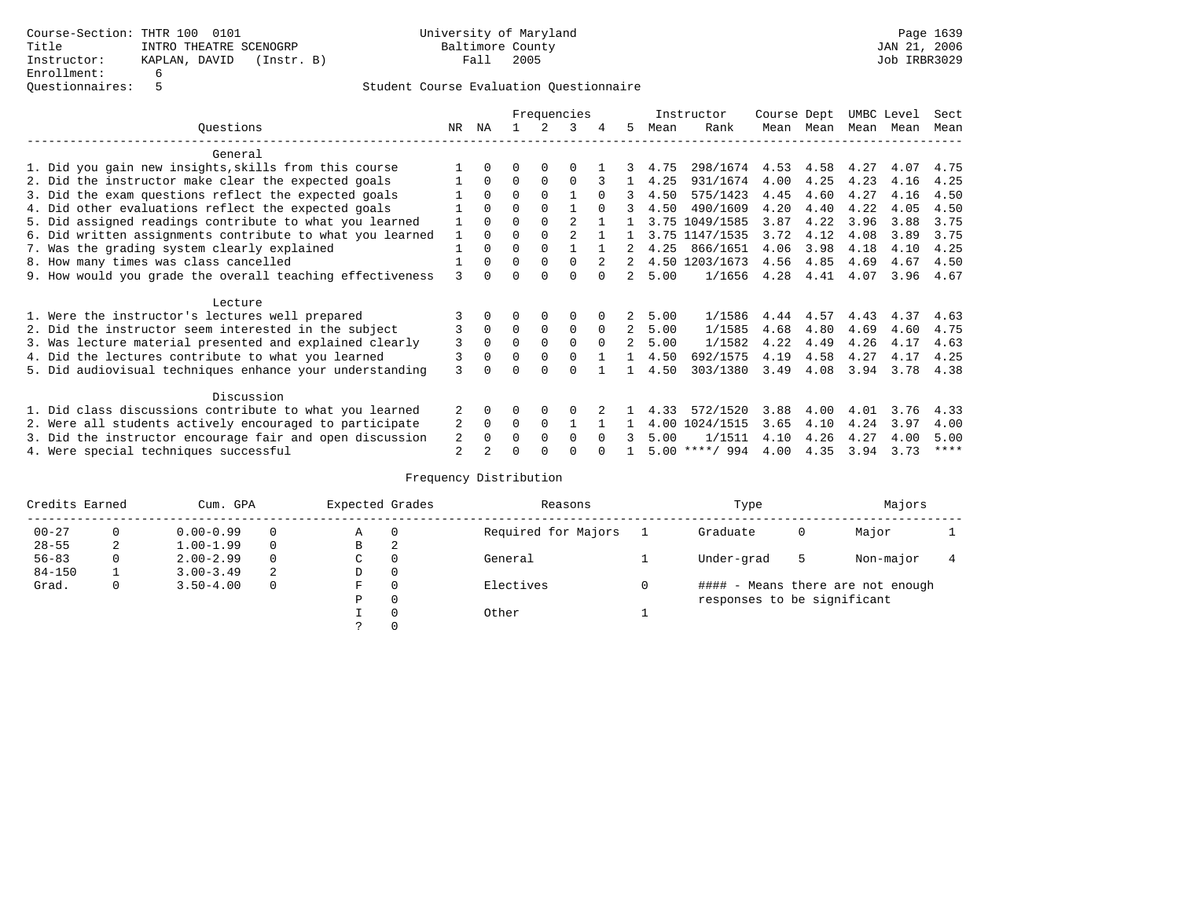Course-Section: THTR 100 0101
Title: INTRO THEATRE SCENOGRP
Instructor: KAPLAN, DAVID (Instr. B)
Enrollment: 6
Questionnaires: 5

University of Maryland
Baltimore County
Fall 2005

JAN 21, 2006
Job IRBR3029

## Student Course Evaluation Questionnaire

| Questions | NR | NA | 1 | 2 | 3 | 4 | 5 | Instructor Mean | Instructor Rank | Course Mean | Dept Mean | UMBC Mean | Level Mean | Sect Mean |
|---|---|---|---|---|---|---|---|---|---|---|---|---|---|---|
| **General** | | | | | | | | | | | | | | |
| 1. Did you gain new insights,skills from this course | 1 | 0 | 0 | 0 | 0 | 1 | 3 | 4.75 | 298/1674 | 4.53 | 4.58 | 4.27 | 4.07 | 4.75 |
| 2. Did the instructor make clear the expected goals | 1 | 0 | 0 | 0 | 0 | 3 | 1 | 4.25 | 931/1674 | 4.00 | 4.25 | 4.23 | 4.16 | 4.25 |
| 3. Did the exam questions reflect the expected goals | 1 | 0 | 0 | 0 | 1 | 0 | 3 | 4.50 | 575/1423 | 4.45 | 4.60 | 4.27 | 4.16 | 4.50 |
| 4. Did other evaluations reflect the expected goals | 1 | 0 | 0 | 0 | 1 | 0 | 3 | 4.50 | 490/1609 | 4.20 | 4.40 | 4.22 | 4.05 | 4.50 |
| 5. Did assigned readings contribute to what you learned | 1 | 0 | 0 | 0 | 2 | 1 | 1 | 3.75 | 1049/1585 | 3.87 | 4.22 | 3.96 | 3.88 | 3.75 |
| 6. Did written assignments contribute to what you learned | 1 | 0 | 0 | 0 | 2 | 1 | 1 | 3.75 | 1147/1535 | 3.72 | 4.12 | 4.08 | 3.89 | 3.75 |
| 7. Was the grading system clearly explained | 1 | 0 | 0 | 0 | 1 | 1 | 2 | 4.25 | 866/1651 | 4.06 | 3.98 | 4.18 | 4.10 | 4.25 |
| 8. How many times was class cancelled | 1 | 0 | 0 | 0 | 0 | 2 | 2 | 4.50 | 1203/1673 | 4.56 | 4.85 | 4.69 | 4.67 | 4.50 |
| 9. How would you grade the overall teaching effectiveness | 3 | 0 | 0 | 0 | 0 | 0 | 2 | 5.00 | 1/1656 | 4.28 | 4.41 | 4.07 | 3.96 | 4.67 |
| **Lecture** | | | | | | | | | | | | | | |
| 1. Were the instructor's lectures well prepared | 3 | 0 | 0 | 0 | 0 | 0 | 2 | 5.00 | 1/1586 | 4.44 | 4.57 | 4.43 | 4.37 | 4.63 |
| 2. Did the instructor seem interested in the subject | 3 | 0 | 0 | 0 | 0 | 0 | 2 | 5.00 | 1/1585 | 4.68 | 4.80 | 4.69 | 4.60 | 4.75 |
| 3. Was lecture material presented and explained clearly | 3 | 0 | 0 | 0 | 0 | 0 | 2 | 5.00 | 1/1582 | 4.22 | 4.49 | 4.26 | 4.17 | 4.63 |
| 4. Did the lectures contribute to what you learned | 3 | 0 | 0 | 0 | 0 | 1 | 1 | 4.50 | 692/1575 | 4.19 | 4.58 | 4.27 | 4.17 | 4.25 |
| 5. Did audiovisual techniques enhance your understanding | 3 | 0 | 0 | 0 | 0 | 1 | 1 | 4.50 | 303/1380 | 3.49 | 4.08 | 3.94 | 3.78 | 4.38 |
| **Discussion** | | | | | | | | | | | | | | |
| 1. Did class discussions contribute to what you learned | 2 | 0 | 0 | 0 | 0 | 2 | 1 | 4.33 | 572/1520 | 3.88 | 4.00 | 4.01 | 3.76 | 4.33 |
| 2. Were all students actively encouraged to participate | 2 | 0 | 0 | 0 | 1 | 1 | 1 | 4.00 | 1024/1515 | 3.65 | 4.10 | 4.24 | 3.97 | 4.00 |
| 3. Did the instructor encourage fair and open discussion | 2 | 0 | 0 | 0 | 0 | 0 | 3 | 5.00 | 1/1511 | 4.10 | 4.26 | 4.27 | 4.00 | 5.00 |
| 4. Were special techniques successful | 2 | 2 | 0 | 0 | 0 | 0 | 1 | 5.00 | ****/ 994 | 4.00 | 4.35 | 3.94 | 3.73 | **** |

## Frequency Distribution

| Credits Earned | | Cum. GPA | | Expected Grades | | Reasons | | Type | | Majors | |
|---|---|---|---|---|---|---|---|---|---|---|---|
| 00-27 | 0 | 0.00-0.99 | 0 | A | 0 | Required for Majors | 1 | Graduate | 0 | Major | 1 |
| 28-55 | 2 | 1.00-1.99 | 0 | B | 2 | | | | | | |
| 56-83 | 0 | 2.00-2.99 | 0 | C | 0 | General | 1 | Under-grad | 5 | Non-major | 4 |
| 84-150 | 1 | 3.00-3.49 | 2 | D | 0 | | | | | | |
| Grad. | 0 | 3.50-4.00 | 0 | F | 0 | Electives | 0 | #### - Means there are not enough responses to be significant | | | |
| | | | | P | 0 | | | | | | |
| | | | | I | 0 | Other | 1 | | | | |
| | | | | ? | 0 | | | | | | |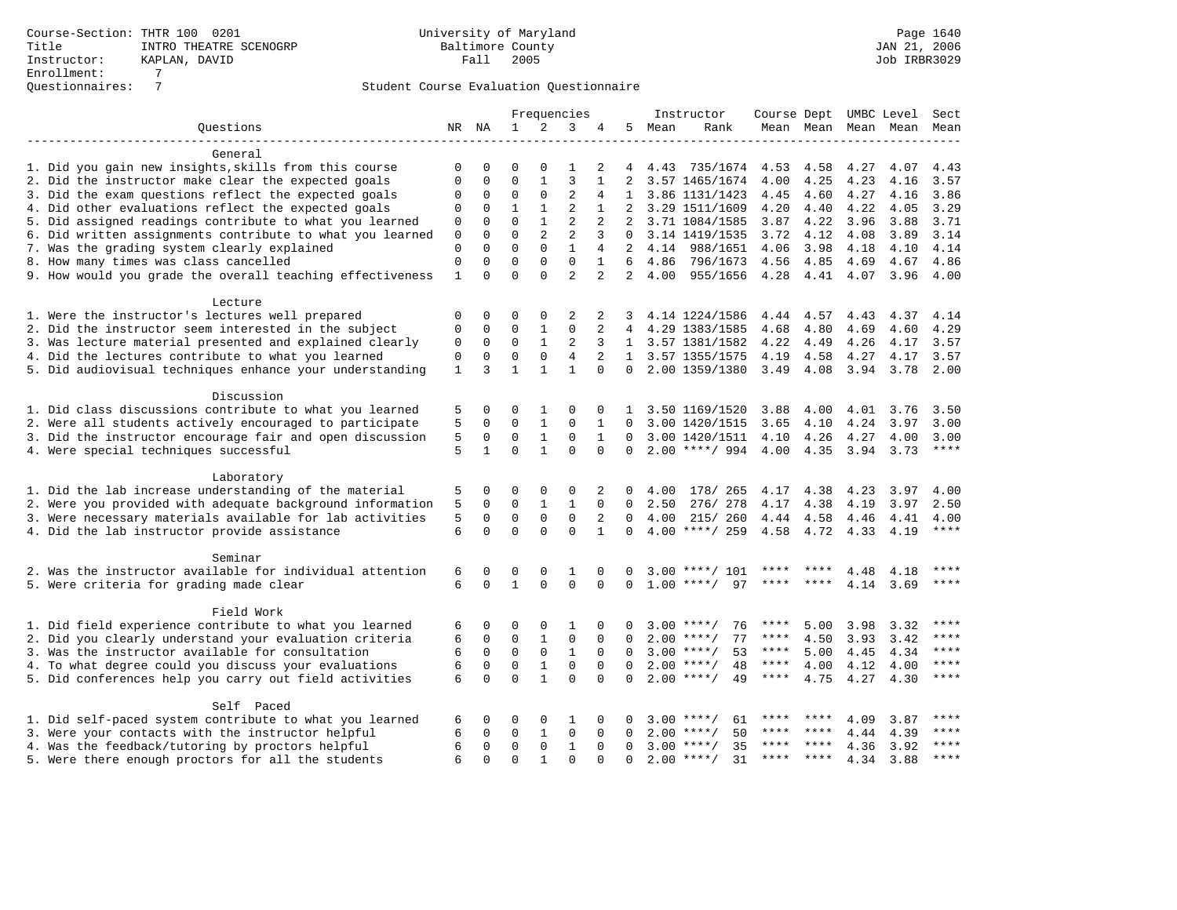Course-Section: THTR 100 0201
Title: INTRO THEATRE SCENOGRP
Instructor: KAPLAN, DAVID
Enrollment: 7
Questionnaires: 7

University of Maryland
Baltimore County
Fall 2005

Student Course Evaluation Questionnaire

| Questions | NR | NA | 1 | 2 | 3 | 4 | 5 | Instructor Mean | Rank | Course Mean | Dept Mean | UMBC Mean | Level Mean | Sect Mean |
|---|---|---|---|---|---|---|---|---|---|---|---|---|---|---|
| **General** | | | | | | | | | | | | | | |
| 1. Did you gain new insights,skills from this course | 0 | 0 | 0 | 0 | 1 | 2 | 4 | 4.43 | 735/1674 | 4.53 | 4.58 | 4.27 | 4.07 | 4.43 |
| 2. Did the instructor make clear the expected goals | 0 | 0 | 0 | 1 | 3 | 1 | 2 | 3.57 | 1465/1674 | 4.00 | 4.25 | 4.23 | 4.16 | 3.57 |
| 3. Did the exam questions reflect the expected goals | 0 | 0 | 0 | 0 | 2 | 4 | 1 | 3.86 | 1131/1423 | 4.45 | 4.60 | 4.27 | 4.16 | 3.86 |
| 4. Did other evaluations reflect the expected goals | 0 | 0 | 1 | 1 | 2 | 1 | 2 | 3.29 | 1511/1609 | 4.20 | 4.40 | 4.22 | 4.05 | 3.29 |
| 5. Did assigned readings contribute to what you learned | 0 | 0 | 0 | 1 | 2 | 2 | 2 | 3.71 | 1084/1585 | 3.87 | 4.22 | 3.96 | 3.88 | 3.71 |
| 6. Did written assignments contribute to what you learned | 0 | 0 | 0 | 2 | 2 | 3 | 0 | 3.14 | 1419/1535 | 3.72 | 4.12 | 4.08 | 3.89 | 3.14 |
| 7. Was the grading system clearly explained | 0 | 0 | 0 | 0 | 1 | 4 | 2 | 4.14 | 988/1651 | 4.06 | 3.98 | 4.18 | 4.10 | 4.14 |
| 8. How many times was class cancelled | 0 | 0 | 0 | 0 | 0 | 1 | 6 | 4.86 | 796/1673 | 4.56 | 4.85 | 4.69 | 4.67 | 4.86 |
| 9. How would you grade the overall teaching effectiveness | 1 | 0 | 0 | 0 | 2 | 2 | 2 | 4.00 | 955/1656 | 4.28 | 4.41 | 4.07 | 3.96 | 4.00 |
| **Lecture** | | | | | | | | | | | | | | |
| 1. Were the instructor's lectures well prepared | 0 | 0 | 0 | 0 | 2 | 2 | 3 | 4.14 | 1224/1586 | 4.44 | 4.57 | 4.43 | 4.37 | 4.14 |
| 2. Did the instructor seem interested in the subject | 0 | 0 | 0 | 1 | 0 | 2 | 4 | 4.29 | 1383/1585 | 4.68 | 4.80 | 4.69 | 4.60 | 4.29 |
| 3. Was lecture material presented and explained clearly | 0 | 0 | 0 | 1 | 2 | 3 | 1 | 3.57 | 1381/1582 | 4.22 | 4.49 | 4.26 | 4.17 | 3.57 |
| 4. Did the lectures contribute to what you learned | 0 | 0 | 0 | 0 | 4 | 2 | 1 | 3.57 | 1355/1575 | 4.19 | 4.58 | 4.27 | 4.17 | 3.57 |
| 5. Did audiovisual techniques enhance your understanding | 1 | 3 | 1 | 1 | 1 | 0 | 0 | 2.00 | 1359/1380 | 3.49 | 4.08 | 3.94 | 3.78 | 2.00 |
| **Discussion** | | | | | | | | | | | | | | |
| 1. Did class discussions contribute to what you learned | 5 | 0 | 0 | 1 | 0 | 0 | 1 | 3.50 | 1169/1520 | 3.88 | 4.00 | 4.01 | 3.76 | 3.50 |
| 2. Were all students actively encouraged to participate | 5 | 0 | 0 | 1 | 0 | 1 | 0 | 3.00 | 1420/1515 | 3.65 | 4.10 | 4.24 | 3.97 | 3.00 |
| 3. Did the instructor encourage fair and open discussion | 5 | 0 | 0 | 1 | 0 | 1 | 0 | 3.00 | 1420/1511 | 4.10 | 4.26 | 4.27 | 4.00 | 3.00 |
| 4. Were special techniques successful | 5 | 1 | 0 | 1 | 0 | 0 | 0 | 2.00 | ****/ 994 | 4.00 | 4.35 | 3.94 | 3.73 | **** |
| **Laboratory** | | | | | | | | | | | | | | |
| 1. Did the lab increase understanding of the material | 5 | 0 | 0 | 0 | 0 | 2 | 0 | 4.00 | 178/ 265 | 4.17 | 4.38 | 4.23 | 3.97 | 4.00 |
| 2. Were you provided with adequate background information | 5 | 0 | 0 | 1 | 1 | 0 | 0 | 2.50 | 276/ 278 | 4.17 | 4.38 | 4.19 | 3.97 | 2.50 |
| 3. Were necessary materials available for lab activities | 5 | 0 | 0 | 0 | 0 | 2 | 0 | 4.00 | 215/ 260 | 4.44 | 4.58 | 4.46 | 4.41 | 4.00 |
| 4. Did the lab instructor provide assistance | 6 | 0 | 0 | 0 | 0 | 1 | 0 | 4.00 | ****/ 259 | 4.58 | 4.72 | 4.33 | 4.19 | **** |
| **Seminar** | | | | | | | | | | | | | | |
| 2. Was the instructor available for individual attention | 6 | 0 | 0 | 0 | 1 | 0 | 0 | 3.00 | ****/ 101 | **** | **** | 4.48 | 4.18 | **** |
| 5. Were criteria for grading made clear | 6 | 0 | 1 | 0 | 0 | 0 | 0 | 1.00 | ****/ 97 | **** | **** | 4.14 | 3.69 | **** |
| **Field Work** | | | | | | | | | | | | | | |
| 1. Did field experience contribute to what you learned | 6 | 0 | 0 | 0 | 1 | 0 | 0 | 3.00 | ****/ 76 | **** | 5.00 | 3.98 | 3.32 | **** |
| 2. Did you clearly understand your evaluation criteria | 6 | 0 | 0 | 1 | 0 | 0 | 0 | 2.00 | ****/ 77 | **** | 4.50 | 3.93 | 3.42 | **** |
| 3. Was the instructor available for consultation | 6 | 0 | 0 | 0 | 1 | 0 | 0 | 3.00 | ****/ 53 | **** | 5.00 | 4.45 | 4.34 | **** |
| 4. To what degree could you discuss your evaluations | 6 | 0 | 0 | 1 | 0 | 0 | 0 | 2.00 | ****/ 48 | **** | 4.00 | 4.12 | 4.00 | **** |
| 5. Did conferences help you carry out field activities | 6 | 0 | 0 | 1 | 0 | 0 | 0 | 2.00 | ****/ 49 | **** | 4.75 | 4.27 | 4.30 | **** |
| **Self Paced** | | | | | | | | | | | | | | |
| 1. Did self-paced system contribute to what you learned | 6 | 0 | 0 | 0 | 1 | 0 | 0 | 3.00 | ****/ 61 | **** | **** | 4.09 | 3.87 | **** |
| 3. Were your contacts with the instructor helpful | 6 | 0 | 0 | 1 | 0 | 0 | 0 | 2.00 | ****/ 50 | **** | **** | 4.44 | 4.39 | **** |
| 4. Was the feedback/tutoring by proctors helpful | 6 | 0 | 0 | 0 | 1 | 0 | 0 | 3.00 | ****/ 35 | **** | **** | 4.36 | 3.92 | **** |
| 5. Were there enough proctors for all the students | 6 | 0 | 0 | 1 | 0 | 0 | 0 | 2.00 | ****/ 31 | **** | **** | 4.34 | 3.88 | **** |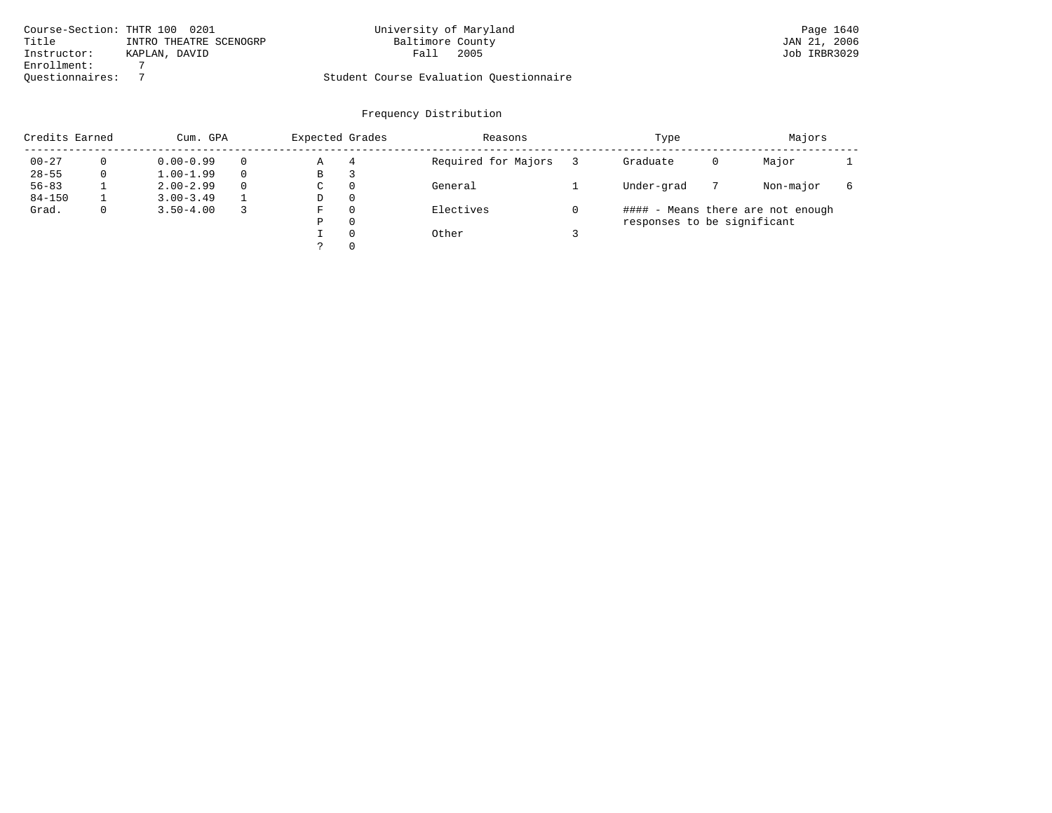Course-Section: THTR 100 0201
Title: INTRO THEATRE SCENOGRP
Instructor: KAPLAN, DAVID
Enrollment: 7
Questionnaires: 7

University of Maryland
Baltimore County
Fall 2005

Student Course Evaluation Questionnaire

Page 1640
JAN 21, 2006
Job IRBR3029

## Frequency Distribution

| Credits Earned | | Cum. GPA | | Expected Grades | | Reasons | | Type | | Majors | |
|---|---|---|---|---|---|---|---|---|---|---|---|
| 00-27 | 0 | 0.00-0.99 | 0 | A | 4 | Required for Majors | 3 | Graduate | 0 | Major | 1 |
| 28-55 | 0 | 1.00-1.99 | 0 | B | 3 | | | | | | |
| 56-83 | 1 | 2.00-2.99 | 0 | C | 0 | General | 1 | Under-grad | 7 | Non-major | 6 |
| 84-150 | 1 | 3.00-3.49 | 1 | D | 0 | | | | | | |
| Grad. | 0 | 3.50-4.00 | 3 | F | 0 | Electives | 0 | #### - Means there are not enough responses to be significant | | | |
| | | | | P | 0 | | | | | | |
| | | | | I | 0 | Other | 3 | | | | |
| | | | | ? | 0 | | | | | | |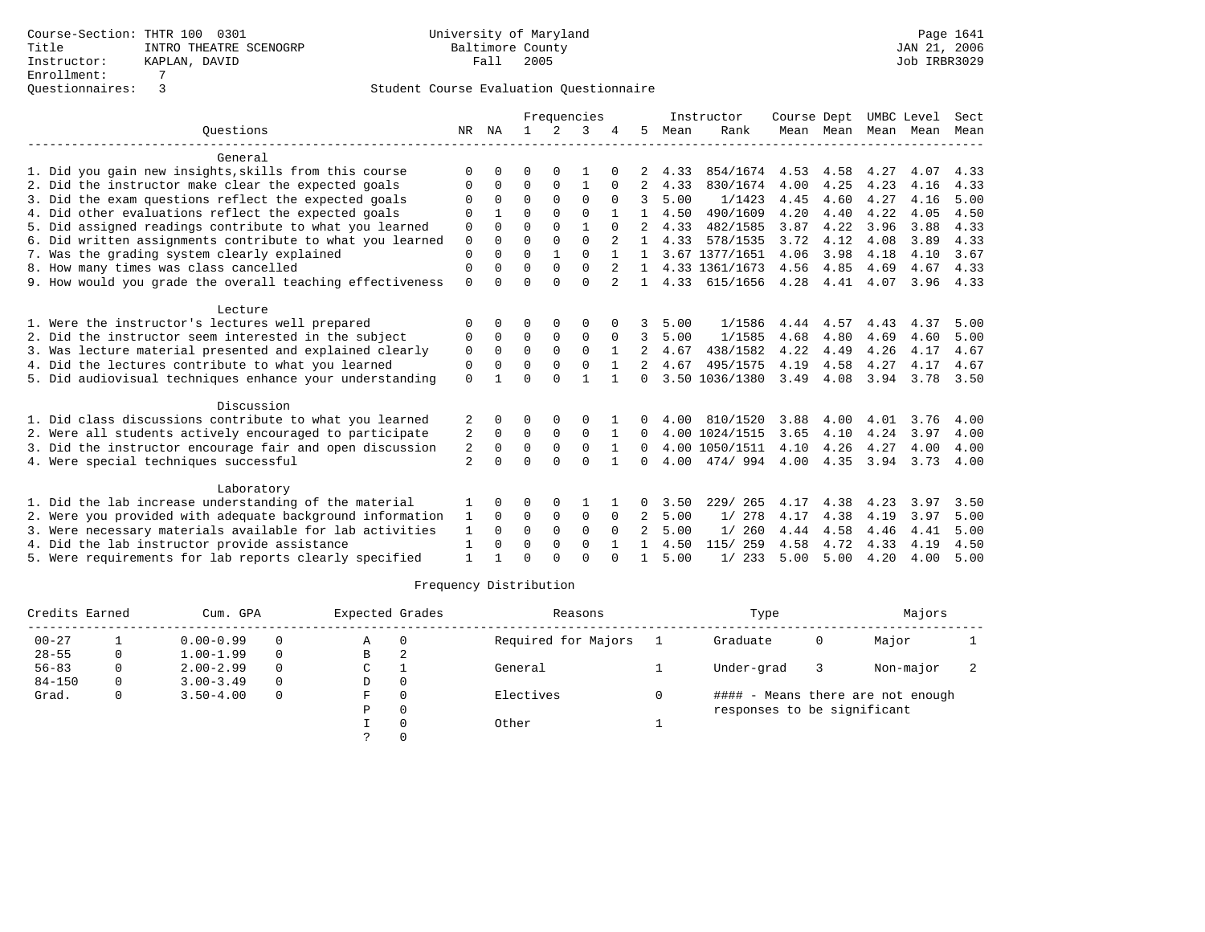Course-Section: THTR 100 0301
Title: INTRO THEATRE SCENOGRP
Instructor: KAPLAN, DAVID
Enrollment: 7
Questionnaires: 3

University of Maryland
Baltimore County
Fall 2005

JAN 21, 2006
Job IRBR3029

## Student Course Evaluation Questionnaire

| Questions | NR | NA | 1 | 2 | 3 | 4 | 5 | Instructor Mean | Instructor Rank | Course Dept Mean | Dept Mean | UMBC Level Mean | Level Mean | Sect Mean |
|---|---|---|---|---|---|---|---|---|---|---|---|---|---|---|
| **General** | | | | | | | | | | | | | | |
| 1. Did you gain new insights,skills from this course | 0 | 0 | 0 | 0 | 1 | 0 | 2 | 4.33 | 854/1674 | 4.53 | 4.58 | 4.27 | 4.07 | 4.33 |
| 2. Did the instructor make clear the expected goals | 0 | 0 | 0 | 0 | 1 | 0 | 2 | 4.33 | 830/1674 | 4.00 | 4.25 | 4.23 | 4.16 | 4.33 |
| 3. Did the exam questions reflect the expected goals | 0 | 0 | 0 | 0 | 0 | 0 | 3 | 5.00 | 1/1423 | 4.45 | 4.60 | 4.27 | 4.16 | 5.00 |
| 4. Did other evaluations reflect the expected goals | 0 | 1 | 0 | 0 | 0 | 1 | 1 | 4.50 | 490/1609 | 4.20 | 4.40 | 4.22 | 4.05 | 4.50 |
| 5. Did assigned readings contribute to what you learned | 0 | 0 | 0 | 0 | 1 | 0 | 2 | 4.33 | 482/1585 | 3.87 | 4.22 | 3.96 | 3.88 | 4.33 |
| 6. Did written assignments contribute to what you learned | 0 | 0 | 0 | 0 | 0 | 2 | 1 | 4.33 | 578/1535 | 3.72 | 4.12 | 4.08 | 3.89 | 4.33 |
| 7. Was the grading system clearly explained | 0 | 0 | 0 | 1 | 0 | 1 | 1 | 3.67 | 1377/1651 | 4.06 | 3.98 | 4.18 | 4.10 | 3.67 |
| 8. How many times was class cancelled | 0 | 0 | 0 | 0 | 0 | 2 | 1 | 4.33 | 1361/1673 | 4.56 | 4.85 | 4.69 | 4.67 | 4.33 |
| 9. How would you grade the overall teaching effectiveness | 0 | 0 | 0 | 0 | 0 | 2 | 1 | 4.33 | 615/1656 | 4.28 | 4.41 | 4.07 | 3.96 | 4.33 |
| **Lecture** | | | | | | | | | | | | | | |
| 1. Were the instructor's lectures well prepared | 0 | 0 | 0 | 0 | 0 | 0 | 3 | 5.00 | 1/1586 | 4.44 | 4.57 | 4.43 | 4.37 | 5.00 |
| 2. Did the instructor seem interested in the subject | 0 | 0 | 0 | 0 | 0 | 0 | 3 | 5.00 | 1/1585 | 4.68 | 4.80 | 4.69 | 4.60 | 5.00 |
| 3. Was lecture material presented and explained clearly | 0 | 0 | 0 | 0 | 0 | 1 | 2 | 4.67 | 438/1582 | 4.22 | 4.49 | 4.26 | 4.17 | 4.67 |
| 4. Did the lectures contribute to what you learned | 0 | 0 | 0 | 0 | 0 | 1 | 2 | 4.67 | 495/1575 | 4.19 | 4.58 | 4.27 | 4.17 | 4.67 |
| 5. Did audiovisual techniques enhance your understanding | 0 | 1 | 0 | 0 | 1 | 1 | 0 | 3.50 | 1036/1380 | 3.49 | 4.08 | 3.94 | 3.78 | 3.50 |
| **Discussion** | | | | | | | | | | | | | | |
| 1. Did class discussions contribute to what you learned | 2 | 0 | 0 | 0 | 0 | 1 | 0 | 4.00 | 810/1520 | 3.88 | 4.00 | 4.01 | 3.76 | 4.00 |
| 2. Were all students actively encouraged to participate | 2 | 0 | 0 | 0 | 0 | 1 | 0 | 4.00 | 1024/1515 | 3.65 | 4.10 | 4.24 | 3.97 | 4.00 |
| 3. Did the instructor encourage fair and open discussion | 2 | 0 | 0 | 0 | 0 | 1 | 0 | 4.00 | 1050/1511 | 4.10 | 4.26 | 4.27 | 4.00 | 4.00 |
| 4. Were special techniques successful | 2 | 0 | 0 | 0 | 0 | 1 | 0 | 4.00 | 474/ 994 | 4.00 | 4.35 | 3.94 | 3.73 | 4.00 |
| **Laboratory** | | | | | | | | | | | | | | |
| 1. Did the lab increase understanding of the material | 1 | 0 | 0 | 0 | 1 | 1 | 0 | 3.50 | 229/ 265 | 4.17 | 4.38 | 4.23 | 3.97 | 3.50 |
| 2. Were you provided with adequate background information | 1 | 0 | 0 | 0 | 0 | 0 | 2 | 5.00 | 1/ 278 | 4.17 | 4.38 | 4.19 | 3.97 | 5.00 |
| 3. Were necessary materials available for lab activities | 1 | 0 | 0 | 0 | 0 | 0 | 2 | 5.00 | 1/ 260 | 4.44 | 4.58 | 4.46 | 4.41 | 5.00 |
| 4. Did the lab instructor provide assistance | 1 | 0 | 0 | 0 | 0 | 1 | 1 | 4.50 | 115/ 259 | 4.58 | 4.72 | 4.33 | 4.19 | 4.50 |
| 5. Were requirements for lab reports clearly specified | 1 | 1 | 0 | 0 | 0 | 0 | 1 | 5.00 | 1/ 233 | 5.00 | 5.00 | 4.20 | 4.00 | 5.00 |

### Frequency Distribution

| Credits Earned | | Cum. GPA | | Expected Grades | | Reasons | | Type | | Majors | |
|---|---|---|---|---|---|---|---|---|---|---|---|
| 00-27 | 1 | 0.00-0.99 | 0 | A | 0 | Required for Majors | 1 | Graduate | 0 | Major | 1 |
| 28-55 | 0 | 1.00-1.99 | 0 | B | 2 | | | | | | |
| 56-83 | 0 | 2.00-2.99 | 0 | C | 1 | General | 1 | Under-grad | 3 | Non-major | 2 |
| 84-150 | 0 | 3.00-3.49 | 0 | D | 0 | | | | | | |
| Grad. | 0 | 3.50-4.00 | 0 | F | 0 | Electives | 0 | #### - Means there are not enough responses to be significant | | | |
| | | | | P | 0 | | | | | | |
| | | | | I | 0 | Other | 1 | | | | |
| | | | | ? | 0 | | | | | | |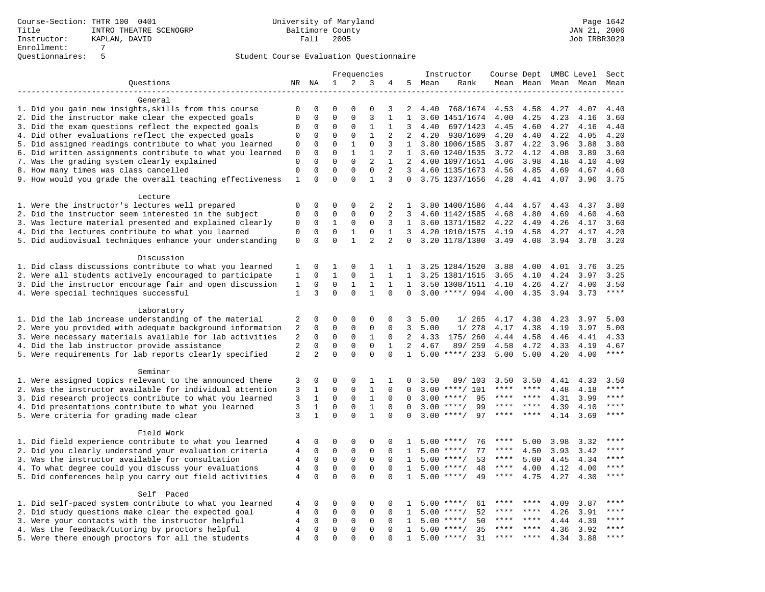Course-Section: THTR 100 0401
Title: INTRO THEATRE SCENOGRP
Instructor: KAPLAN, DAVID
Enrollment: 7
Questionnaires: 5

University of Maryland
Baltimore County
Fall 2005

JAN 21, 2006
Job IRBR3029

Student Course Evaluation Questionnaire

| Questions | NR | NA | 1 | 2 | 3 | 4 | 5 | Instructor Mean | Rank | Course Mean | Dept Mean | UMBC Mean | Level Mean | Sect Mean |
|---|---|---|---|---|---|---|---|---|---|---|---|---|---|---|
| **General** | | | | | | | | | | | | | | |
| 1. Did you gain new insights,skills from this course | 0 | 0 | 0 | 0 | 0 | 3 | 2 | 4.40 | 768/1674 | 4.53 | 4.58 | 4.27 | 4.07 | 4.40 |
| 2. Did the instructor make clear the expected goals | 0 | 0 | 0 | 0 | 3 | 1 | 1 | 3.60 | 1451/1674 | 4.00 | 4.25 | 4.23 | 4.16 | 3.60 |
| 3. Did the exam questions reflect the expected goals | 0 | 0 | 0 | 0 | 1 | 1 | 3 | 4.40 | 697/1423 | 4.45 | 4.60 | 4.27 | 4.16 | 4.40 |
| 4. Did other evaluations reflect the expected goals | 0 | 0 | 0 | 0 | 1 | 2 | 2 | 4.20 | 930/1609 | 4.20 | 4.40 | 4.22 | 4.05 | 4.20 |
| 5. Did assigned readings contribute to what you learned | 0 | 0 | 0 | 1 | 0 | 3 | 1 | 3.80 | 1006/1585 | 3.87 | 4.22 | 3.96 | 3.88 | 3.80 |
| 6. Did written assignments contribute to what you learned | 0 | 0 | 0 | 1 | 1 | 2 | 1 | 3.60 | 1240/1535 | 3.72 | 4.12 | 4.08 | 3.89 | 3.60 |
| 7. Was the grading system clearly explained | 0 | 0 | 0 | 0 | 2 | 1 | 2 | 4.00 | 1097/1651 | 4.06 | 3.98 | 4.18 | 4.10 | 4.00 |
| 8. How many times was class cancelled | 0 | 0 | 0 | 0 | 0 | 2 | 3 | 4.60 | 1135/1673 | 4.56 | 4.85 | 4.69 | 4.67 | 4.60 |
| 9. How would you grade the overall teaching effectiveness | 1 | 0 | 0 | 0 | 1 | 3 | 0 | 3.75 | 1237/1656 | 4.28 | 4.41 | 4.07 | 3.96 | 3.75 |
| **Lecture** | | | | | | | | | | | | | | |
| 1. Were the instructor's lectures well prepared | 0 | 0 | 0 | 0 | 2 | 2 | 1 | 3.80 | 1400/1586 | 4.44 | 4.57 | 4.43 | 4.37 | 3.80 |
| 2. Did the instructor seem interested in the subject | 0 | 0 | 0 | 0 | 0 | 2 | 3 | 4.60 | 1142/1585 | 4.68 | 4.80 | 4.69 | 4.60 | 4.60 |
| 3. Was lecture material presented and explained clearly | 0 | 0 | 1 | 0 | 0 | 3 | 1 | 3.60 | 1371/1582 | 4.22 | 4.49 | 4.26 | 4.17 | 3.60 |
| 4. Did the lectures contribute to what you learned | 0 | 0 | 0 | 1 | 0 | 1 | 3 | 4.20 | 1010/1575 | 4.19 | 4.58 | 4.27 | 4.17 | 4.20 |
| 5. Did audiovisual techniques enhance your understanding | 0 | 0 | 0 | 1 | 2 | 2 | 0 | 3.20 | 1178/1380 | 3.49 | 4.08 | 3.94 | 3.78 | 3.20 |
| **Discussion** | | | | | | | | | | | | | | |
| 1. Did class discussions contribute to what you learned | 1 | 0 | 1 | 0 | 1 | 1 | 1 | 3.25 | 1284/1520 | 3.88 | 4.00 | 4.01 | 3.76 | 3.25 |
| 2. Were all students actively encouraged to participate | 1 | 0 | 1 | 0 | 1 | 1 | 1 | 3.25 | 1381/1515 | 3.65 | 4.10 | 4.24 | 3.97 | 3.25 |
| 3. Did the instructor encourage fair and open discussion | 1 | 0 | 0 | 1 | 1 | 1 | 1 | 3.50 | 1308/1511 | 4.10 | 4.26 | 4.27 | 4.00 | 3.50 |
| 4. Were special techniques successful | 1 | 3 | 0 | 0 | 1 | 0 | 0 | 3.00 | ****/ 994 | 4.00 | 4.35 | 3.94 | 3.73 | **** |
| **Laboratory** | | | | | | | | | | | | | | |
| 1. Did the lab increase understanding of the material | 2 | 0 | 0 | 0 | 0 | 0 | 3 | 5.00 | 1/ 265 | 4.17 | 4.38 | 4.23 | 3.97 | 5.00 |
| 2. Were you provided with adequate background information | 2 | 0 | 0 | 0 | 0 | 0 | 3 | 5.00 | 1/ 278 | 4.17 | 4.38 | 4.19 | 3.97 | 5.00 |
| 3. Were necessary materials available for lab activities | 2 | 0 | 0 | 0 | 1 | 0 | 2 | 4.33 | 175/ 260 | 4.44 | 4.58 | 4.46 | 4.41 | 4.33 |
| 4. Did the lab instructor provide assistance | 2 | 0 | 0 | 0 | 0 | 1 | 2 | 4.67 | 89/ 259 | 4.58 | 4.72 | 4.33 | 4.19 | 4.67 |
| 5. Were requirements for lab reports clearly specified | 2 | 2 | 0 | 0 | 0 | 0 | 1 | 5.00 | ****/ 233 | 5.00 | 5.00 | 4.20 | 4.00 | **** |
| **Seminar** | | | | | | | | | | | | | | |
| 1. Were assigned topics relevant to the announced theme | 3 | 0 | 0 | 0 | 1 | 1 | 0 | 3.50 | 89/ 103 | 3.50 | 3.50 | 4.41 | 4.33 | 3.50 |
| 2. Was the instructor available for individual attention | 3 | 1 | 0 | 0 | 1 | 0 | 0 | 3.00 | ****/ 101 | **** | **** | 4.48 | 4.18 | **** |
| 3. Did research projects contribute to what you learned | 3 | 1 | 0 | 0 | 1 | 0 | 0 | 3.00 | ****/ 95 | **** | **** | 4.31 | 3.99 | **** |
| 4. Did presentations contribute to what you learned | 3 | 1 | 0 | 0 | 1 | 0 | 0 | 3.00 | ****/ 99 | **** | **** | 4.39 | 4.10 | **** |
| 5. Were criteria for grading made clear | 3 | 1 | 0 | 0 | 1 | 0 | 0 | 3.00 | ****/ 97 | **** | **** | 4.14 | 3.69 | **** |
| **Field Work** | | | | | | | | | | | | | | |
| 1. Did field experience contribute to what you learned | 4 | 0 | 0 | 0 | 0 | 0 | 1 | 5.00 | ****/ 76 | **** | 5.00 | 3.98 | 3.32 | **** |
| 2. Did you clearly understand your evaluation criteria | 4 | 0 | 0 | 0 | 0 | 0 | 1 | 5.00 | ****/ 77 | **** | 4.50 | 3.93 | 3.42 | **** |
| 3. Was the instructor available for consultation | 4 | 0 | 0 | 0 | 0 | 0 | 1 | 5.00 | ****/ 53 | **** | 5.00 | 4.45 | 4.34 | **** |
| 4. To what degree could you discuss your evaluations | 4 | 0 | 0 | 0 | 0 | 0 | 1 | 5.00 | ****/ 48 | **** | 4.00 | 4.12 | 4.00 | **** |
| 5. Did conferences help you carry out field activities | 4 | 0 | 0 | 0 | 0 | 0 | 1 | 5.00 | ****/ 49 | **** | 4.75 | 4.27 | 4.30 | **** |
| **Self Paced** | | | | | | | | | | | | | | |
| 1. Did self-paced system contribute to what you learned | 4 | 0 | 0 | 0 | 0 | 0 | 1 | 5.00 | ****/ 61 | **** | **** | 4.09 | 3.87 | **** |
| 2. Did study questions make clear the expected goal | 4 | 0 | 0 | 0 | 0 | 0 | 1 | 5.00 | ****/ 52 | **** | **** | 4.26 | 3.91 | **** |
| 3. Were your contacts with the instructor helpful | 4 | 0 | 0 | 0 | 0 | 0 | 1 | 5.00 | ****/ 50 | **** | **** | 4.44 | 4.39 | **** |
| 4. Was the feedback/tutoring by proctors helpful | 4 | 0 | 0 | 0 | 0 | 0 | 1 | 5.00 | ****/ 35 | **** | **** | 4.36 | 3.92 | **** |
| 5. Were there enough proctors for all the students | 4 | 0 | 0 | 0 | 0 | 0 | 1 | 5.00 | ****/ 31 | **** | **** | 4.34 | 3.88 | **** |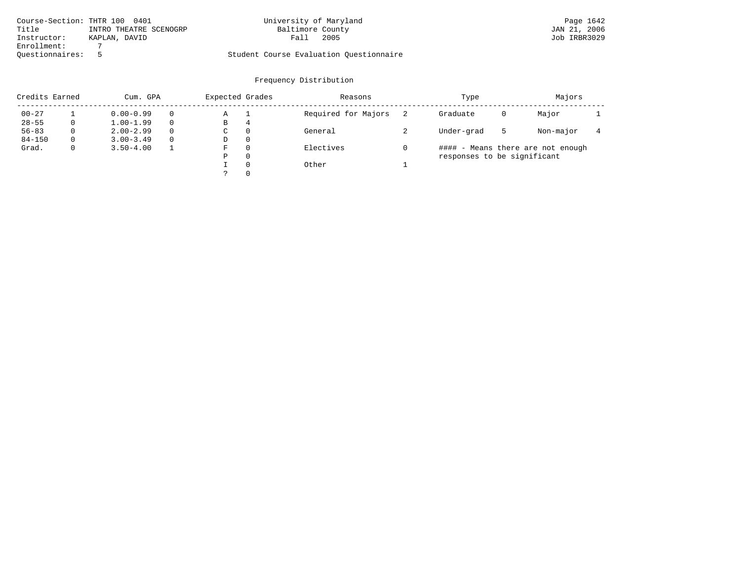Course-Section: THTR 100 0401
Title: INTRO THEATRE SCENOGRP
Instructor: KAPLAN, DAVID
Enrollment: 7
Questionnaires: 5

University of Maryland
Baltimore County
Fall 2005

Student Course Evaluation Questionnaire

Page 1642
JAN 21, 2006
Job IRBR3029

## Frequency Distribution

| Credits Earned | | Cum. GPA | | Expected Grades | | Reasons | | Type | | Majors | |
|---|---|---|---|---|---|---|---|---|---|---|---|
| 00-27 | 1 | 0.00-0.99 | 0 | A | 1 | Required for Majors | 2 | Graduate | 0 | Major | 1 |
| 28-55 | 0 | 1.00-1.99 | 0 | B | 4 | | | | | | |
| 56-83 | 0 | 2.00-2.99 | 0 | C | 0 | General | 2 | Under-grad | 5 | Non-major | 4 |
| 84-150 | 0 | 3.00-3.49 | 0 | D | 0 | | | | | | |
| Grad. | 0 | 3.50-4.00 | 1 | F | 0 | Electives | 0 | #### - Means there are not enough responses to be significant | | | |
| | | | | P | 0 | | | | | | |
| | | | | I | 0 | Other | 1 | | | | |
| | | | | ? | 0 | | | | | | |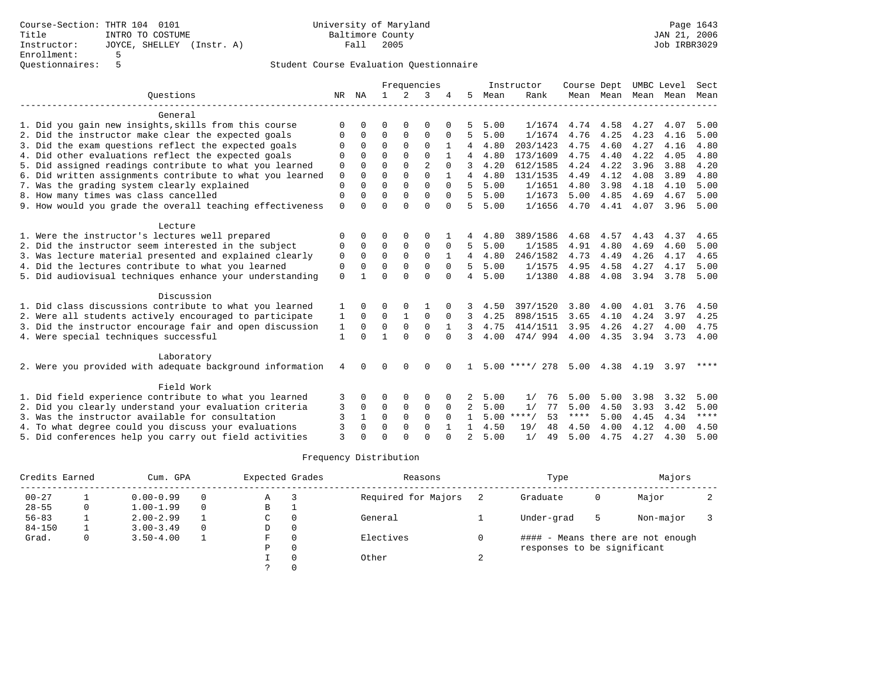Course-Section: THTR 104 0101
Title: INTRO TO COSTUME
Instructor: JOYCE, SHELLEY (Instr. A)
Enrollment: 5
Questionnaires: 5

University of Maryland
Baltimore County
Fall 2005

JAN 21, 2006
Job IRBR3029

## Student Course Evaluation Questionnaire

| Questions | NR | NA | 1 | 2 | 3 | 4 | 5 | Instructor Mean | Instructor Rank | Course Mean | Dept Mean | UMBC Mean | Level Mean | Sect Mean |
|---|---|---|---|---|---|---|---|---|---|---|---|---|---|---|
| **General** | | | | | | | | | | | | | | |
| 1. Did you gain new insights,skills from this course | 0 | 0 | 0 | 0 | 0 | 0 | 5 | 5.00 | 1/1674 | 4.74 | 4.58 | 4.27 | 4.07 | 5.00 |
| 2. Did the instructor make clear the expected goals | 0 | 0 | 0 | 0 | 0 | 0 | 5 | 5.00 | 1/1674 | 4.76 | 4.25 | 4.23 | 4.16 | 5.00 |
| 3. Did the exam questions reflect the expected goals | 0 | 0 | 0 | 0 | 0 | 1 | 4 | 4.80 | 203/1423 | 4.75 | 4.60 | 4.27 | 4.16 | 4.80 |
| 4. Did other evaluations reflect the expected goals | 0 | 0 | 0 | 0 | 0 | 1 | 4 | 4.80 | 173/1609 | 4.75 | 4.40 | 4.22 | 4.05 | 4.80 |
| 5. Did assigned readings contribute to what you learned | 0 | 0 | 0 | 0 | 2 | 0 | 3 | 4.20 | 612/1585 | 4.24 | 4.22 | 3.96 | 3.88 | 4.20 |
| 6. Did written assignments contribute to what you learned | 0 | 0 | 0 | 0 | 0 | 1 | 4 | 4.80 | 131/1535 | 4.49 | 4.12 | 4.08 | 3.89 | 4.80 |
| 7. Was the grading system clearly explained | 0 | 0 | 0 | 0 | 0 | 0 | 5 | 5.00 | 1/1651 | 4.80 | 3.98 | 4.18 | 4.10 | 5.00 |
| 8. How many times was class cancelled | 0 | 0 | 0 | 0 | 0 | 0 | 5 | 5.00 | 1/1673 | 5.00 | 4.85 | 4.69 | 4.67 | 5.00 |
| 9. How would you grade the overall teaching effectiveness | 0 | 0 | 0 | 0 | 0 | 0 | 5 | 5.00 | 1/1656 | 4.70 | 4.41 | 4.07 | 3.96 | 5.00 |
| **Lecture** | | | | | | | | | | | | | | |
| 1. Were the instructor's lectures well prepared | 0 | 0 | 0 | 0 | 0 | 1 | 4 | 4.80 | 389/1586 | 4.68 | 4.57 | 4.43 | 4.37 | 4.65 |
| 2. Did the instructor seem interested in the subject | 0 | 0 | 0 | 0 | 0 | 0 | 5 | 5.00 | 1/1585 | 4.91 | 4.80 | 4.69 | 4.60 | 5.00 |
| 3. Was lecture material presented and explained clearly | 0 | 0 | 0 | 0 | 0 | 1 | 4 | 4.80 | 246/1582 | 4.73 | 4.49 | 4.26 | 4.17 | 4.65 |
| 4. Did the lectures contribute to what you learned | 0 | 0 | 0 | 0 | 0 | 0 | 5 | 5.00 | 1/1575 | 4.95 | 4.58 | 4.27 | 4.17 | 5.00 |
| 5. Did audiovisual techniques enhance your understanding | 0 | 1 | 0 | 0 | 0 | 0 | 4 | 5.00 | 1/1380 | 4.88 | 4.08 | 3.94 | 3.78 | 5.00 |
| **Discussion** | | | | | | | | | | | | | | |
| 1. Did class discussions contribute to what you learned | 1 | 0 | 0 | 0 | 1 | 0 | 3 | 4.50 | 397/1520 | 3.80 | 4.00 | 4.01 | 3.76 | 4.50 |
| 2. Were all students actively encouraged to participate | 1 | 0 | 0 | 1 | 0 | 0 | 3 | 4.25 | 898/1515 | 3.65 | 4.10 | 4.24 | 3.97 | 4.25 |
| 3. Did the instructor encourage fair and open discussion | 1 | 0 | 0 | 0 | 0 | 1 | 3 | 4.75 | 414/1511 | 3.95 | 4.26 | 4.27 | 4.00 | 4.75 |
| 4. Were special techniques successful | 1 | 0 | 1 | 0 | 0 | 0 | 3 | 4.00 | 474/ 994 | 4.00 | 4.35 | 3.94 | 3.73 | 4.00 |
| **Laboratory** | | | | | | | | | | | | | | |
| 2. Were you provided with adequate background information | 4 | 0 | 0 | 0 | 0 | 0 | 1 | 5.00 | ****/ 278 | 5.00 | 4.38 | 4.19 | 3.97 | **** |
| **Field Work** | | | | | | | | | | | | | | |
| 1. Did field experience contribute to what you learned | 3 | 0 | 0 | 0 | 0 | 0 | 2 | 5.00 | 1/ 76 | 5.00 | 5.00 | 3.98 | 3.32 | 5.00 |
| 2. Did you clearly understand your evaluation criteria | 3 | 0 | 0 | 0 | 0 | 0 | 2 | 5.00 | 1/ 77 | 5.00 | 4.50 | 3.93 | 3.42 | 5.00 |
| 3. Was the instructor available for consultation | 3 | 1 | 0 | 0 | 0 | 0 | 1 | 5.00 | ****/ 53 | **** | 5.00 | 4.45 | 4.34 | **** |
| 4. To what degree could you discuss your evaluations | 3 | 0 | 0 | 0 | 0 | 1 | 1 | 4.50 | 19/ 48 | 4.50 | 4.00 | 4.12 | 4.00 | 4.50 |
| 5. Did conferences help you carry out field activities | 3 | 0 | 0 | 0 | 0 | 0 | 2 | 5.00 | 1/ 49 | 5.00 | 4.75 | 4.27 | 4.30 | 5.00 |

## Frequency Distribution

| Credits Earned | | Cum. GPA | | Expected Grades | | Reasons | | Type | | Majors | |
|---|---|---|---|---|---|---|---|---|---|---|---|
| 00-27 | 1 | 0.00-0.99 | 0 | A | 3 | Required for Majors | 2 | Graduate | 0 | Major | 2 |
| 28-55 | 0 | 1.00-1.99 | 0 | B | 1 | | | | | | |
| 56-83 | 1 | 2.00-2.99 | 1 | C | 0 | General | 1 | Under-grad | 5 | Non-major | 3 |
| 84-150 | 1 | 3.00-3.49 | 0 | D | 0 | | | | | | |
| Grad. | 0 | 3.50-4.00 | 1 | F | 0 | Electives | 0 | #### - Means there are not enough responses to be significant | | | |
| | | | | P | 0 | | | | | | |
| | | | | I | 0 | Other | 2 | | | | |
| | | | | ? | 0 | | | | | | |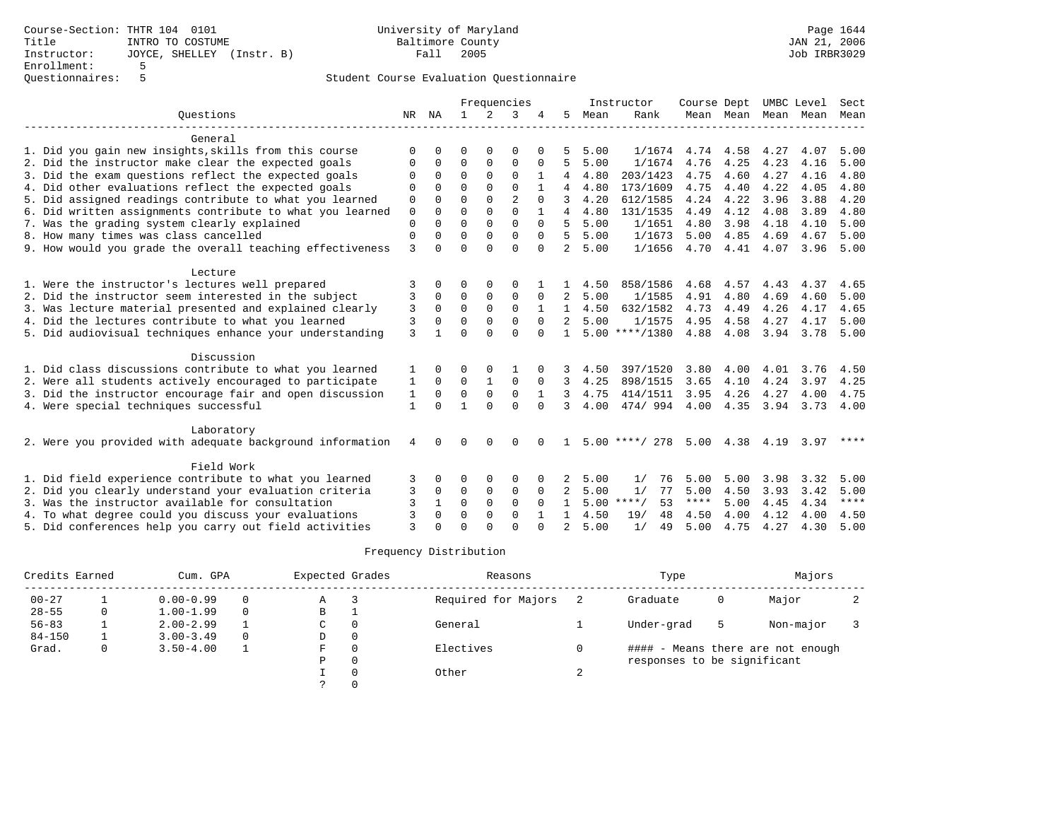Course-Section: THTR 104 0101
Title: INTRO TO COSTUME
Instructor: JOYCE, SHELLEY (Instr. B)
Enrollment: 5
Questionnaires: 5

University of Maryland
Baltimore County
Fall 2005

Page 1644
JAN 21, 2006
Job IRBR3029

Student Course Evaluation Questionnaire

| Questions | NR | NA | 1 | 2 | 3 | 4 | 5 | Instructor Mean | Rank | Course Mean | Dept Mean | UMBC Mean | Level Mean | Sect Mean |
|---|---|---|---|---|---|---|---|---|---|---|---|---|---|---|
| **General** | | | | | | | | | | | | | | |
| 1. Did you gain new insights,skills from this course | 0 | 0 | 0 | 0 | 0 | 0 | 5 | 5.00 | 1/1674 | 4.74 | 4.58 | 4.27 | 4.07 | 5.00 |
| 2. Did the instructor make clear the expected goals | 0 | 0 | 0 | 0 | 0 | 0 | 5 | 5.00 | 1/1674 | 4.76 | 4.25 | 4.23 | 4.16 | 5.00 |
| 3. Did the exam questions reflect the expected goals | 0 | 0 | 0 | 0 | 0 | 1 | 4 | 4.80 | 203/1423 | 4.75 | 4.60 | 4.27 | 4.16 | 4.80 |
| 4. Did other evaluations reflect the expected goals | 0 | 0 | 0 | 0 | 0 | 1 | 4 | 4.80 | 173/1609 | 4.75 | 4.40 | 4.22 | 4.05 | 4.80 |
| 5. Did assigned readings contribute to what you learned | 0 | 0 | 0 | 0 | 2 | 0 | 3 | 4.20 | 612/1585 | 4.24 | 4.22 | 3.96 | 3.88 | 4.20 |
| 6. Did written assignments contribute to what you learned | 0 | 0 | 0 | 0 | 0 | 1 | 4 | 4.80 | 131/1535 | 4.49 | 4.12 | 4.08 | 3.89 | 4.80 |
| 7. Was the grading system clearly explained | 0 | 0 | 0 | 0 | 0 | 0 | 5 | 5.00 | 1/1651 | 4.80 | 3.98 | 4.18 | 4.10 | 5.00 |
| 8. How many times was class cancelled | 0 | 0 | 0 | 0 | 0 | 0 | 5 | 5.00 | 1/1673 | 5.00 | 4.85 | 4.69 | 4.67 | 5.00 |
| 9. How would you grade the overall teaching effectiveness | 3 | 0 | 0 | 0 | 0 | 0 | 2 | 5.00 | 1/1656 | 4.70 | 4.41 | 4.07 | 3.96 | 5.00 |
| **Lecture** | | | | | | | | | | | | | | |
| 1. Were the instructor's lectures well prepared | 3 | 0 | 0 | 0 | 0 | 1 | 1 | 4.50 | 858/1586 | 4.68 | 4.57 | 4.43 | 4.37 | 4.65 |
| 2. Did the instructor seem interested in the subject | 3 | 0 | 0 | 0 | 0 | 0 | 2 | 5.00 | 1/1585 | 4.91 | 4.80 | 4.69 | 4.60 | 5.00 |
| 3. Was lecture material presented and explained clearly | 3 | 0 | 0 | 0 | 0 | 1 | 1 | 4.50 | 632/1582 | 4.73 | 4.49 | 4.26 | 4.17 | 4.65 |
| 4. Did the lectures contribute to what you learned | 3 | 0 | 0 | 0 | 0 | 0 | 2 | 5.00 | 1/1575 | 4.95 | 4.58 | 4.27 | 4.17 | 5.00 |
| 5. Did audiovisual techniques enhance your understanding | 3 | 1 | 0 | 0 | 0 | 0 | 1 | 5.00 | ****/1380 | 4.88 | 4.08 | 3.94 | 3.78 | 5.00 |
| **Discussion** | | | | | | | | | | | | | | |
| 1. Did class discussions contribute to what you learned | 1 | 0 | 0 | 0 | 1 | 0 | 3 | 4.50 | 397/1520 | 3.80 | 4.00 | 4.01 | 3.76 | 4.50 |
| 2. Were all students actively encouraged to participate | 1 | 0 | 0 | 1 | 0 | 0 | 3 | 4.25 | 898/1515 | 3.65 | 4.10 | 4.24 | 3.97 | 4.25 |
| 3. Did the instructor encourage fair and open discussion | 1 | 0 | 0 | 0 | 0 | 1 | 3 | 4.75 | 414/1511 | 3.95 | 4.26 | 4.27 | 4.00 | 4.75 |
| 4. Were special techniques successful | 1 | 0 | 1 | 0 | 0 | 0 | 3 | 4.00 | 474/ 994 | 4.00 | 4.35 | 3.94 | 3.73 | 4.00 |
| **Laboratory** | | | | | | | | | | | | | | |
| 2. Were you provided with adequate background information | 4 | 0 | 0 | 0 | 0 | 0 | 1 | 5.00 | ****/ 278 | 5.00 | 4.38 | 4.19 | 3.97 | **** |
| **Field Work** | | | | | | | | | | | | | | |
| 1. Did field experience contribute to what you learned | 3 | 0 | 0 | 0 | 0 | 0 | 2 | 5.00 | 1/ 76 | 5.00 | 5.00 | 3.98 | 3.32 | 5.00 |
| 2. Did you clearly understand your evaluation criteria | 3 | 0 | 0 | 0 | 0 | 0 | 2 | 5.00 | 1/ 77 | 5.00 | 4.50 | 3.93 | 3.42 | 5.00 |
| 3. Was the instructor available for consultation | 3 | 1 | 0 | 0 | 0 | 0 | 1 | 5.00 | ****/ 53 | **** | 5.00 | 4.45 | 4.34 | **** |
| 4. To what degree could you discuss your evaluations | 3 | 0 | 0 | 0 | 0 | 1 | 1 | 4.50 | 19/ 48 | 4.50 | 4.00 | 4.12 | 4.00 | 4.50 |
| 5. Did conferences help you carry out field activities | 3 | 0 | 0 | 0 | 0 | 0 | 2 | 5.00 | 1/ 49 | 5.00 | 4.75 | 4.27 | 4.30 | 5.00 |

Frequency Distribution

| Credits Earned | | Cum. GPA | | Expected Grades | | Reasons | | Type | | Majors | |
|---|---|---|---|---|---|---|---|---|---|---|---|
| 00-27 | 1 | 0.00-0.99 | 0 | A | 3 | Required for Majors | 2 | Graduate | 0 | Major | 2 |
| 28-55 | 0 | 1.00-1.99 | 0 | B | 1 | | | | | | |
| 56-83 | 1 | 2.00-2.99 | 1 | C | 0 | General | 1 | Under-grad | 5 | Non-major | 3 |
| 84-150 | 1 | 3.00-3.49 | 0 | D | 0 | | | | | | |
| Grad. | 0 | 3.50-4.00 | 1 | F | 0 | Electives | 0 | #### - Means there are not enough responses to be significant | | | |
| | | | | P | 0 | | | | | | |
| | | | | I | 0 | Other | 2 | | | | |
| | | | | ? | 0 | | | | | | |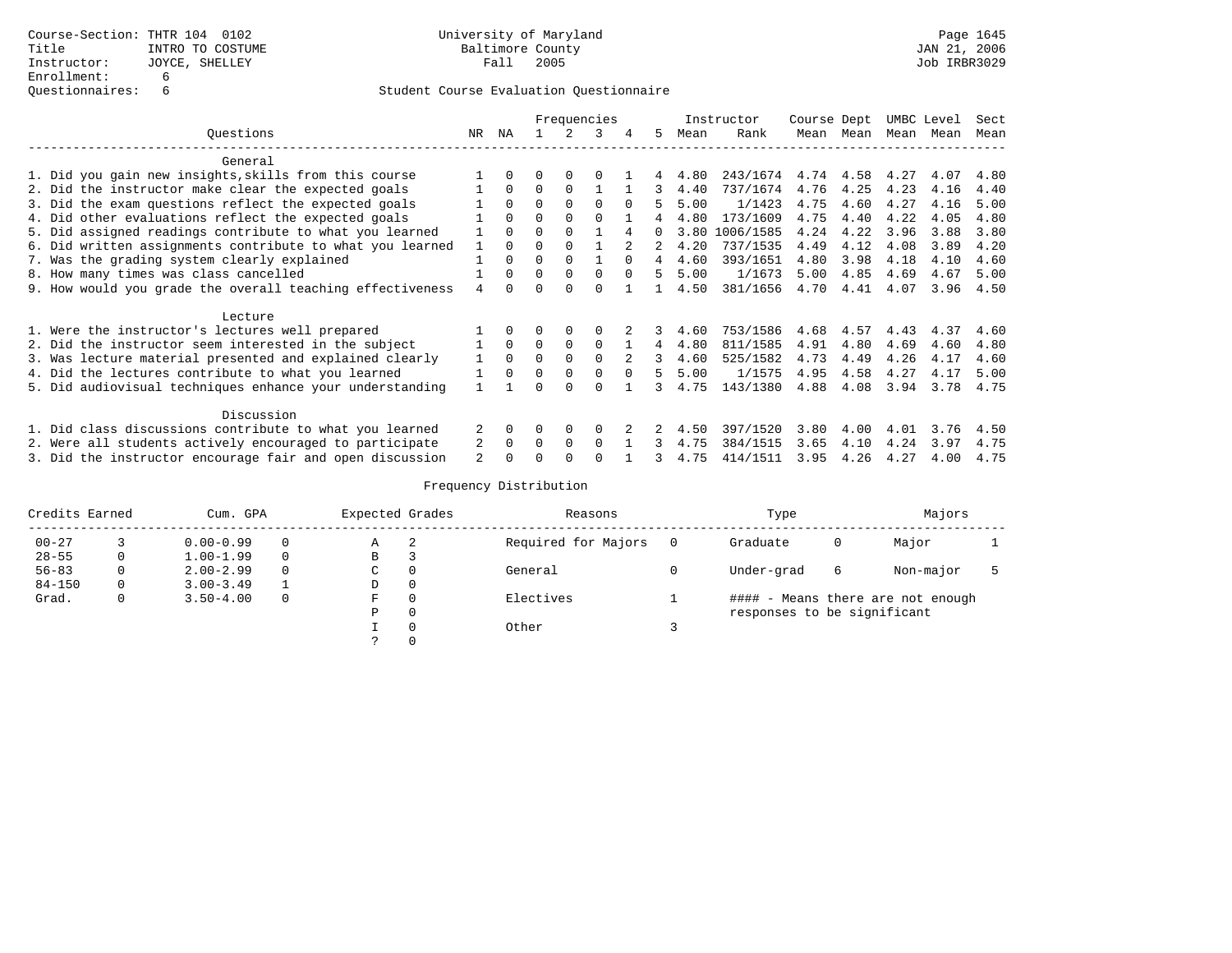Course-Section: THTR 104 0102
Title: INTRO TO COSTUME
Instructor: JOYCE, SHELLEY
Enrollment: 6
Questionnaires: 6

University of Maryland
Baltimore County
Fall 2005

JAN 21, 2006
Job IRBR3029

Student Course Evaluation Questionnaire

| Questions | NR | NA | 1 | 2 | 3 | 4 | 5 | Instructor Mean | Instructor Rank | Course Mean | Dept Mean | UMBC Mean | Level Mean | Sect Mean |
|---|---|---|---|---|---|---|---|---|---|---|---|---|---|---|
| **General** | | | | | | | | | | | | | | |
| 1. Did you gain new insights,skills from this course | 1 | 0 | 0 | 0 | 0 | 1 | 4 | 4.80 | 243/1674 | 4.74 | 4.58 | 4.27 | 4.07 | 4.80 |
| 2. Did the instructor make clear the expected goals | 1 | 0 | 0 | 0 | 1 | 1 | 3 | 4.40 | 737/1674 | 4.76 | 4.25 | 4.23 | 4.16 | 4.40 |
| 3. Did the exam questions reflect the expected goals | 1 | 0 | 0 | 0 | 0 | 0 | 5 | 5.00 | 1/1423 | 4.75 | 4.60 | 4.27 | 4.16 | 5.00 |
| 4. Did other evaluations reflect the expected goals | 1 | 0 | 0 | 0 | 0 | 1 | 4 | 4.80 | 173/1609 | 4.75 | 4.40 | 4.22 | 4.05 | 4.80 |
| 5. Did assigned readings contribute to what you learned | 1 | 0 | 0 | 0 | 1 | 4 | 0 | 3.80 | 1006/1585 | 4.24 | 4.22 | 3.96 | 3.88 | 3.80 |
| 6. Did written assignments contribute to what you learned | 1 | 0 | 0 | 0 | 1 | 2 | 2 | 4.20 | 737/1535 | 4.49 | 4.12 | 4.08 | 3.89 | 4.20 |
| 7. Was the grading system clearly explained | 1 | 0 | 0 | 0 | 1 | 0 | 4 | 4.60 | 393/1651 | 4.80 | 3.98 | 4.18 | 4.10 | 4.60 |
| 8. How many times was class cancelled | 1 | 0 | 0 | 0 | 0 | 0 | 5 | 5.00 | 1/1673 | 5.00 | 4.85 | 4.69 | 4.67 | 5.00 |
| 9. How would you grade the overall teaching effectiveness | 4 | 0 | 0 | 0 | 0 | 1 | 1 | 4.50 | 381/1656 | 4.70 | 4.41 | 4.07 | 3.96 | 4.50 |
| **Lecture** | | | | | | | | | | | | | | |
| 1. Were the instructor's lectures well prepared | 1 | 0 | 0 | 0 | 0 | 2 | 3 | 4.60 | 753/1586 | 4.68 | 4.57 | 4.43 | 4.37 | 4.60 |
| 2. Did the instructor seem interested in the subject | 1 | 0 | 0 | 0 | 0 | 1 | 4 | 4.80 | 811/1585 | 4.91 | 4.80 | 4.69 | 4.60 | 4.80 |
| 3. Was lecture material presented and explained clearly | 1 | 0 | 0 | 0 | 0 | 2 | 3 | 4.60 | 525/1582 | 4.73 | 4.49 | 4.26 | 4.17 | 4.60 |
| 4. Did the lectures contribute to what you learned | 1 | 0 | 0 | 0 | 0 | 0 | 5 | 5.00 | 1/1575 | 4.95 | 4.58 | 4.27 | 4.17 | 5.00 |
| 5. Did audiovisual techniques enhance your understanding | 1 | 1 | 0 | 0 | 0 | 1 | 3 | 4.75 | 143/1380 | 4.88 | 4.08 | 3.94 | 3.78 | 4.75 |
| **Discussion** | | | | | | | | | | | | | | |
| 1. Did class discussions contribute to what you learned | 2 | 0 | 0 | 0 | 0 | 2 | 2 | 4.50 | 397/1520 | 3.80 | 4.00 | 4.01 | 3.76 | 4.50 |
| 2. Were all students actively encouraged to participate | 2 | 0 | 0 | 0 | 0 | 1 | 3 | 4.75 | 384/1515 | 3.65 | 4.10 | 4.24 | 3.97 | 4.75 |
| 3. Did the instructor encourage fair and open discussion | 2 | 0 | 0 | 0 | 0 | 1 | 3 | 4.75 | 414/1511 | 3.95 | 4.26 | 4.27 | 4.00 | 4.75 |

Frequency Distribution

| Credits Earned | | Cum. GPA | | Expected Grades | | Reasons | | Type | | Majors | |
|---|---|---|---|---|---|---|---|---|---|---|---|
| 00-27 | 3 | 0.00-0.99 | 0 | A | 2 | Required for Majors | 0 | Graduate | 0 | Major | 1 |
| 28-55 | 0 | 1.00-1.99 | 0 | B | 3 | | | | | | |
| 56-83 | 0 | 2.00-2.99 | 0 | C | 0 | General | 0 | Under-grad | 6 | Non-major | 5 |
| 84-150 | 0 | 3.00-3.49 | 1 | D | 0 | | | | | | |
| Grad. | 0 | 3.50-4.00 | 0 | F | 0 | Electives | 1 | #### - Means there are not enough responses to be significant | | | |
| | | | | P | 0 | | | | | | |
| | | | | I | 0 | Other | 3 | | | | |
| | | | | ? | 0 | | | | | | |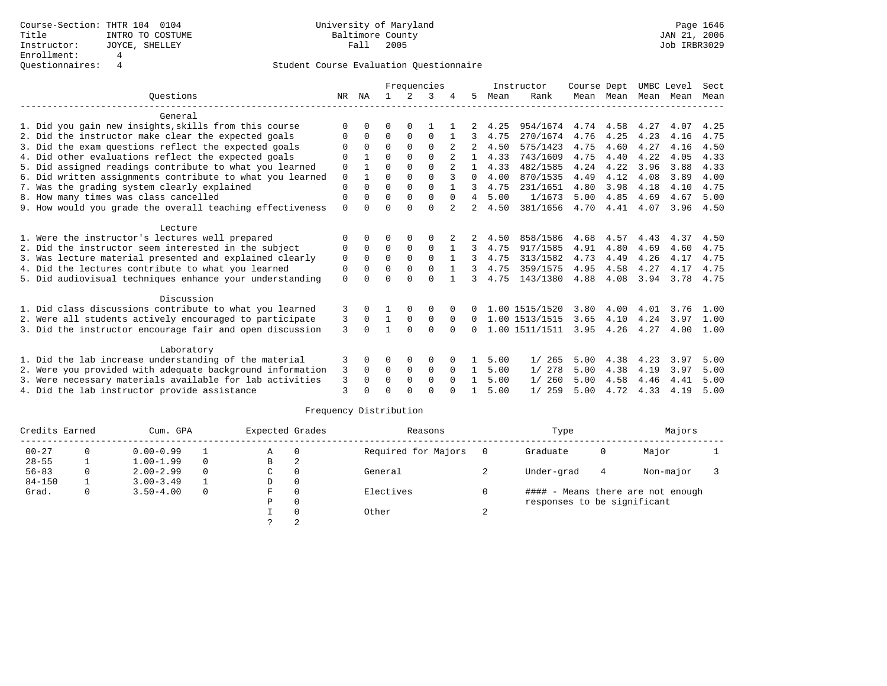Course-Section: THTR 104 0104
Title: INTRO TO COSTUME
Instructor: JOYCE, SHELLEY
Enrollment: 4
Questionnaires: 4

University of Maryland
Baltimore County
Fall 2005

JAN 21, 2006
Job IRBR3029

## Student Course Evaluation Questionnaire

| Questions | NR | NA | 1 | 2 | 3 | 4 | 5 | Instructor Mean | Rank | Course Mean | Dept Mean | UMBC Mean | Level Mean | Sect Mean |
|---|---|---|---|---|---|---|---|---|---|---|---|---|---|---|
| **General** | | | | | | | | | | | | | | |
| 1. Did you gain new insights,skills from this course | 0 | 0 | 0 | 0 | 1 | 1 | 2 | 4.25 | 954/1674 | 4.74 | 4.58 | 4.27 | 4.07 | 4.25 |
| 2. Did the instructor make clear the expected goals | 0 | 0 | 0 | 0 | 0 | 1 | 3 | 4.75 | 270/1674 | 4.76 | 4.25 | 4.23 | 4.16 | 4.75 |
| 3. Did the exam questions reflect the expected goals | 0 | 0 | 0 | 0 | 0 | 2 | 2 | 4.50 | 575/1423 | 4.75 | 4.60 | 4.27 | 4.16 | 4.50 |
| 4. Did other evaluations reflect the expected goals | 0 | 1 | 0 | 0 | 0 | 2 | 1 | 4.33 | 743/1609 | 4.75 | 4.40 | 4.22 | 4.05 | 4.33 |
| 5. Did assigned readings contribute to what you learned | 0 | 1 | 0 | 0 | 0 | 2 | 1 | 4.33 | 482/1585 | 4.24 | 4.22 | 3.96 | 3.88 | 4.33 |
| 6. Did written assignments contribute to what you learned | 0 | 1 | 0 | 0 | 0 | 3 | 0 | 4.00 | 870/1535 | 4.49 | 4.12 | 4.08 | 3.89 | 4.00 |
| 7. Was the grading system clearly explained | 0 | 0 | 0 | 0 | 0 | 1 | 3 | 4.75 | 231/1651 | 4.80 | 3.98 | 4.18 | 4.10 | 4.75 |
| 8. How many times was class cancelled | 0 | 0 | 0 | 0 | 0 | 0 | 4 | 5.00 | 1/1673 | 5.00 | 4.85 | 4.69 | 4.67 | 5.00 |
| 9. How would you grade the overall teaching effectiveness | 0 | 0 | 0 | 0 | 0 | 2 | 2 | 4.50 | 381/1656 | 4.70 | 4.41 | 4.07 | 3.96 | 4.50 |
| **Lecture** | | | | | | | | | | | | | | |
| 1. Were the instructor's lectures well prepared | 0 | 0 | 0 | 0 | 0 | 2 | 2 | 4.50 | 858/1586 | 4.68 | 4.57 | 4.43 | 4.37 | 4.50 |
| 2. Did the instructor seem interested in the subject | 0 | 0 | 0 | 0 | 0 | 1 | 3 | 4.75 | 917/1585 | 4.91 | 4.80 | 4.69 | 4.60 | 4.75 |
| 3. Was lecture material presented and explained clearly | 0 | 0 | 0 | 0 | 0 | 1 | 3 | 4.75 | 313/1582 | 4.73 | 4.49 | 4.26 | 4.17 | 4.75 |
| 4. Did the lectures contribute to what you learned | 0 | 0 | 0 | 0 | 0 | 1 | 3 | 4.75 | 359/1575 | 4.95 | 4.58 | 4.27 | 4.17 | 4.75 |
| 5. Did audiovisual techniques enhance your understanding | 0 | 0 | 0 | 0 | 0 | 1 | 3 | 4.75 | 143/1380 | 4.88 | 4.08 | 3.94 | 3.78 | 4.75 |
| **Discussion** | | | | | | | | | | | | | | |
| 1. Did class discussions contribute to what you learned | 3 | 0 | 1 | 0 | 0 | 0 | 0 | 1.00 | 1515/1520 | 3.80 | 4.00 | 4.01 | 3.76 | 1.00 |
| 2. Were all students actively encouraged to participate | 3 | 0 | 1 | 0 | 0 | 0 | 0 | 1.00 | 1513/1515 | 3.65 | 4.10 | 4.24 | 3.97 | 1.00 |
| 3. Did the instructor encourage fair and open discussion | 3 | 0 | 1 | 0 | 0 | 0 | 0 | 1.00 | 1511/1511 | 3.95 | 4.26 | 4.27 | 4.00 | 1.00 |
| **Laboratory** | | | | | | | | | | | | | | |
| 1. Did the lab increase understanding of the material | 3 | 0 | 0 | 0 | 0 | 0 | 1 | 5.00 | 1/ 265 | 5.00 | 4.38 | 4.23 | 3.97 | 5.00 |
| 2. Were you provided with adequate background information | 3 | 0 | 0 | 0 | 0 | 0 | 1 | 5.00 | 1/ 278 | 5.00 | 4.38 | 4.19 | 3.97 | 5.00 |
| 3. Were necessary materials available for lab activities | 3 | 0 | 0 | 0 | 0 | 0 | 1 | 5.00 | 1/ 260 | 5.00 | 4.58 | 4.46 | 4.41 | 5.00 |
| 4. Did the lab instructor provide assistance | 3 | 0 | 0 | 0 | 0 | 0 | 1 | 5.00 | 1/ 259 | 5.00 | 4.72 | 4.33 | 4.19 | 5.00 |

## Frequency Distribution

| Credits Earned | | Cum. GPA | | Expected Grades | | Reasons | | Type | | Majors | |
|---|---|---|---|---|---|---|---|---|---|---|---|
| 00-27 | 0 | 0.00-0.99 | 1 | A | 0 | Required for Majors | 0 | Graduate | 0 | Major | 1 |
| 28-55 | 1 | 1.00-1.99 | 0 | B | 2 | | | | | | |
| 56-83 | 0 | 2.00-2.99 | 0 | C | 0 | General | 2 | Under-grad | 4 | Non-major | 3 |
| 84-150 | 1 | 3.00-3.49 | 1 | D | 0 | | | | | | |
| Grad. | 0 | 3.50-4.00 | 0 | F | 0 | Electives | 0 | #### - Means there are not enough responses to be significant | | | |
| | | | | P | 0 | | | | | | |
| | | | | I | 0 | Other | 2 | | | | |
| | | | | ? | 2 | | | | | | |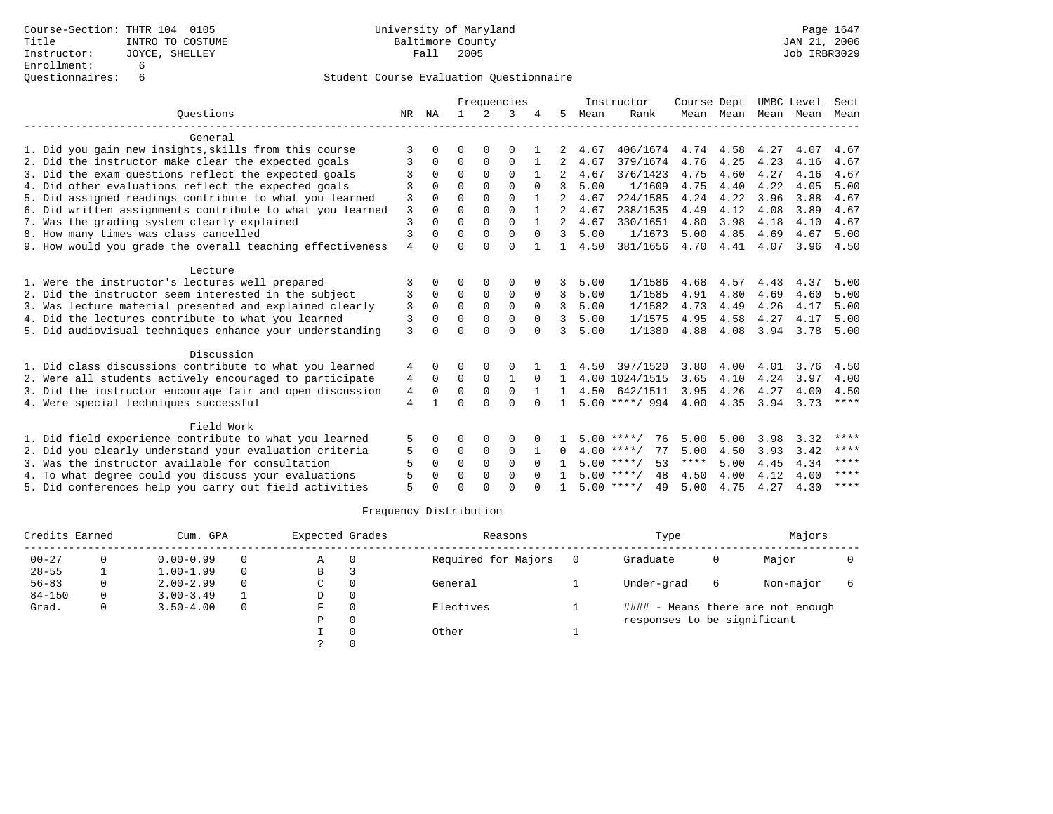Course-Section: THTR 104 0105
Title: INTRO TO COSTUME
Instructor: JOYCE, SHELLEY
Enrollment: 6
Questionnaires: 6

University of Maryland
Baltimore County
Fall 2005

JAN 21, 2006
Job IRBR3029

## Student Course Evaluation Questionnaire

| Questions | NR | NA | 1 | 2 | 3 | 4 | 5 | Instructor Mean | Instructor Rank | Course Mean | Dept Mean | UMBC Mean | Level Mean | Sect Mean |
|---|---|---|---|---|---|---|---|---|---|---|---|---|---|---|
| **General** | | | | | | | | | | | | | | |
| 1. Did you gain new insights,skills from this course | 3 | 0 | 0 | 0 | 0 | 1 | 2 | 4.67 | 406/1674 | 4.74 | 4.58 | 4.27 | 4.07 | 4.67 |
| 2. Did the instructor make clear the expected goals | 3 | 0 | 0 | 0 | 0 | 1 | 2 | 4.67 | 379/1674 | 4.76 | 4.25 | 4.23 | 4.16 | 4.67 |
| 3. Did the exam questions reflect the expected goals | 3 | 0 | 0 | 0 | 0 | 1 | 2 | 4.67 | 376/1423 | 4.75 | 4.60 | 4.27 | 4.16 | 4.67 |
| 4. Did other evaluations reflect the expected goals | 3 | 0 | 0 | 0 | 0 | 0 | 3 | 5.00 | 1/1609 | 4.75 | 4.40 | 4.22 | 4.05 | 5.00 |
| 5. Did assigned readings contribute to what you learned | 3 | 0 | 0 | 0 | 0 | 1 | 2 | 4.67 | 224/1585 | 4.24 | 4.22 | 3.96 | 3.88 | 4.67 |
| 6. Did written assignments contribute to what you learned | 3 | 0 | 0 | 0 | 0 | 1 | 2 | 4.67 | 238/1535 | 4.49 | 4.12 | 4.08 | 3.89 | 4.67 |
| 7. Was the grading system clearly explained | 3 | 0 | 0 | 0 | 0 | 1 | 2 | 4.67 | 330/1651 | 4.80 | 3.98 | 4.18 | 4.10 | 4.67 |
| 8. How many times was class cancelled | 3 | 0 | 0 | 0 | 0 | 0 | 3 | 5.00 | 1/1673 | 5.00 | 4.85 | 4.69 | 4.67 | 5.00 |
| 9. How would you grade the overall teaching effectiveness | 4 | 0 | 0 | 0 | 0 | 1 | 1 | 4.50 | 381/1656 | 4.70 | 4.41 | 4.07 | 3.96 | 4.50 |
| **Lecture** | | | | | | | | | | | | | | |
| 1. Were the instructor's lectures well prepared | 3 | 0 | 0 | 0 | 0 | 0 | 3 | 5.00 | 1/1586 | 4.68 | 4.57 | 4.43 | 4.37 | 5.00 |
| 2. Did the instructor seem interested in the subject | 3 | 0 | 0 | 0 | 0 | 0 | 3 | 5.00 | 1/1585 | 4.91 | 4.80 | 4.69 | 4.60 | 5.00 |
| 3. Was lecture material presented and explained clearly | 3 | 0 | 0 | 0 | 0 | 0 | 3 | 5.00 | 1/1582 | 4.73 | 4.49 | 4.26 | 4.17 | 5.00 |
| 4. Did the lectures contribute to what you learned | 3 | 0 | 0 | 0 | 0 | 0 | 3 | 5.00 | 1/1575 | 4.95 | 4.58 | 4.27 | 4.17 | 5.00 |
| 5. Did audiovisual techniques enhance your understanding | 3 | 0 | 0 | 0 | 0 | 0 | 3 | 5.00 | 1/1380 | 4.88 | 4.08 | 3.94 | 3.78 | 5.00 |
| **Discussion** | | | | | | | | | | | | | | |
| 1. Did class discussions contribute to what you learned | 4 | 0 | 0 | 0 | 0 | 1 | 1 | 4.50 | 397/1520 | 3.80 | 4.00 | 4.01 | 3.76 | 4.50 |
| 2. Were all students actively encouraged to participate | 4 | 0 | 0 | 0 | 1 | 0 | 1 | 4.00 | 1024/1515 | 3.65 | 4.10 | 4.24 | 3.97 | 4.00 |
| 3. Did the instructor encourage fair and open discussion | 4 | 0 | 0 | 0 | 0 | 1 | 1 | 4.50 | 642/1511 | 3.95 | 4.26 | 4.27 | 4.00 | 4.50 |
| 4. Were special techniques successful | 4 | 1 | 0 | 0 | 0 | 0 | 1 | 5.00 | ****/ 994 | 4.00 | 4.35 | 3.94 | 3.73 | **** |
| **Field Work** | | | | | | | | | | | | | | |
| 1. Did field experience contribute to what you learned | 5 | 0 | 0 | 0 | 0 | 0 | 1 | 5.00 | ****/ 76 | 5.00 | 5.00 | 3.98 | 3.32 | **** |
| 2. Did you clearly understand your evaluation criteria | 5 | 0 | 0 | 0 | 0 | 1 | 0 | 4.00 | ****/ 77 | 5.00 | 4.50 | 3.93 | 3.42 | **** |
| 3. Was the instructor available for consultation | 5 | 0 | 0 | 0 | 0 | 0 | 1 | 5.00 | ****/ 53 | **** | 5.00 | 4.45 | 4.34 | **** |
| 4. To what degree could you discuss your evaluations | 5 | 0 | 0 | 0 | 0 | 0 | 1 | 5.00 | ****/ 48 | 4.50 | 4.00 | 4.12 | 4.00 | **** |
| 5. Did conferences help you carry out field activities | 5 | 0 | 0 | 0 | 0 | 0 | 1 | 5.00 | ****/ 49 | 5.00 | 4.75 | 4.27 | 4.30 | **** |

## Frequency Distribution

| Credits Earned | | Cum. GPA | | Expected Grades | | Reasons | | Type | | Majors | |
|---|---|---|---|---|---|---|---|---|---|---|---|
| 00-27 | 0 | 0.00-0.99 | 0 | A | 0 | Required for Majors | 0 | Graduate | 0 | Major | 0 |
| 28-55 | 1 | 1.00-1.99 | 0 | B | 3 | | | | | | |
| 56-83 | 0 | 2.00-2.99 | 0 | C | 0 | General | 1 | Under-grad | 6 | Non-major | 6 |
| 84-150 | 0 | 3.00-3.49 | 1 | D | 0 | | | | | | |
| Grad. | 0 | 3.50-4.00 | 0 | F | 0 | Electives | 1 | #### - Means there are not enough responses to be significant | | | |
| | | | | P | 0 | | | | | | |
| | | | | I | 0 | Other | 1 | | | | |
| | | | | ? | 0 | | | | | | |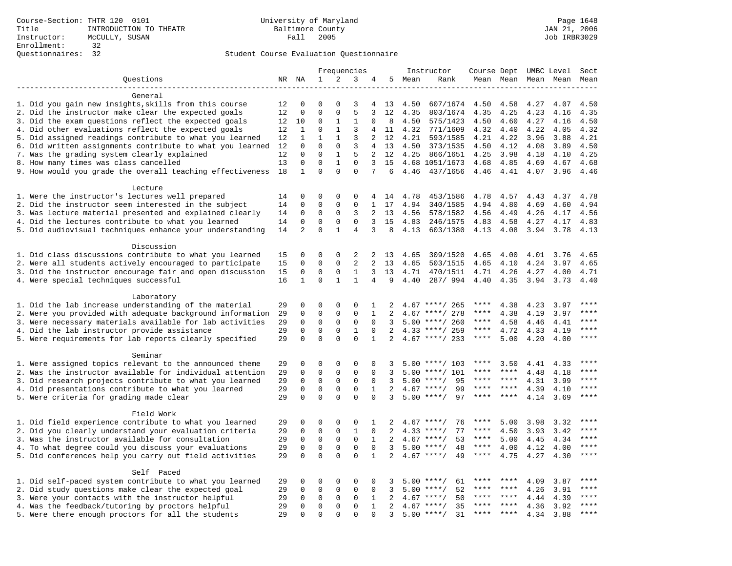Course-Section: THTR 120 0101
Title: INTRODUCTION TO THEATR
Instructor: McCULLY, SUSAN
Enrollment: 32
Questionnaires: 32

University of Maryland
Baltimore County
Fall 2005

Student Course Evaluation Questionnaire

| Questions | NR | NA | 1 | 2 | 3 | 4 | 5 | Instructor Mean | Instructor Rank | Course Mean | Dept Mean | UMBC Mean | Level Mean | Sect Mean |
|---|---|---|---|---|---|---|---|---|---|---|---|---|---|---|
| **General** | | | | | | | | | | | | | | |
| 1. Did you gain new insights,skills from this course | 12 | 0 | 0 | 0 | 3 | 4 | 13 | 4.50 | 607/1674 | 4.50 | 4.58 | 4.27 | 4.07 | 4.50 |
| 2. Did the instructor make clear the expected goals | 12 | 0 | 0 | 0 | 5 | 3 | 12 | 4.35 | 803/1674 | 4.35 | 4.25 | 4.23 | 4.16 | 4.35 |
| 3. Did the exam questions reflect the expected goals | 12 | 10 | 0 | 1 | 1 | 0 | 8 | 4.50 | 575/1423 | 4.50 | 4.60 | 4.27 | 4.16 | 4.50 |
| 4. Did other evaluations reflect the expected goals | 12 | 1 | 0 | 1 | 3 | 4 | 11 | 4.32 | 771/1609 | 4.32 | 4.40 | 4.22 | 4.05 | 4.32 |
| 5. Did assigned readings contribute to what you learned | 12 | 1 | 1 | 1 | 3 | 2 | 12 | 4.21 | 593/1585 | 4.21 | 4.22 | 3.96 | 3.88 | 4.21 |
| 6. Did written assignments contribute to what you learned | 12 | 0 | 0 | 0 | 3 | 4 | 13 | 4.50 | 373/1535 | 4.50 | 4.12 | 4.08 | 3.89 | 4.50 |
| 7. Was the grading system clearly explained | 12 | 0 | 0 | 1 | 5 | 2 | 12 | 4.25 | 866/1651 | 4.25 | 3.98 | 4.18 | 4.10 | 4.25 |
| 8. How many times was class cancelled | 13 | 0 | 0 | 1 | 0 | 3 | 15 | 4.68 | 1051/1673 | 4.68 | 4.85 | 4.69 | 4.67 | 4.68 |
| 9. How would you grade the overall teaching effectiveness | 18 | 1 | 0 | 0 | 0 | 7 | 6 | 4.46 | 437/1656 | 4.46 | 4.41 | 4.07 | 3.96 | 4.46 |
| **Lecture** | | | | | | | | | | | | | | |
| 1. Were the instructor's lectures well prepared | 14 | 0 | 0 | 0 | 0 | 4 | 14 | 4.78 | 453/1586 | 4.78 | 4.57 | 4.43 | 4.37 | 4.78 |
| 2. Did the instructor seem interested in the subject | 14 | 0 | 0 | 0 | 0 | 1 | 17 | 4.94 | 340/1585 | 4.94 | 4.80 | 4.69 | 4.60 | 4.94 |
| 3. Was lecture material presented and explained clearly | 14 | 0 | 0 | 0 | 3 | 2 | 13 | 4.56 | 578/1582 | 4.56 | 4.49 | 4.26 | 4.17 | 4.56 |
| 4. Did the lectures contribute to what you learned | 14 | 0 | 0 | 0 | 0 | 3 | 15 | 4.83 | 246/1575 | 4.83 | 4.58 | 4.27 | 4.17 | 4.83 |
| 5. Did audiovisual techniques enhance your understanding | 14 | 2 | 0 | 1 | 4 | 3 | 8 | 4.13 | 603/1380 | 4.13 | 4.08 | 3.94 | 3.78 | 4.13 |
| **Discussion** | | | | | | | | | | | | | | |
| 1. Did class discussions contribute to what you learned | 15 | 0 | 0 | 0 | 2 | 2 | 13 | 4.65 | 309/1520 | 4.65 | 4.00 | 4.01 | 3.76 | 4.65 |
| 2. Were all students actively encouraged to participate | 15 | 0 | 0 | 0 | 2 | 2 | 13 | 4.65 | 503/1515 | 4.65 | 4.10 | 4.24 | 3.97 | 4.65 |
| 3. Did the instructor encourage fair and open discussion | 15 | 0 | 0 | 0 | 1 | 3 | 13 | 4.71 | 470/1511 | 4.71 | 4.26 | 4.27 | 4.00 | 4.71 |
| 4. Were special techniques successful | 16 | 1 | 0 | 1 | 1 | 4 | 9 | 4.40 | 287/ 994 | 4.40 | 4.35 | 3.94 | 3.73 | 4.40 |
| **Laboratory** | | | | | | | | | | | | | | |
| 1. Did the lab increase understanding of the material | 29 | 0 | 0 | 0 | 0 | 1 | 2 | 4.67 | ****/ 265 | **** | 4.38 | 4.23 | 3.97 | **** |
| 2. Were you provided with adequate background information | 29 | 0 | 0 | 0 | 0 | 1 | 2 | 4.67 | ****/ 278 | **** | 4.38 | 4.19 | 3.97 | **** |
| 3. Were necessary materials available for lab activities | 29 | 0 | 0 | 0 | 0 | 0 | 3 | 5.00 | ****/ 260 | **** | 4.58 | 4.46 | 4.41 | **** |
| 4. Did the lab instructor provide assistance | 29 | 0 | 0 | 0 | 1 | 0 | 2 | 4.33 | ****/ 259 | **** | 4.72 | 4.33 | 4.19 | **** |
| 5. Were requirements for lab reports clearly specified | 29 | 0 | 0 | 0 | 0 | 1 | 2 | 4.67 | ****/ 233 | **** | 5.00 | 4.20 | 4.00 | **** |
| **Seminar** | | | | | | | | | | | | | | |
| 1. Were assigned topics relevant to the announced theme | 29 | 0 | 0 | 0 | 0 | 0 | 3 | 5.00 | ****/ 103 | **** | 3.50 | 4.41 | 4.33 | **** |
| 2. Was the instructor available for individual attention | 29 | 0 | 0 | 0 | 0 | 0 | 3 | 5.00 | ****/ 101 | **** | **** | 4.48 | 4.18 | **** |
| 3. Did research projects contribute to what you learned | 29 | 0 | 0 | 0 | 0 | 0 | 3 | 5.00 | ****/ 95 | **** | **** | 4.31 | 3.99 | **** |
| 4. Did presentations contribute to what you learned | 29 | 0 | 0 | 0 | 0 | 1 | 2 | 4.67 | ****/ 99 | **** | **** | 4.39 | 4.10 | **** |
| 5. Were criteria for grading made clear | 29 | 0 | 0 | 0 | 0 | 0 | 3 | 5.00 | ****/ 97 | **** | **** | 4.14 | 3.69 | **** |
| **Field Work** | | | | | | | | | | | | | | |
| 1. Did field experience contribute to what you learned | 29 | 0 | 0 | 0 | 0 | 1 | 2 | 4.67 | ****/ 76 | **** | 5.00 | 3.98 | 3.32 | **** |
| 2. Did you clearly understand your evaluation criteria | 29 | 0 | 0 | 0 | 1 | 0 | 2 | 4.33 | ****/ 77 | **** | 4.50 | 3.93 | 3.42 | **** |
| 3. Was the instructor available for consultation | 29 | 0 | 0 | 0 | 0 | 1 | 2 | 4.67 | ****/ 53 | **** | 5.00 | 4.45 | 4.34 | **** |
| 4. To what degree could you discuss your evaluations | 29 | 0 | 0 | 0 | 0 | 0 | 3 | 5.00 | ****/ 48 | **** | 4.00 | 4.12 | 4.00 | **** |
| 5. Did conferences help you carry out field activities | 29 | 0 | 0 | 0 | 0 | 1 | 2 | 4.67 | ****/ 49 | **** | 4.75 | 4.27 | 4.30 | **** |
| **Self Paced** | | | | | | | | | | | | | | |
| 1. Did self-paced system contribute to what you learned | 29 | 0 | 0 | 0 | 0 | 0 | 3 | 5.00 | ****/ 61 | **** | **** | 4.09 | 3.87 | **** |
| 2. Did study questions make clear the expected goal | 29 | 0 | 0 | 0 | 0 | 0 | 3 | 5.00 | ****/ 52 | **** | **** | 4.26 | 3.91 | **** |
| 3. Were your contacts with the instructor helpful | 29 | 0 | 0 | 0 | 0 | 1 | 2 | 4.67 | ****/ 50 | **** | **** | 4.44 | 4.39 | **** |
| 4. Was the feedback/tutoring by proctors helpful | 29 | 0 | 0 | 0 | 0 | 1 | 2 | 4.67 | ****/ 35 | **** | **** | 4.36 | 3.92 | **** |
| 5. Were there enough proctors for all the students | 29 | 0 | 0 | 0 | 0 | 0 | 3 | 5.00 | ****/ 31 | **** | **** | 4.34 | 3.88 | **** |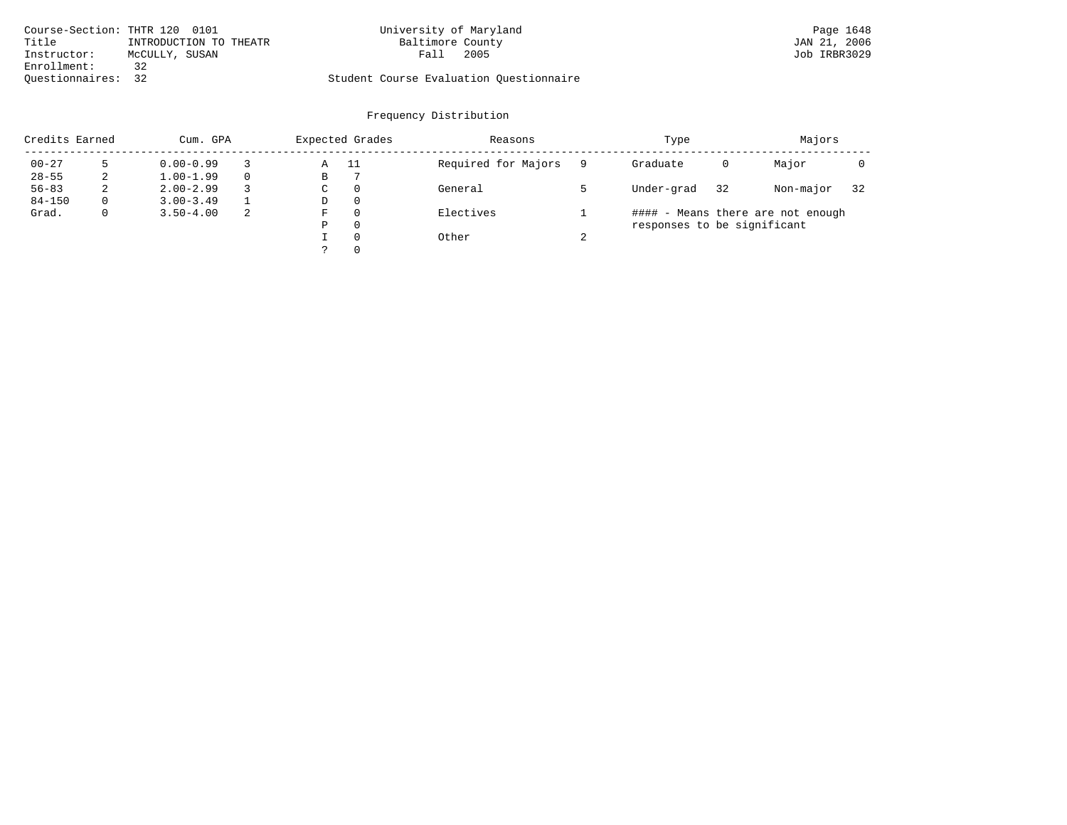Course-Section: THTR 120 0101
Title: INTRODUCTION TO THEATR
Instructor: McCULLY, SUSAN
Enrollment: 32
Questionnaires: 32

University of Maryland
Baltimore County
Fall 2005

Student Course Evaluation Questionnaire

JAN 21, 2006
Job IRBR3029

## Frequency Distribution

| Credits Earned | | Cum. GPA | | Expected Grades | | Reasons | | Type | | Majors | |
|---|---|---|---|---|---|---|---|---|---|---|---|
| 00-27 | 5 | 0.00-0.99 | 3 | A | 11 | Required for Majors | 9 | Graduate | 0 | Major | 0 |
| 28-55 | 2 | 1.00-1.99 | 0 | B | 7 | | | | | | |
| 56-83 | 2 | 2.00-2.99 | 3 | C | 0 | General | 5 | Under-grad | 32 | Non-major | 32 |
| 84-150 | 0 | 3.00-3.49 | 1 | D | 0 | | | | | | |
| Grad. | 0 | 3.50-4.00 | 2 | F | 0 | Electives | 1 | | | | |
| | | | | P | 0 | | | | | | |
| | | | | I | 0 | Other | 2 | | | | |
| | | | | ? | 0 | | | | | | |

#### - Means there are not enough responses to be significant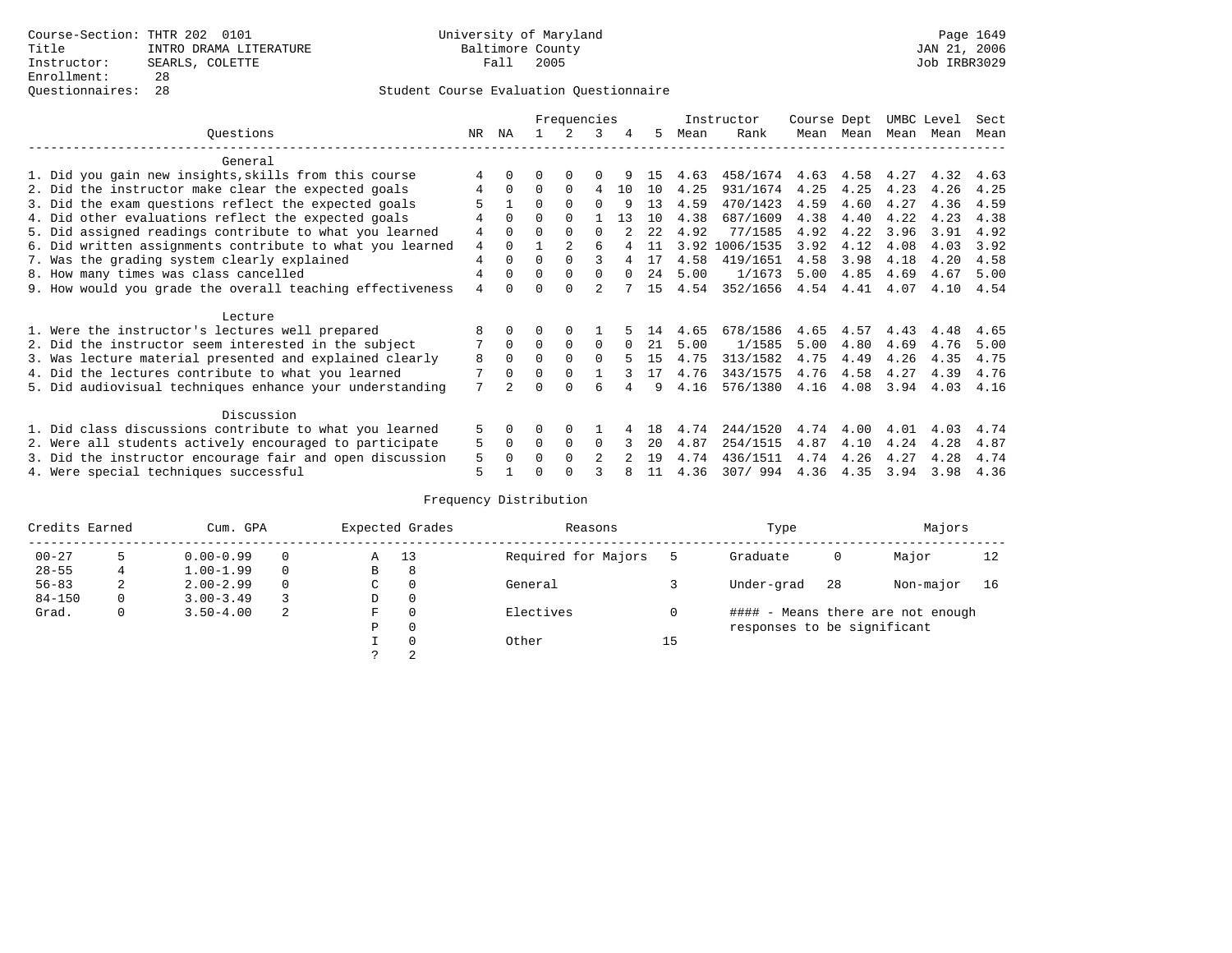Course-Section: THTR 202 0101
Title: INTRO DRAMA LITERATURE
Instructor: SEARLS, COLETTE
Enrollment: 28
Questionnaires: 28

University of Maryland
Baltimore County
Fall 2005

JAN 21, 2006
Job IRBR3029

Student Course Evaluation Questionnaire

| Questions | NR | NA | 1 | 2 | 3 | 4 | 5 | Instructor Mean | Instructor Rank | Course Mean | Dept Mean | UMBC Mean | Level Mean | Sect Mean |
|---|---|---|---|---|---|---|---|---|---|---|---|---|---|---|
| **General** | | | | | | | | | | | | | | |
| 1. Did you gain new insights,skills from this course | 4 | 0 | 0 | 0 | 0 | 9 | 15 | 4.63 | 458/1674 | 4.63 | 4.58 | 4.27 | 4.32 | 4.63 |
| 2. Did the instructor make clear the expected goals | 4 | 0 | 0 | 0 | 4 | 10 | 10 | 4.25 | 931/1674 | 4.25 | 4.25 | 4.23 | 4.26 | 4.25 |
| 3. Did the exam questions reflect the expected goals | 5 | 1 | 0 | 0 | 0 | 9 | 13 | 4.59 | 470/1423 | 4.59 | 4.60 | 4.27 | 4.36 | 4.59 |
| 4. Did other evaluations reflect the expected goals | 4 | 0 | 0 | 0 | 1 | 13 | 10 | 4.38 | 687/1609 | 4.38 | 4.40 | 4.22 | 4.23 | 4.38 |
| 5. Did assigned readings contribute to what you learned | 4 | 0 | 0 | 0 | 0 | 2 | 22 | 4.92 | 77/1585 | 4.92 | 4.22 | 3.96 | 3.91 | 4.92 |
| 6. Did written assignments contribute to what you learned | 4 | 0 | 1 | 2 | 6 | 4 | 11 | 3.92 | 1006/1535 | 3.92 | 4.12 | 4.08 | 4.03 | 3.92 |
| 7. Was the grading system clearly explained | 4 | 0 | 0 | 0 | 3 | 4 | 17 | 4.58 | 419/1651 | 4.58 | 3.98 | 4.18 | 4.20 | 4.58 |
| 8. How many times was class cancelled | 4 | 0 | 0 | 0 | 0 | 0 | 24 | 5.00 | 1/1673 | 5.00 | 4.85 | 4.69 | 4.67 | 5.00 |
| 9. How would you grade the overall teaching effectiveness | 4 | 0 | 0 | 0 | 2 | 7 | 15 | 4.54 | 352/1656 | 4.54 | 4.41 | 4.07 | 4.10 | 4.54 |
| **Lecture** | | | | | | | | | | | | | | |
| 1. Were the instructor's lectures well prepared | 8 | 0 | 0 | 0 | 1 | 5 | 14 | 4.65 | 678/1586 | 4.65 | 4.57 | 4.43 | 4.48 | 4.65 |
| 2. Did the instructor seem interested in the subject | 7 | 0 | 0 | 0 | 0 | 0 | 21 | 5.00 | 1/1585 | 5.00 | 4.80 | 4.69 | 4.76 | 5.00 |
| 3. Was lecture material presented and explained clearly | 8 | 0 | 0 | 0 | 0 | 5 | 15 | 4.75 | 313/1582 | 4.75 | 4.49 | 4.26 | 4.35 | 4.75 |
| 4. Did the lectures contribute to what you learned | 7 | 0 | 0 | 0 | 1 | 3 | 17 | 4.76 | 343/1575 | 4.76 | 4.58 | 4.27 | 4.39 | 4.76 |
| 5. Did audiovisual techniques enhance your understanding | 7 | 2 | 0 | 0 | 6 | 4 | 9 | 4.16 | 576/1380 | 4.16 | 4.08 | 3.94 | 4.03 | 4.16 |
| **Discussion** | | | | | | | | | | | | | | |
| 1. Did class discussions contribute to what you learned | 5 | 0 | 0 | 0 | 1 | 4 | 18 | 4.74 | 244/1520 | 4.74 | 4.00 | 4.01 | 4.03 | 4.74 |
| 2. Were all students actively encouraged to participate | 5 | 0 | 0 | 0 | 0 | 3 | 20 | 4.87 | 254/1515 | 4.87 | 4.10 | 4.24 | 4.28 | 4.87 |
| 3. Did the instructor encourage fair and open discussion | 5 | 0 | 0 | 0 | 2 | 2 | 19 | 4.74 | 436/1511 | 4.74 | 4.26 | 4.27 | 4.28 | 4.74 |
| 4. Were special techniques successful | 5 | 1 | 0 | 0 | 3 | 8 | 11 | 4.36 | 307/ 994 | 4.36 | 4.35 | 3.94 | 3.98 | 4.36 |

## Frequency Distribution

| Credits Earned | | Cum. GPA | | Expected Grades | | Reasons | | Type | | Majors | |
|---|---|---|---|---|---|---|---|---|---|---|---|
| 00-27 | 5 | 0.00-0.99 | 0 | A | 13 | Required for Majors | 5 | Graduate | 0 | Major | 12 |
| 28-55 | 4 | 1.00-1.99 | 0 | B | 8 | | | | | | |
| 56-83 | 2 | 2.00-2.99 | 0 | C | 0 | General | 3 | Under-grad | 28 | Non-major | 16 |
| 84-150 | 0 | 3.00-3.49 | 3 | D | 0 | | | | | | |
| Grad. | 0 | 3.50-4.00 | 2 | F | 0 | Electives | 0 | #### - Means there are not enough responses to be significant | | | |
| | | | | P | 0 | | | | | | |
| | | | | I | 0 | Other | 15 | | | | |
| | | | | ? | 2 | | | | | | |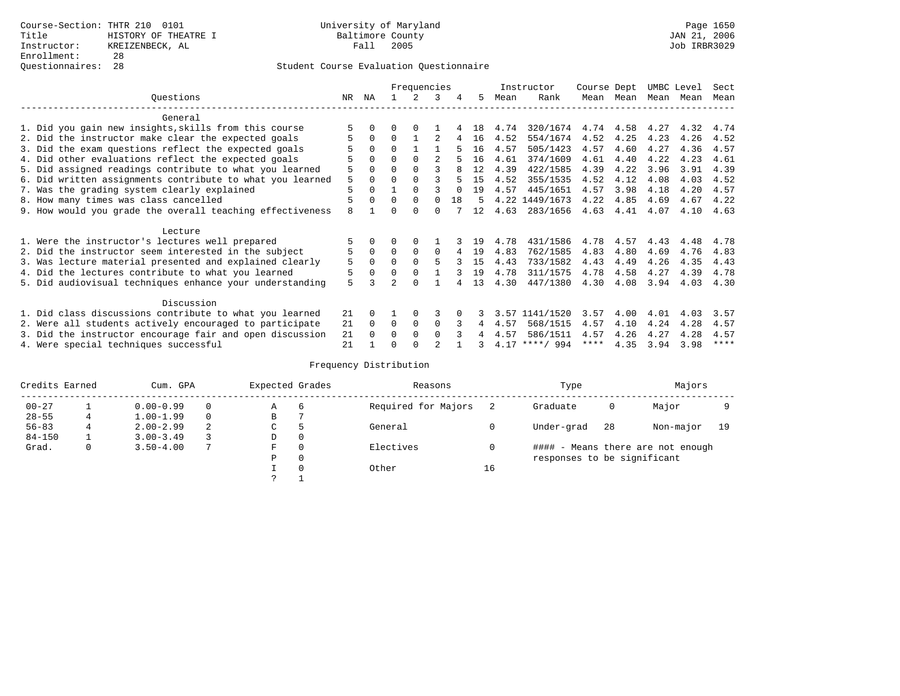Course-Section: THTR 210 0101
Title: HISTORY OF THEATRE I
Instructor: KREIZENBECK, AL
Enrollment: 28
Questionnaires: 28

University of Maryland
Baltimore County
Fall 2005

JAN 21, 2006
Job IRBR3029

## Student Course Evaluation Questionnaire

| Questions | NR | NA | 1 | 2 | 3 | 4 | 5 | Instructor Mean | Instructor Rank | Course Mean | Dept Mean | UMBC Mean | Level Mean | Sect Mean |
|---|---|---|---|---|---|---|---|---|---|---|---|---|---|---|
| **General** | | | | | | | | | | | | | | |
| 1. Did you gain new insights,skills from this course | 5 | 0 | 0 | 0 | 1 | 4 | 18 | 4.74 | 320/1674 | 4.74 | 4.58 | 4.27 | 4.32 | 4.74 |
| 2. Did the instructor make clear the expected goals | 5 | 0 | 0 | 1 | 2 | 4 | 16 | 4.52 | 554/1674 | 4.52 | 4.25 | 4.23 | 4.26 | 4.52 |
| 3. Did the exam questions reflect the expected goals | 5 | 0 | 0 | 1 | 1 | 5 | 16 | 4.57 | 505/1423 | 4.57 | 4.60 | 4.27 | 4.36 | 4.57 |
| 4. Did other evaluations reflect the expected goals | 5 | 0 | 0 | 0 | 2 | 5 | 16 | 4.61 | 374/1609 | 4.61 | 4.40 | 4.22 | 4.23 | 4.61 |
| 5. Did assigned readings contribute to what you learned | 5 | 0 | 0 | 0 | 3 | 8 | 12 | 4.39 | 422/1585 | 4.39 | 4.22 | 3.96 | 3.91 | 4.39 |
| 6. Did written assignments contribute to what you learned | 5 | 0 | 0 | 0 | 3 | 5 | 15 | 4.52 | 355/1535 | 4.52 | 4.12 | 4.08 | 4.03 | 4.52 |
| 7. Was the grading system clearly explained | 5 | 0 | 1 | 0 | 3 | 0 | 19 | 4.57 | 445/1651 | 4.57 | 3.98 | 4.18 | 4.20 | 4.57 |
| 8. How many times was class cancelled | 5 | 0 | 0 | 0 | 0 | 18 | 5 | 4.22 | 1449/1673 | 4.22 | 4.85 | 4.69 | 4.67 | 4.22 |
| 9. How would you grade the overall teaching effectiveness | 8 | 1 | 0 | 0 | 0 | 7 | 12 | 4.63 | 283/1656 | 4.63 | 4.41 | 4.07 | 4.10 | 4.63 |
| **Lecture** | | | | | | | | | | | | | | |
| 1. Were the instructor's lectures well prepared | 5 | 0 | 0 | 0 | 1 | 3 | 19 | 4.78 | 431/1586 | 4.78 | 4.57 | 4.43 | 4.48 | 4.78 |
| 2. Did the instructor seem interested in the subject | 5 | 0 | 0 | 0 | 0 | 4 | 19 | 4.83 | 762/1585 | 4.83 | 4.80 | 4.69 | 4.76 | 4.83 |
| 3. Was lecture material presented and explained clearly | 5 | 0 | 0 | 0 | 5 | 3 | 15 | 4.43 | 733/1582 | 4.43 | 4.49 | 4.26 | 4.35 | 4.43 |
| 4. Did the lectures contribute to what you learned | 5 | 0 | 0 | 0 | 1 | 3 | 19 | 4.78 | 311/1575 | 4.78 | 4.58 | 4.27 | 4.39 | 4.78 |
| 5. Did audiovisual techniques enhance your understanding | 5 | 3 | 2 | 0 | 1 | 4 | 13 | 4.30 | 447/1380 | 4.30 | 4.08 | 3.94 | 4.03 | 4.30 |
| **Discussion** | | | | | | | | | | | | | | |
| 1. Did class discussions contribute to what you learned | 21 | 0 | 1 | 0 | 3 | 0 | 3 | 3.57 | 1141/1520 | 3.57 | 4.00 | 4.01 | 4.03 | 3.57 |
| 2. Were all students actively encouraged to participate | 21 | 0 | 0 | 0 | 0 | 3 | 4 | 4.57 | 568/1515 | 4.57 | 4.10 | 4.24 | 4.28 | 4.57 |
| 3. Did the instructor encourage fair and open discussion | 21 | 0 | 0 | 0 | 0 | 3 | 4 | 4.57 | 586/1511 | 4.57 | 4.26 | 4.27 | 4.28 | 4.57 |
| 4. Were special techniques successful | 21 | 1 | 0 | 0 | 2 | 1 | 3 | 4.17 | \*\*\*\*/ 994 | \*\*\*\* | 4.35 | 3.94 | 3.98 | \*\*\*\* |

## Frequency Distribution

| Credits Earned | | Cum. GPA | | Expected Grades | | Reasons | | Type | | Majors | |
|---|---|---|---|---|---|---|---|---|---|---|---|
| 00-27 | 1 | 0.00-0.99 | 0 | A | 6 | Required for Majors | 2 | Graduate | 0 | Major | 9 |
| 28-55 | 4 | 1.00-1.99 | 0 | B | 7 | | | | | | |
| 56-83 | 4 | 2.00-2.99 | 2 | C | 5 | General | 0 | Under-grad | 28 | Non-major | 19 |
| 84-150 | 1 | 3.00-3.49 | 3 | D | 0 | | | | | | |
| Grad. | 0 | 3.50-4.00 | 7 | F | 0 | Electives | 0 | | | | |
| | | | | P | 0 | | | | | | |
| | | | | I | 0 | Other | 16 | | | | |
| | | | | ? | 1 | | | | | | |

#### - Means there are not enough responses to be significant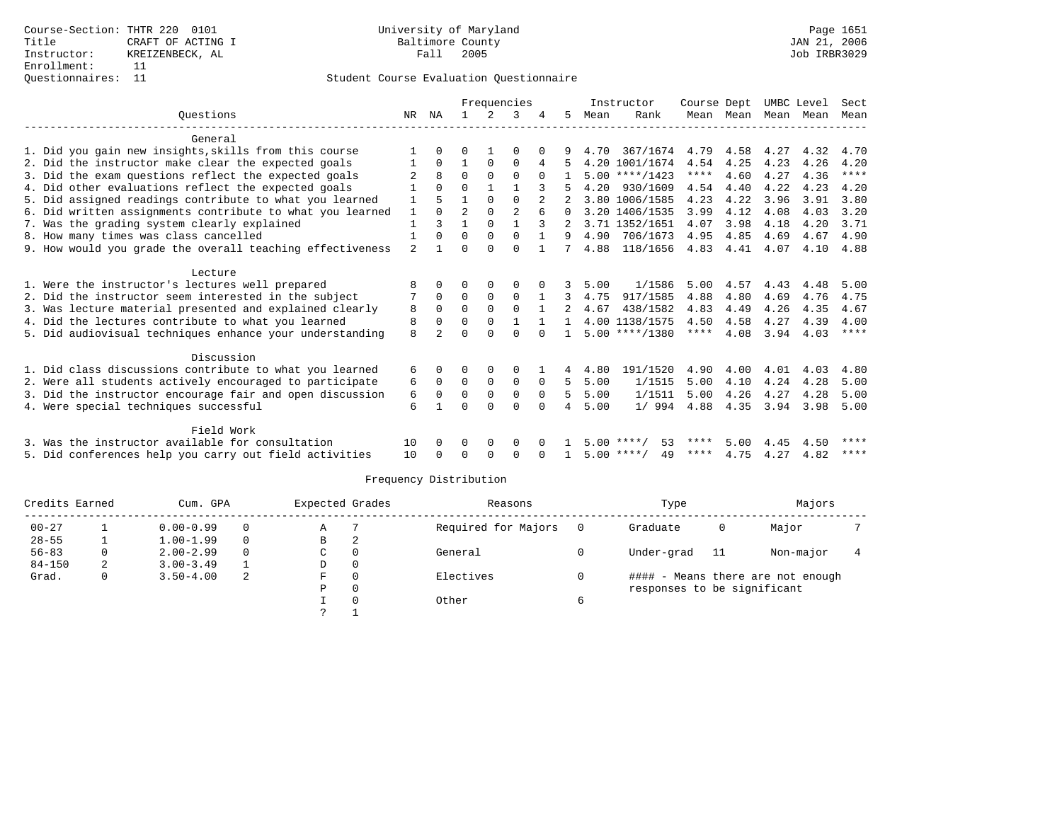Course-Section: THTR 220 0101
Title: CRAFT OF ACTING I
Instructor: KREIZENBECK, AL
Enrollment: 11
Questionnaires: 11

University of Maryland
Baltimore County
Fall 2005

JAN 21, 2006
Job IRBR3029

Student Course Evaluation Questionnaire

| Questions | NR | NA | 1 | 2 | 3 | 4 | 5 | Instructor Mean | Rank | Course Mean | Dept Mean | UMBC Mean | Level Mean | Sect Mean |
|---|---|---|---|---|---|---|---|---|---|---|---|---|---|---|
| **General** | | | | | | | | | | | | | | |
| 1. Did you gain new insights,skills from this course | 1 | 0 | 0 | 1 | 0 | 0 | 9 | 4.70 | 367/1674 | 4.79 | 4.58 | 4.27 | 4.32 | 4.70 |
| 2. Did the instructor make clear the expected goals | 1 | 0 | 1 | 0 | 0 | 4 | 5 | 4.20 | 1001/1674 | 4.54 | 4.25 | 4.23 | 4.26 | 4.20 |
| 3. Did the exam questions reflect the expected goals | 2 | 8 | 0 | 0 | 0 | 0 | 1 | 5.00 | ****/1423 | **** | 4.60 | 4.27 | 4.36 | **** |
| 4. Did other evaluations reflect the expected goals | 1 | 0 | 0 | 1 | 1 | 3 | 5 | 4.20 | 930/1609 | 4.54 | 4.40 | 4.22 | 4.23 | 4.20 |
| 5. Did assigned readings contribute to what you learned | 1 | 5 | 1 | 0 | 0 | 2 | 2 | 3.80 | 1006/1585 | 4.23 | 4.22 | 3.96 | 3.91 | 3.80 |
| 6. Did written assignments contribute to what you learned | 1 | 0 | 2 | 0 | 2 | 6 | 0 | 3.20 | 1406/1535 | 3.99 | 4.12 | 4.08 | 4.03 | 3.20 |
| 7. Was the grading system clearly explained | 1 | 3 | 1 | 0 | 1 | 3 | 2 | 3.71 | 1352/1651 | 4.07 | 3.98 | 4.18 | 4.20 | 3.71 |
| 8. How many times was class cancelled | 1 | 0 | 0 | 0 | 0 | 1 | 9 | 4.90 | 706/1673 | 4.95 | 4.85 | 4.69 | 4.67 | 4.90 |
| 9. How would you grade the overall teaching effectiveness | 2 | 1 | 0 | 0 | 0 | 1 | 7 | 4.88 | 118/1656 | 4.83 | 4.41 | 4.07 | 4.10 | 4.88 |
| **Lecture** | | | | | | | | | | | | | | |
| 1. Were the instructor's lectures well prepared | 8 | 0 | 0 | 0 | 0 | 0 | 3 | 5.00 | 1/1586 | 5.00 | 4.57 | 4.43 | 4.48 | 5.00 |
| 2. Did the instructor seem interested in the subject | 7 | 0 | 0 | 0 | 0 | 1 | 3 | 4.75 | 917/1585 | 4.88 | 4.80 | 4.69 | 4.76 | 4.75 |
| 3. Was lecture material presented and explained clearly | 8 | 0 | 0 | 0 | 0 | 1 | 2 | 4.67 | 438/1582 | 4.83 | 4.49 | 4.26 | 4.35 | 4.67 |
| 4. Did the lectures contribute to what you learned | 8 | 0 | 0 | 0 | 1 | 1 | 1 | 4.00 | 1138/1575 | 4.50 | 4.58 | 4.27 | 4.39 | 4.00 |
| 5. Did audiovisual techniques enhance your understanding | 8 | 2 | 0 | 0 | 0 | 0 | 1 | 5.00 | ****/1380 | **** | 4.08 | 3.94 | 4.03 | **** |
| **Discussion** | | | | | | | | | | | | | | |
| 1. Did class discussions contribute to what you learned | 6 | 0 | 0 | 0 | 0 | 1 | 4 | 4.80 | 191/1520 | 4.90 | 4.00 | 4.01 | 4.03 | 4.80 |
| 2. Were all students actively encouraged to participate | 6 | 0 | 0 | 0 | 0 | 0 | 5 | 5.00 | 1/1515 | 5.00 | 4.10 | 4.24 | 4.28 | 5.00 |
| 3. Did the instructor encourage fair and open discussion | 6 | 0 | 0 | 0 | 0 | 0 | 5 | 5.00 | 1/1511 | 5.00 | 4.26 | 4.27 | 4.28 | 5.00 |
| 4. Were special techniques successful | 6 | 1 | 0 | 0 | 0 | 0 | 4 | 5.00 | 1/ 994 | 4.88 | 4.35 | 3.94 | 3.98 | 5.00 |
| **Field Work** | | | | | | | | | | | | | | |
| 3. Was the instructor available for consultation | 10 | 0 | 0 | 0 | 0 | 0 | 1 | 5.00 | ****/ 53 | **** | 5.00 | 4.45 | 4.50 | **** |
| 5. Did conferences help you carry out field activities | 10 | 0 | 0 | 0 | 0 | 0 | 1 | 5.00 | ****/ 49 | **** | 4.75 | 4.27 | 4.82 | **** |

## Frequency Distribution

| Credits Earned | | Cum. GPA | | Expected Grades | | Reasons | | Type | | Majors | |
|---|---|---|---|---|---|---|---|---|---|---|---|
| 00-27 | 1 | 0.00-0.99 | 0 | A | 7 | Required for Majors | 0 | Graduate | 0 | Major | 7 |
| 28-55 | 1 | 1.00-1.99 | 0 | B | 2 | | | | | | |
| 56-83 | 0 | 2.00-2.99 | 0 | C | 0 | General | 0 | Under-grad | 11 | Non-major | 4 |
| 84-150 | 2 | 3.00-3.49 | 1 | D | 0 | | | | | | |
| Grad. | 0 | 3.50-4.00 | 2 | F | 0 | Electives | 0 | #### - Means there are not enough responses to be significant | | | |
| | | | | P | 0 | | | | | | |
| | | | | I | 0 | Other | 6 | | | | |
| | | | | ? | 1 | | | | | | |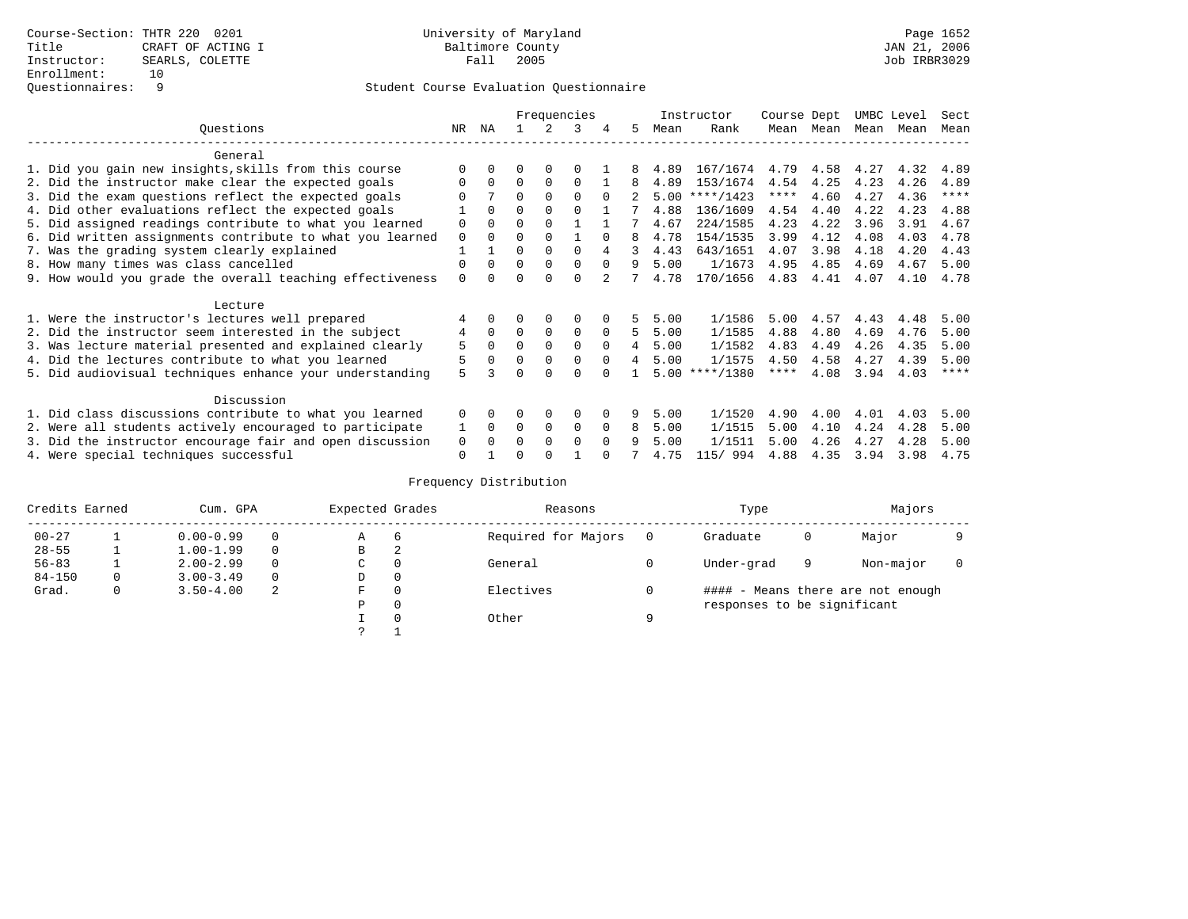Course-Section: THTR 220 0201
Title: CRAFT OF ACTING I
Instructor: SEARLS, COLETTE
Enrollment: 10
Questionnaires: 9

University of Maryland
Baltimore County
Fall 2005

JAN 21, 2006
Job IRBR3029

Student Course Evaluation Questionnaire

| Questions | NR | NA | 1 | 2 | 3 | 4 | 5 | Instructor Mean | Rank | Course Mean | Dept Mean | UMBC Mean | Level Mean | Sect Mean |
|---|---|---|---|---|---|---|---|---|---|---|---|---|---|---|
| **General** | | | | | | | | | | | | | | |
| 1. Did you gain new insights,skills from this course | 0 | 0 | 0 | 0 | 0 | 1 | 8 | 4.89 | 167/1674 | 4.79 | 4.58 | 4.27 | 4.32 | 4.89 |
| 2. Did the instructor make clear the expected goals | 0 | 0 | 0 | 0 | 0 | 1 | 8 | 4.89 | 153/1674 | 4.54 | 4.25 | 4.23 | 4.26 | 4.89 |
| 3. Did the exam questions reflect the expected goals | 0 | 7 | 0 | 0 | 0 | 0 | 2 | 5.00 | ****/1423 | **** | 4.60 | 4.27 | 4.36 | **** |
| 4. Did other evaluations reflect the expected goals | 1 | 0 | 0 | 0 | 0 | 1 | 7 | 4.88 | 136/1609 | 4.54 | 4.40 | 4.22 | 4.23 | 4.88 |
| 5. Did assigned readings contribute to what you learned | 0 | 0 | 0 | 0 | 1 | 1 | 7 | 4.67 | 224/1585 | 4.23 | 4.22 | 3.96 | 3.91 | 4.67 |
| 6. Did written assignments contribute to what you learned | 0 | 0 | 0 | 0 | 1 | 0 | 8 | 4.78 | 154/1535 | 3.99 | 4.12 | 4.08 | 4.03 | 4.78 |
| 7. Was the grading system clearly explained | 1 | 1 | 0 | 0 | 0 | 4 | 3 | 4.43 | 643/1651 | 4.07 | 3.98 | 4.18 | 4.20 | 4.43 |
| 8. How many times was class cancelled | 0 | 0 | 0 | 0 | 0 | 0 | 9 | 5.00 | 1/1673 | 4.95 | 4.85 | 4.69 | 4.67 | 5.00 |
| 9. How would you grade the overall teaching effectiveness | 0 | 0 | 0 | 0 | 0 | 2 | 7 | 4.78 | 170/1656 | 4.83 | 4.41 | 4.07 | 4.10 | 4.78 |
| **Lecture** | | | | | | | | | | | | | | |
| 1. Were the instructor's lectures well prepared | 4 | 0 | 0 | 0 | 0 | 0 | 5 | 5.00 | 1/1586 | 5.00 | 4.57 | 4.43 | 4.48 | 5.00 |
| 2. Did the instructor seem interested in the subject | 4 | 0 | 0 | 0 | 0 | 0 | 5 | 5.00 | 1/1585 | 4.88 | 4.80 | 4.69 | 4.76 | 5.00 |
| 3. Was lecture material presented and explained clearly | 5 | 0 | 0 | 0 | 0 | 0 | 4 | 5.00 | 1/1582 | 4.83 | 4.49 | 4.26 | 4.35 | 5.00 |
| 4. Did the lectures contribute to what you learned | 5 | 0 | 0 | 0 | 0 | 0 | 4 | 5.00 | 1/1575 | 4.50 | 4.58 | 4.27 | 4.39 | 5.00 |
| 5. Did audiovisual techniques enhance your understanding | 5 | 3 | 0 | 0 | 0 | 0 | 1 | 5.00 | ****/1380 | **** | 4.08 | 3.94 | 4.03 | **** |
| **Discussion** | | | | | | | | | | | | | | |
| 1. Did class discussions contribute to what you learned | 0 | 0 | 0 | 0 | 0 | 0 | 9 | 5.00 | 1/1520 | 4.90 | 4.00 | 4.01 | 4.03 | 5.00 |
| 2. Were all students actively encouraged to participate | 1 | 0 | 0 | 0 | 0 | 0 | 8 | 5.00 | 1/1515 | 5.00 | 4.10 | 4.24 | 4.28 | 5.00 |
| 3. Did the instructor encourage fair and open discussion | 0 | 0 | 0 | 0 | 0 | 0 | 9 | 5.00 | 1/1511 | 5.00 | 4.26 | 4.27 | 4.28 | 5.00 |
| 4. Were special techniques successful | 0 | 1 | 0 | 0 | 1 | 0 | 7 | 4.75 | 115/ 994 | 4.88 | 4.35 | 3.94 | 3.98 | 4.75 |

Frequency Distribution

| Credits Earned | | Cum. GPA | | Expected Grades | | Reasons | | Type | | Majors | |
|---|---|---|---|---|---|---|---|---|---|---|---|
| 00-27 | 1 | 0.00-0.99 | 0 | A | 6 | Required for Majors | 0 | Graduate | 0 | Major | 9 |
| 28-55 | 1 | 1.00-1.99 | 0 | B | 2 | | | | | | |
| 56-83 | 1 | 2.00-2.99 | 0 | C | 0 | General | 0 | Under-grad | 9 | Non-major | 0 |
| 84-150 | 0 | 3.00-3.49 | 0 | D | 0 | | | | | | |
| Grad. | 0 | 3.50-4.00 | 2 | F | 0 | Electives | 0 | #### - Means there are not enough responses to be significant | | | |
| | | | | P | 0 | | | | | | |
| | | | | I | 0 | Other | 9 | | | | |
| | | | | ? | 1 | | | | | | |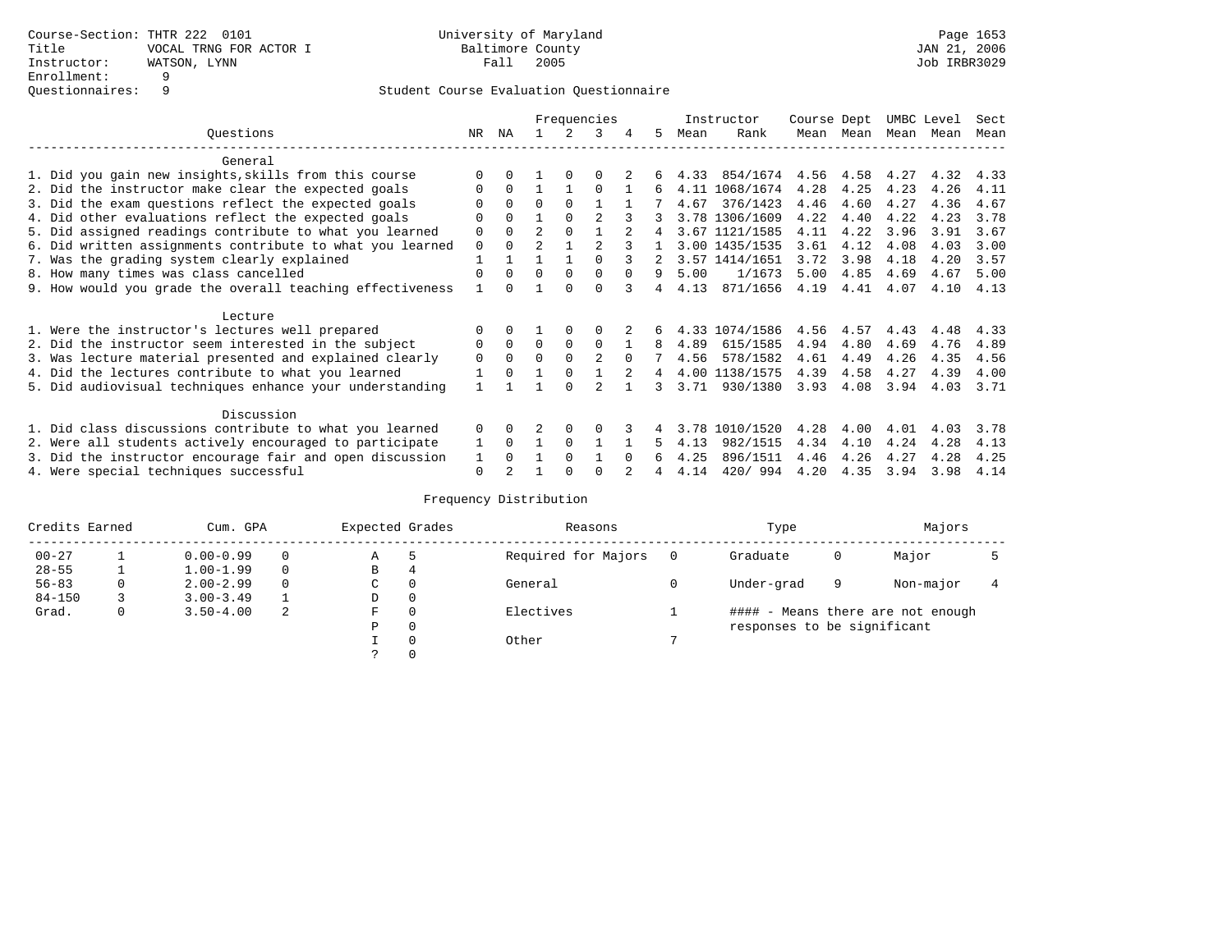Course-Section: THTR 222 0101
Title: VOCAL TRNG FOR ACTOR I
Instructor: WATSON, LYNN
Enrollment: 9
Questionnaires: 9

University of Maryland
Baltimore County
Fall 2005

JAN 21, 2006
Job IRBR3029

Student Course Evaluation Questionnaire

| Questions | NR | NA | 1 | 2 | 3 | 4 | 5 | Instructor Mean | Instructor Rank | Course Mean | Dept Mean | UMBC Mean | Level Mean | Sect Mean |
|---|---|---|---|---|---|---|---|---|---|---|---|---|---|---|
| **General** | | | | | | | | | | | | | | |
| 1. Did you gain new insights,skills from this course | 0 | 0 | 1 | 0 | 0 | 2 | 6 | 4.33 | 854/1674 | 4.56 | 4.58 | 4.27 | 4.32 | 4.33 |
| 2. Did the instructor make clear the expected goals | 0 | 0 | 1 | 1 | 0 | 1 | 6 | 4.11 | 1068/1674 | 4.28 | 4.25 | 4.23 | 4.26 | 4.11 |
| 3. Did the exam questions reflect the expected goals | 0 | 0 | 0 | 0 | 1 | 1 | 7 | 4.67 | 376/1423 | 4.46 | 4.60 | 4.27 | 4.36 | 4.67 |
| 4. Did other evaluations reflect the expected goals | 0 | 0 | 1 | 0 | 2 | 3 | 3 | 3.78 | 1306/1609 | 4.22 | 4.40 | 4.22 | 4.23 | 3.78 |
| 5. Did assigned readings contribute to what you learned | 0 | 0 | 2 | 0 | 1 | 2 | 4 | 3.67 | 1121/1585 | 4.11 | 4.22 | 3.96 | 3.91 | 3.67 |
| 6. Did written assignments contribute to what you learned | 0 | 0 | 2 | 1 | 2 | 3 | 1 | 3.00 | 1435/1535 | 3.61 | 4.12 | 4.08 | 4.03 | 3.00 |
| 7. Was the grading system clearly explained | 1 | 1 | 1 | 1 | 0 | 3 | 2 | 3.57 | 1414/1651 | 3.72 | 3.98 | 4.18 | 4.20 | 3.57 |
| 8. How many times was class cancelled | 0 | 0 | 0 | 0 | 0 | 0 | 9 | 5.00 | 1/1673 | 5.00 | 4.85 | 4.69 | 4.67 | 5.00 |
| 9. How would you grade the overall teaching effectiveness | 1 | 0 | 1 | 0 | 0 | 3 | 4 | 4.13 | 871/1656 | 4.19 | 4.41 | 4.07 | 4.10 | 4.13 |
| **Lecture** | | | | | | | | | | | | | | |
| 1. Were the instructor's lectures well prepared | 0 | 0 | 1 | 0 | 0 | 2 | 6 | 4.33 | 1074/1586 | 4.56 | 4.57 | 4.43 | 4.48 | 4.33 |
| 2. Did the instructor seem interested in the subject | 0 | 0 | 0 | 0 | 0 | 1 | 8 | 4.89 | 615/1585 | 4.94 | 4.80 | 4.69 | 4.76 | 4.89 |
| 3. Was lecture material presented and explained clearly | 0 | 0 | 0 | 0 | 2 | 0 | 7 | 4.56 | 578/1582 | 4.61 | 4.49 | 4.26 | 4.35 | 4.56 |
| 4. Did the lectures contribute to what you learned | 1 | 0 | 1 | 0 | 1 | 2 | 4 | 4.00 | 1138/1575 | 4.39 | 4.58 | 4.27 | 4.39 | 4.00 |
| 5. Did audiovisual techniques enhance your understanding | 1 | 1 | 1 | 0 | 2 | 1 | 3 | 3.71 | 930/1380 | 3.93 | 4.08 | 3.94 | 4.03 | 3.71 |
| **Discussion** | | | | | | | | | | | | | | |
| 1. Did class discussions contribute to what you learned | 0 | 0 | 2 | 0 | 0 | 3 | 4 | 3.78 | 1010/1520 | 4.28 | 4.00 | 4.01 | 4.03 | 3.78 |
| 2. Were all students actively encouraged to participate | 1 | 0 | 1 | 0 | 1 | 1 | 5 | 4.13 | 982/1515 | 4.34 | 4.10 | 4.24 | 4.28 | 4.13 |
| 3. Did the instructor encourage fair and open discussion | 1 | 0 | 1 | 0 | 1 | 0 | 6 | 4.25 | 896/1511 | 4.46 | 4.26 | 4.27 | 4.28 | 4.25 |
| 4. Were special techniques successful | 0 | 2 | 1 | 0 | 0 | 2 | 4 | 4.14 | 420/ 994 | 4.20 | 4.35 | 3.94 | 3.98 | 4.14 |

Frequency Distribution

| Credits Earned | | Cum. GPA | | Expected Grades | | Reasons | | Type | | Majors | |
|---|---|---|---|---|---|---|---|---|---|---|---|
| 00-27 | 1 | 0.00-0.99 | 0 | A | 5 | Required for Majors | 0 | Graduate | 0 | Major | 5 |
| 28-55 | 1 | 1.00-1.99 | 0 | B | 4 | | | | | | |
| 56-83 | 0 | 2.00-2.99 | 0 | C | 0 | General | 0 | Under-grad | 9 | Non-major | 4 |
| 84-150 | 3 | 3.00-3.49 | 1 | D | 0 | | | | | | |
| Grad. | 0 | 3.50-4.00 | 2 | F | 0 | Electives | 1 | #### - Means there are not enough responses to be significant | | | |
| | | | | P | 0 | | | | | | |
| | | | | I | 0 | Other | 7 | | | | |
| | | | | ? | 0 | | | | | | |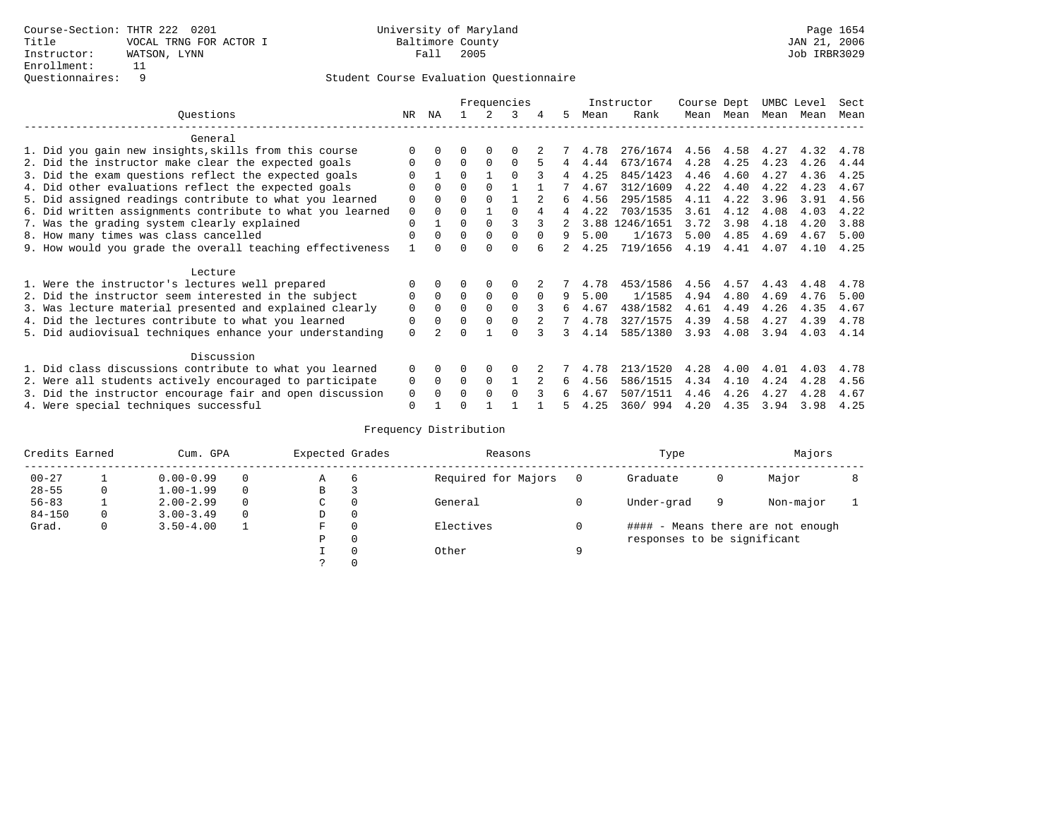Course-Section: THTR 222 0201
Title: VOCAL TRNG FOR ACTOR I
Instructor: WATSON, LYNN
Enrollment: 11
Questionnaires: 9

University of Maryland
Baltimore County
Fall 2005

JAN 21, 2006
Job IRBR3029

Student Course Evaluation Questionnaire

| Questions | NR | NA | 1 | 2 | 3 | 4 | 5 | Instructor Mean | Instructor Rank | Course Mean | Dept Mean | UMBC Mean | Level Mean | Sect Mean |
|---|---|---|---|---|---|---|---|---|---|---|---|---|---|---|
| **General** | | | | | | | | | | | | | | |
| 1. Did you gain new insights,skills from this course | 0 | 0 | 0 | 0 | 0 | 2 | 7 | 4.78 | 276/1674 | 4.56 | 4.58 | 4.27 | 4.32 | 4.78 |
| 2. Did the instructor make clear the expected goals | 0 | 0 | 0 | 0 | 0 | 5 | 4 | 4.44 | 673/1674 | 4.28 | 4.25 | 4.23 | 4.26 | 4.44 |
| 3. Did the exam questions reflect the expected goals | 0 | 1 | 0 | 1 | 0 | 3 | 4 | 4.25 | 845/1423 | 4.46 | 4.60 | 4.27 | 4.36 | 4.25 |
| 4. Did other evaluations reflect the expected goals | 0 | 0 | 0 | 0 | 1 | 1 | 7 | 4.67 | 312/1609 | 4.22 | 4.40 | 4.22 | 4.23 | 4.67 |
| 5. Did assigned readings contribute to what you learned | 0 | 0 | 0 | 0 | 1 | 2 | 6 | 4.56 | 295/1585 | 4.11 | 4.22 | 3.96 | 3.91 | 4.56 |
| 6. Did written assignments contribute to what you learned | 0 | 0 | 0 | 1 | 0 | 4 | 4 | 4.22 | 703/1535 | 3.61 | 4.12 | 4.08 | 4.03 | 4.22 |
| 7. Was the grading system clearly explained | 0 | 1 | 0 | 0 | 3 | 3 | 2 | 3.88 | 1246/1651 | 3.72 | 3.98 | 4.18 | 4.20 | 3.88 |
| 8. How many times was class cancelled | 0 | 0 | 0 | 0 | 0 | 0 | 9 | 5.00 | 1/1673 | 5.00 | 4.85 | 4.69 | 4.67 | 5.00 |
| 9. How would you grade the overall teaching effectiveness | 1 | 0 | 0 | 0 | 0 | 6 | 2 | 4.25 | 719/1656 | 4.19 | 4.41 | 4.07 | 4.10 | 4.25 |
| **Lecture** | | | | | | | | | | | | | | |
| 1. Were the instructor's lectures well prepared | 0 | 0 | 0 | 0 | 0 | 2 | 7 | 4.78 | 453/1586 | 4.56 | 4.57 | 4.43 | 4.48 | 4.78 |
| 2. Did the instructor seem interested in the subject | 0 | 0 | 0 | 0 | 0 | 0 | 9 | 5.00 | 1/1585 | 4.94 | 4.80 | 4.69 | 4.76 | 5.00 |
| 3. Was lecture material presented and explained clearly | 0 | 0 | 0 | 0 | 0 | 3 | 6 | 4.67 | 438/1582 | 4.61 | 4.49 | 4.26 | 4.35 | 4.67 |
| 4. Did the lectures contribute to what you learned | 0 | 0 | 0 | 0 | 0 | 2 | 7 | 4.78 | 327/1575 | 4.39 | 4.58 | 4.27 | 4.39 | 4.78 |
| 5. Did audiovisual techniques enhance your understanding | 0 | 2 | 0 | 1 | 0 | 3 | 3 | 4.14 | 585/1380 | 3.93 | 4.08 | 3.94 | 4.03 | 4.14 |
| **Discussion** | | | | | | | | | | | | | | |
| 1. Did class discussions contribute to what you learned | 0 | 0 | 0 | 0 | 0 | 2 | 7 | 4.78 | 213/1520 | 4.28 | 4.00 | 4.01 | 4.03 | 4.78 |
| 2. Were all students actively encouraged to participate | 0 | 0 | 0 | 0 | 1 | 2 | 6 | 4.56 | 586/1515 | 4.34 | 4.10 | 4.24 | 4.28 | 4.56 |
| 3. Did the instructor encourage fair and open discussion | 0 | 0 | 0 | 0 | 0 | 3 | 6 | 4.67 | 507/1511 | 4.46 | 4.26 | 4.27 | 4.28 | 4.67 |
| 4. Were special techniques successful | 0 | 1 | 0 | 1 | 1 | 1 | 5 | 4.25 | 360/ 994 | 4.20 | 4.35 | 3.94 | 3.98 | 4.25 |

Frequency Distribution

| Credits Earned | | Cum. GPA | | Expected Grades | | Reasons | | Type | | Majors | |
|---|---|---|---|---|---|---|---|---|---|---|---|
| 00-27 | 1 | 0.00-0.99 | 0 | A | 6 | Required for Majors | 0 | Graduate | 0 | Major | 8 |
| 28-55 | 0 | 1.00-1.99 | 0 | B | 3 | | | | | | |
| 56-83 | 1 | 2.00-2.99 | 0 | C | 0 | General | 0 | Under-grad | 9 | Non-major | 1 |
| 84-150 | 0 | 3.00-3.49 | 0 | D | 0 | | | | | | |
| Grad. | 0 | 3.50-4.00 | 1 | F | 0 | Electives | 0 | #### - Means there are not enough responses to be significant | | | |
| | | | | P | 0 | | | | | | |
| | | | | I | 0 | Other | 9 | | | | |
| | | | | ? | 0 | | | | | | |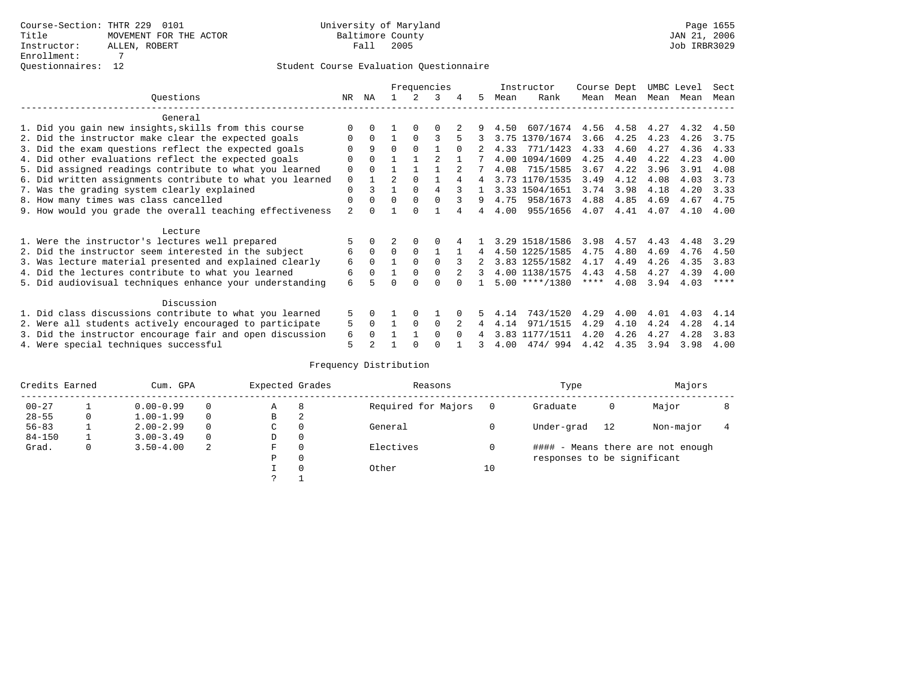Course-Section: THTR 229 0101
Title: MOVEMENT FOR THE ACTOR
Instructor: ALLEN, ROBERT
Enrollment: 7
Questionnaires: 12

University of Maryland
Baltimore County
Fall 2005

Page 1655
JAN 21, 2006
Job IRBR3029

## Student Course Evaluation Questionnaire

| Questions | NR | NA | 1 | 2 | 3 | 4 | 5 | Instructor Mean | Rank | Course Mean | Dept Mean | UMBC Mean | Level Mean | Sect Mean |
|---|---|---|---|---|---|---|---|---|---|---|---|---|---|---|
| **General** | | | | | | | | | | | | | | |
| 1. Did you gain new insights,skills from this course | 0 | 0 | 1 | 0 | 0 | 2 | 9 | 4.50 | 607/1674 | 4.56 | 4.58 | 4.27 | 4.32 | 4.50 |
| 2. Did the instructor make clear the expected goals | 0 | 0 | 1 | 0 | 3 | 5 | 3 | 3.75 | 1370/1674 | 3.66 | 4.25 | 4.23 | 4.26 | 3.75 |
| 3. Did the exam questions reflect the expected goals | 0 | 9 | 0 | 0 | 1 | 0 | 2 | 4.33 | 771/1423 | 4.33 | 4.60 | 4.27 | 4.36 | 4.33 |
| 4. Did other evaluations reflect the expected goals | 0 | 0 | 1 | 1 | 2 | 1 | 7 | 4.00 | 1094/1609 | 4.25 | 4.40 | 4.22 | 4.23 | 4.00 |
| 5. Did assigned readings contribute to what you learned | 0 | 0 | 1 | 1 | 1 | 2 | 7 | 4.08 | 715/1585 | 3.67 | 4.22 | 3.96 | 3.91 | 4.08 |
| 6. Did written assignments contribute to what you learned | 0 | 1 | 2 | 0 | 1 | 4 | 4 | 3.73 | 1170/1535 | 3.49 | 4.12 | 4.08 | 4.03 | 3.73 |
| 7. Was the grading system clearly explained | 0 | 3 | 1 | 0 | 4 | 3 | 1 | 3.33 | 1504/1651 | 3.74 | 3.98 | 4.18 | 4.20 | 3.33 |
| 8. How many times was class cancelled | 0 | 0 | 0 | 0 | 0 | 3 | 9 | 4.75 | 958/1673 | 4.88 | 4.85 | 4.69 | 4.67 | 4.75 |
| 9. How would you grade the overall teaching effectiveness | 2 | 0 | 1 | 0 | 1 | 4 | 4 | 4.00 | 955/1656 | 4.07 | 4.41 | 4.07 | 4.10 | 4.00 |
| **Lecture** | | | | | | | | | | | | | | |
| 1. Were the instructor's lectures well prepared | 5 | 0 | 2 | 0 | 0 | 4 | 1 | 3.29 | 1518/1586 | 3.98 | 4.57 | 4.43 | 4.48 | 3.29 |
| 2. Did the instructor seem interested in the subject | 6 | 0 | 0 | 0 | 1 | 1 | 4 | 4.50 | 1225/1585 | 4.75 | 4.80 | 4.69 | 4.76 | 4.50 |
| 3. Was lecture material presented and explained clearly | 6 | 0 | 1 | 0 | 0 | 3 | 2 | 3.83 | 1255/1582 | 4.17 | 4.49 | 4.26 | 4.35 | 3.83 |
| 4. Did the lectures contribute to what you learned | 6 | 0 | 1 | 0 | 0 | 2 | 3 | 4.00 | 1138/1575 | 4.43 | 4.58 | 4.27 | 4.39 | 4.00 |
| 5. Did audiovisual techniques enhance your understanding | 6 | 5 | 0 | 0 | 0 | 0 | 1 | 5.00 | ****/1380 | **** | 4.08 | 3.94 | 4.03 | **** |
| **Discussion** | | | | | | | | | | | | | | |
| 1. Did class discussions contribute to what you learned | 5 | 0 | 1 | 0 | 1 | 0 | 5 | 4.14 | 743/1520 | 4.29 | 4.00 | 4.01 | 4.03 | 4.14 |
| 2. Were all students actively encouraged to participate | 5 | 0 | 1 | 0 | 0 | 2 | 4 | 4.14 | 971/1515 | 4.29 | 4.10 | 4.24 | 4.28 | 4.14 |
| 3. Did the instructor encourage fair and open discussion | 6 | 0 | 1 | 1 | 0 | 0 | 4 | 3.83 | 1177/1511 | 4.20 | 4.26 | 4.27 | 4.28 | 3.83 |
| 4. Were special techniques successful | 5 | 2 | 1 | 0 | 0 | 1 | 3 | 4.00 | 474/ 994 | 4.42 | 4.35 | 3.94 | 3.98 | 4.00 |

## Frequency Distribution

| Credits Earned | | Cum. GPA | | Expected Grades | | Reasons | | Type | | Majors | |
|---|---|---|---|---|---|---|---|---|---|---|---|
| 00-27 | 1 | 0.00-0.99 | 0 | A | 8 | Required for Majors | 0 | Graduate | 0 | Major | 8 |
| 28-55 | 0 | 1.00-1.99 | 0 | B | 2 | | | | | | |
| 56-83 | 1 | 2.00-2.99 | 0 | C | 0 | General | 0 | Under-grad | 12 | Non-major | 4 |
| 84-150 | 1 | 3.00-3.49 | 0 | D | 0 | | | | | | |
| Grad. | 0 | 3.50-4.00 | 2 | F | 0 | Electives | 0 | | | | |
| | | | | P | 0 | | | | | | |
| | | | | I | 0 | Other | 10 | | | | |
| | | | | ? | 1 | | | | | | |

#### - Means there are not enough responses to be significant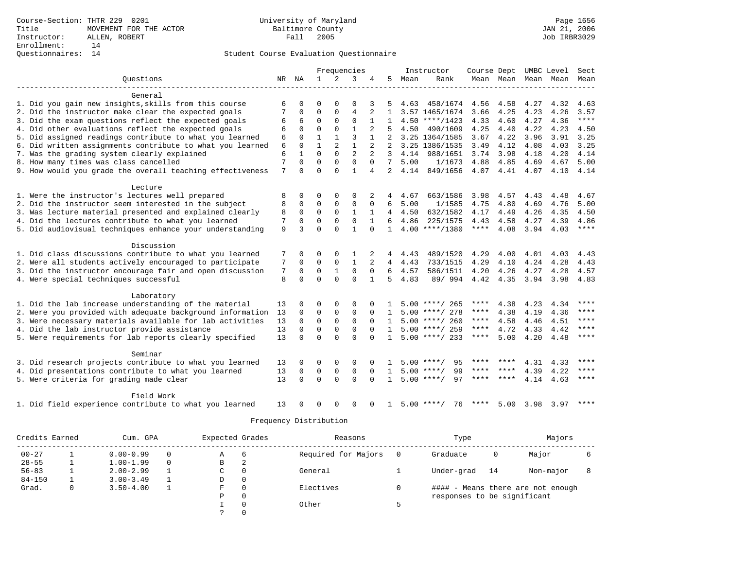Course-Section: THTR 229 0201
Title: MOVEMENT FOR THE ACTOR
Instructor: ALLEN, ROBERT
Enrollment: 14
Questionnaires: 14

University of Maryland
Baltimore County
Fall 2005

Page 1656
JAN 21, 2006
Job IRBR3029

Student Course Evaluation Questionnaire

| Questions | NR | NA | 1 | 2 | 3 | 4 | 5 | Instructor Mean | Instructor Rank | Course Mean | Dept Mean | UMBC Mean | Level Mean | Sect Mean |
|---|---|---|---|---|---|---|---|---|---|---|---|---|---|---|
| **General** | | | | | | | | | | | | | | |
| 1. Did you gain new insights,skills from this course | 6 | 0 | 0 | 0 | 0 | 3 | 5 | 4.63 | 458/1674 | 4.56 | 4.58 | 4.27 | 4.32 | 4.63 |
| 2. Did the instructor make clear the expected goals | 7 | 0 | 0 | 0 | 4 | 2 | 1 | 3.57 | 1465/1674 | 3.66 | 4.25 | 4.23 | 4.26 | 3.57 |
| 3. Did the exam questions reflect the expected goals | 6 | 6 | 0 | 0 | 0 | 1 | 1 | 4.50 | ****/1423 | 4.33 | 4.60 | 4.27 | 4.36 | **** |
| 4. Did other evaluations reflect the expected goals | 6 | 0 | 0 | 0 | 1 | 2 | 5 | 4.50 | 490/1609 | 4.25 | 4.40 | 4.22 | 4.23 | 4.50 |
| 5. Did assigned readings contribute to what you learned | 6 | 0 | 1 | 1 | 3 | 1 | 2 | 3.25 | 1364/1585 | 3.67 | 4.22 | 3.96 | 3.91 | 3.25 |
| 6. Did written assignments contribute to what you learned | 6 | 0 | 1 | 2 | 1 | 2 | 2 | 3.25 | 1386/1535 | 3.49 | 4.12 | 4.08 | 4.03 | 3.25 |
| 7. Was the grading system clearly explained | 6 | 1 | 0 | 0 | 2 | 2 | 3 | 4.14 | 988/1651 | 3.74 | 3.98 | 4.18 | 4.20 | 4.14 |
| 8. How many times was class cancelled | 7 | 0 | 0 | 0 | 0 | 0 | 7 | 5.00 | 1/1673 | 4.88 | 4.85 | 4.69 | 4.67 | 5.00 |
| 9. How would you grade the overall teaching effectiveness | 7 | 0 | 0 | 0 | 1 | 4 | 2 | 4.14 | 849/1656 | 4.07 | 4.41 | 4.07 | 4.10 | 4.14 |
| **Lecture** | | | | | | | | | | | | | | |
| 1. Were the instructor's lectures well prepared | 8 | 0 | 0 | 0 | 0 | 2 | 4 | 4.67 | 663/1586 | 3.98 | 4.57 | 4.43 | 4.48 | 4.67 |
| 2. Did the instructor seem interested in the subject | 8 | 0 | 0 | 0 | 0 | 0 | 6 | 5.00 | 1/1585 | 4.75 | 4.80 | 4.69 | 4.76 | 5.00 |
| 3. Was lecture material presented and explained clearly | 8 | 0 | 0 | 0 | 1 | 1 | 4 | 4.50 | 632/1582 | 4.17 | 4.49 | 4.26 | 4.35 | 4.50 |
| 4. Did the lectures contribute to what you learned | 7 | 0 | 0 | 0 | 0 | 1 | 6 | 4.86 | 225/1575 | 4.43 | 4.58 | 4.27 | 4.39 | 4.86 |
| 5. Did audiovisual techniques enhance your understanding | 9 | 3 | 0 | 0 | 1 | 0 | 1 | 4.00 | ****/1380 | **** | 4.08 | 3.94 | 4.03 | **** |
| **Discussion** | | | | | | | | | | | | | | |
| 1. Did class discussions contribute to what you learned | 7 | 0 | 0 | 0 | 1 | 2 | 4 | 4.43 | 489/1520 | 4.29 | 4.00 | 4.01 | 4.03 | 4.43 |
| 2. Were all students actively encouraged to participate | 7 | 0 | 0 | 0 | 1 | 2 | 4 | 4.43 | 733/1515 | 4.29 | 4.10 | 4.24 | 4.28 | 4.43 |
| 3. Did the instructor encourage fair and open discussion | 7 | 0 | 0 | 1 | 0 | 0 | 6 | 4.57 | 586/1511 | 4.20 | 4.26 | 4.27 | 4.28 | 4.57 |
| 4. Were special techniques successful | 8 | 0 | 0 | 0 | 0 | 1 | 5 | 4.83 | 89/ 994 | 4.42 | 4.35 | 3.94 | 3.98 | 4.83 |
| **Laboratory** | | | | | | | | | | | | | | |
| 1. Did the lab increase understanding of the material | 13 | 0 | 0 | 0 | 0 | 0 | 1 | 5.00 | ****/ 265 | **** | 4.38 | 4.23 | 4.34 | **** |
| 2. Were you provided with adequate background information | 13 | 0 | 0 | 0 | 0 | 0 | 1 | 5.00 | ****/ 278 | **** | 4.38 | 4.19 | 4.36 | **** |
| 3. Were necessary materials available for lab activities | 13 | 0 | 0 | 0 | 0 | 0 | 1 | 5.00 | ****/ 260 | **** | 4.58 | 4.46 | 4.51 | **** |
| 4. Did the lab instructor provide assistance | 13 | 0 | 0 | 0 | 0 | 0 | 1 | 5.00 | ****/ 259 | **** | 4.72 | 4.33 | 4.42 | **** |
| 5. Were requirements for lab reports clearly specified | 13 | 0 | 0 | 0 | 0 | 0 | 1 | 5.00 | ****/ 233 | **** | 5.00 | 4.20 | 4.48 | **** |
| **Seminar** | | | | | | | | | | | | | | |
| 3. Did research projects contribute to what you learned | 13 | 0 | 0 | 0 | 0 | 0 | 1 | 5.00 | ****/ 95 | **** | **** | 4.31 | 4.33 | **** |
| 4. Did presentations contribute to what you learned | 13 | 0 | 0 | 0 | 0 | 0 | 1 | 5.00 | ****/ 99 | **** | **** | 4.39 | 4.22 | **** |
| 5. Were criteria for grading made clear | 13 | 0 | 0 | 0 | 0 | 0 | 1 | 5.00 | ****/ 97 | **** | **** | 4.14 | 4.63 | **** |
| **Field Work** | | | | | | | | | | | | | | |
| 1. Did field experience contribute to what you learned | 13 | 0 | 0 | 0 | 0 | 0 | 1 | 5.00 | ****/ 76 | **** | 5.00 | 3.98 | 3.97 | **** |

Frequency Distribution

| Credits Earned | | Cum. GPA | | Expected Grades | | Reasons | | Type | | Majors | |
|---|---|---|---|---|---|---|---|---|---|---|---|
| 00-27 | 1 | 0.00-0.99 | 0 | A | 6 | Required for Majors | 0 | Graduate | 0 | Major | 6 |
| 28-55 | 1 | 1.00-1.99 | 0 | B | 2 | | | | | | |
| 56-83 | 1 | 2.00-2.99 | 1 | C | 0 | General | 1 | Under-grad | 14 | Non-major | 8 |
| 84-150 | 1 | 3.00-3.49 | 1 | D | 0 | | | | | | |
| Grad. | 0 | 3.50-4.00 | 1 | F | 0 | Electives | 0 | #### - Means there are not enough responses to be significant | | | |
| | | | | P | 0 | | | | | | |
| | | | | I | 0 | Other | 5 | | | | |
| | | | | ? | 0 | | | | | | |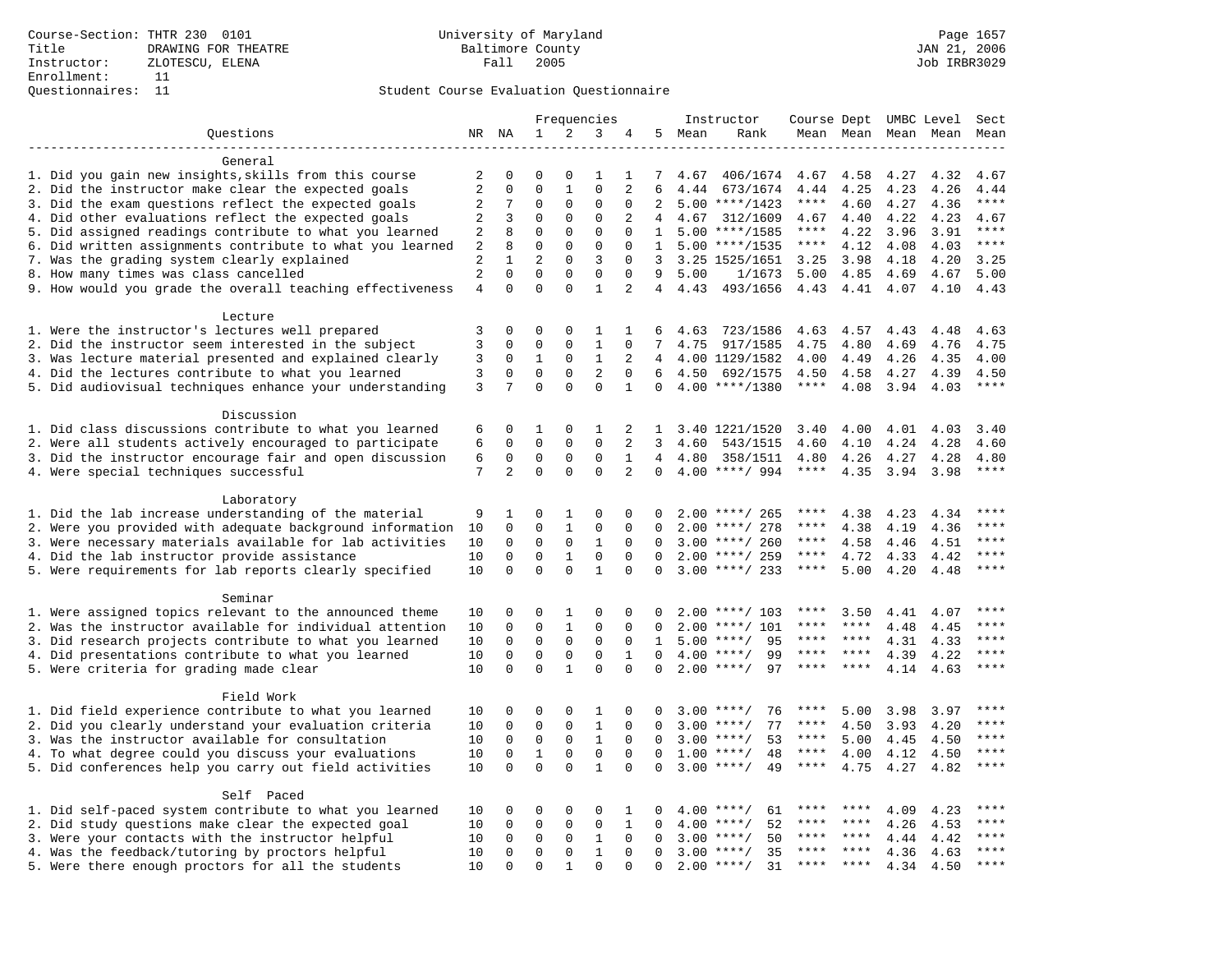Course-Section: THTR 230 0101
Title: DRAWING FOR THEATRE
Instructor: ZLOTESCU, ELENA
Enrollment: 11
Questionnaires: 11

University of Maryland
Baltimore County
Fall 2005

JAN 21, 2006
Job IRBR3029

Student Course Evaluation Questionnaire

| Questions | NR | NA | 1 | 2 | 3 | 4 | 5 | Instructor Mean | Rank | Course Mean | Dept Mean | UMBC Mean | Level Mean | Sect Mean |
|---|---|---|---|---|---|---|---|---|---|---|---|---|---|---|
| **General** | | | | | | | | | | | | | | |
| 1. Did you gain new insights,skills from this course | 2 | 0 | 0 | 0 | 1 | 1 | 7 | 4.67 | 406/1674 | 4.67 | 4.58 | 4.27 | 4.32 | 4.67 |
| 2. Did the instructor make clear the expected goals | 2 | 0 | 0 | 1 | 0 | 2 | 6 | 4.44 | 673/1674 | 4.44 | 4.25 | 4.23 | 4.26 | 4.44 |
| 3. Did the exam questions reflect the expected goals | 2 | 7 | 0 | 0 | 0 | 0 | 2 | 5.00 | ****/1423 | **** | 4.60 | 4.27 | 4.36 | **** |
| 4. Did other evaluations reflect the expected goals | 2 | 3 | 0 | 0 | 0 | 2 | 4 | 4.67 | 312/1609 | 4.67 | 4.40 | 4.22 | 4.23 | 4.67 |
| 5. Did assigned readings contribute to what you learned | 2 | 8 | 0 | 0 | 0 | 0 | 1 | 5.00 | ****/1585 | **** | 4.22 | 3.96 | 3.91 | **** |
| 6. Did written assignments contribute to what you learned | 2 | 8 | 0 | 0 | 0 | 0 | 1 | 5.00 | ****/1535 | **** | 4.12 | 4.08 | 4.03 | **** |
| 7. Was the grading system clearly explained | 2 | 1 | 2 | 0 | 3 | 0 | 3 | 3.25 | 1525/1651 | 3.25 | 3.98 | 4.18 | 4.20 | 3.25 |
| 8. How many times was class cancelled | 2 | 0 | 0 | 0 | 0 | 0 | 9 | 5.00 | 1/1673 | 5.00 | 4.85 | 4.69 | 4.67 | 5.00 |
| 9. How would you grade the overall teaching effectiveness | 4 | 0 | 0 | 0 | 1 | 2 | 4 | 4.43 | 493/1656 | 4.43 | 4.41 | 4.07 | 4.10 | 4.43 |
| **Lecture** | | | | | | | | | | | | | | |
| 1. Were the instructor's lectures well prepared | 3 | 0 | 0 | 0 | 1 | 1 | 6 | 4.63 | 723/1586 | 4.63 | 4.57 | 4.43 | 4.48 | 4.63 |
| 2. Did the instructor seem interested in the subject | 3 | 0 | 0 | 0 | 1 | 0 | 7 | 4.75 | 917/1585 | 4.75 | 4.80 | 4.69 | 4.76 | 4.75 |
| 3. Was lecture material presented and explained clearly | 3 | 0 | 1 | 0 | 1 | 2 | 4 | 4.00 | 1129/1582 | 4.00 | 4.49 | 4.26 | 4.35 | 4.00 |
| 4. Did the lectures contribute to what you learned | 3 | 0 | 0 | 0 | 2 | 0 | 6 | 4.50 | 692/1575 | 4.50 | 4.58 | 4.27 | 4.39 | 4.50 |
| 5. Did audiovisual techniques enhance your understanding | 3 | 7 | 0 | 0 | 0 | 1 | 0 | 4.00 | ****/1380 | **** | 4.08 | 3.94 | 4.03 | **** |
| **Discussion** | | | | | | | | | | | | | | |
| 1. Did class discussions contribute to what you learned | 6 | 0 | 1 | 0 | 1 | 2 | 1 | 3.40 | 1221/1520 | 3.40 | 4.00 | 4.01 | 4.03 | 3.40 |
| 2. Were all students actively encouraged to participate | 6 | 0 | 0 | 0 | 0 | 2 | 3 | 4.60 | 543/1515 | 4.60 | 4.10 | 4.24 | 4.28 | 4.60 |
| 3. Did the instructor encourage fair and open discussion | 6 | 0 | 0 | 0 | 0 | 1 | 4 | 4.80 | 358/1511 | 4.80 | 4.26 | 4.27 | 4.28 | 4.80 |
| 4. Were special techniques successful | 7 | 2 | 0 | 0 | 0 | 2 | 0 | 4.00 | ****/ 994 | **** | 4.35 | 3.94 | 3.98 | **** |
| **Laboratory** | | | | | | | | | | | | | | |
| 1. Did the lab increase understanding of the material | 9 | 1 | 0 | 1 | 0 | 0 | 0 | 2.00 | ****/ 265 | **** | 4.38 | 4.23 | 4.34 | **** |
| 2. Were you provided with adequate background information | 10 | 0 | 0 | 1 | 0 | 0 | 0 | 2.00 | ****/ 278 | **** | 4.38 | 4.19 | 4.36 | **** |
| 3. Were necessary materials available for lab activities | 10 | 0 | 0 | 0 | 1 | 0 | 0 | 3.00 | ****/ 260 | **** | 4.58 | 4.46 | 4.51 | **** |
| 4. Did the lab instructor provide assistance | 10 | 0 | 0 | 1 | 0 | 0 | 0 | 2.00 | ****/ 259 | **** | 4.72 | 4.33 | 4.42 | **** |
| 5. Were requirements for lab reports clearly specified | 10 | 0 | 0 | 0 | 1 | 0 | 0 | 3.00 | ****/ 233 | **** | 5.00 | 4.20 | 4.48 | **** |
| **Seminar** | | | | | | | | | | | | | | |
| 1. Were assigned topics relevant to the announced theme | 10 | 0 | 0 | 1 | 0 | 0 | 0 | 2.00 | ****/ 103 | **** | 3.50 | 4.41 | 4.07 | **** |
| 2. Was the instructor available for individual attention | 10 | 0 | 0 | 1 | 0 | 0 | 0 | 2.00 | ****/ 101 | **** | **** | 4.48 | 4.45 | **** |
| 3. Did research projects contribute to what you learned | 10 | 0 | 0 | 0 | 0 | 0 | 1 | 5.00 | ****/ 95 | **** | **** | 4.31 | 4.33 | **** |
| 4. Did presentations contribute to what you learned | 10 | 0 | 0 | 0 | 0 | 1 | 0 | 4.00 | ****/ 99 | **** | **** | 4.39 | 4.22 | **** |
| 5. Were criteria for grading made clear | 10 | 0 | 0 | 1 | 0 | 0 | 0 | 2.00 | ****/ 97 | **** | **** | 4.14 | 4.63 | **** |
| **Field Work** | | | | | | | | | | | | | | |
| 1. Did field experience contribute to what you learned | 10 | 0 | 0 | 0 | 1 | 0 | 0 | 3.00 | ****/ 76 | **** | 5.00 | 3.98 | 3.97 | **** |
| 2. Did you clearly understand your evaluation criteria | 10 | 0 | 0 | 0 | 1 | 0 | 0 | 3.00 | ****/ 77 | **** | 4.50 | 3.93 | 4.20 | **** |
| 3. Was the instructor available for consultation | 10 | 0 | 0 | 0 | 1 | 0 | 0 | 3.00 | ****/ 53 | **** | 5.00 | 4.45 | 4.50 | **** |
| 4. To what degree could you discuss your evaluations | 10 | 0 | 1 | 0 | 0 | 0 | 0 | 1.00 | ****/ 48 | **** | 4.00 | 4.12 | 4.50 | **** |
| 5. Did conferences help you carry out field activities | 10 | 0 | 0 | 0 | 1 | 0 | 0 | 3.00 | ****/ 49 | **** | 4.75 | 4.27 | 4.82 | **** |
| **Self Paced** | | | | | | | | | | | | | | |
| 1. Did self-paced system contribute to what you learned | 10 | 0 | 0 | 0 | 0 | 1 | 0 | 4.00 | ****/ 61 | **** | **** | 4.09 | 4.23 | **** |
| 2. Did study questions make clear the expected goal | 10 | 0 | 0 | 0 | 0 | 1 | 0 | 4.00 | ****/ 52 | **** | **** | 4.26 | 4.53 | **** |
| 3. Were your contacts with the instructor helpful | 10 | 0 | 0 | 0 | 1 | 0 | 0 | 3.00 | ****/ 50 | **** | **** | 4.44 | 4.42 | **** |
| 4. Was the feedback/tutoring by proctors helpful | 10 | 0 | 0 | 0 | 1 | 0 | 0 | 3.00 | ****/ 35 | **** | **** | 4.36 | 4.63 | **** |
| 5. Were there enough proctors for all the students | 10 | 0 | 0 | 1 | 0 | 0 | 0 | 2.00 | ****/ 31 | **** | **** | 4.34 | 4.50 | **** |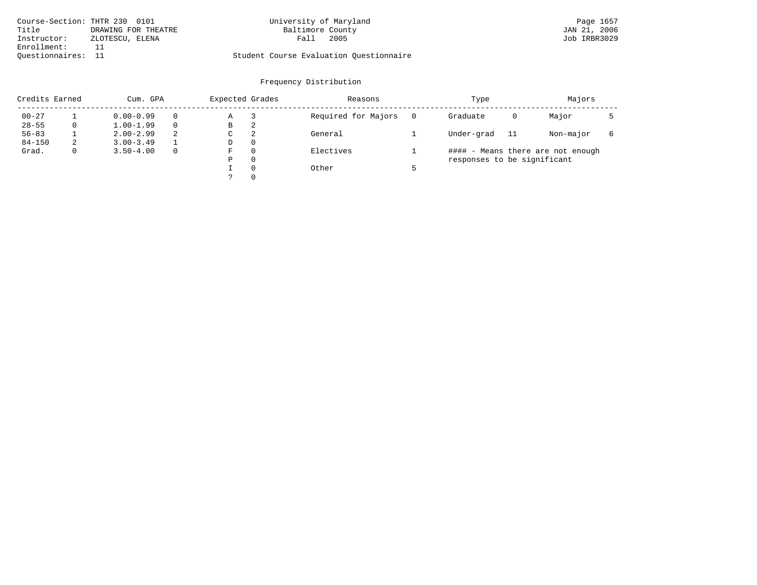Course-Section: THTR 230 0101
Title DRAWING FOR THEATRE
Instructor: ZLOTESCU, ELENA
Enrollment: 11
Questionnaires: 11

University of Maryland
Baltimore County
Fall 2005

Student Course Evaluation Questionnaire

JAN 21, 2006
Job IRBR3029

## Frequency Distribution

| Credits Earned | | Cum. GPA | | Expected Grades | | Reasons | | Type | | Majors | |
|---|---|---|---|---|---|---|---|---|---|---|---|
| 00-27 | 1 | 0.00-0.99 | 0 | A | 3 | Required for Majors | 0 | Graduate | 0 | Major | 5 |
| 28-55 | 0 | 1.00-1.99 | 0 | B | 2 | | | | | | |
| 56-83 | 1 | 2.00-2.99 | 2 | C | 2 | General | 1 | Under-grad | 11 | Non-major | 6 |
| 84-150 | 2 | 3.00-3.49 | 1 | D | 0 | | | | | | |
| Grad. | 0 | 3.50-4.00 | 0 | F | 0 | Electives | 1 | | | | |
| | | | | P | 0 | | | | | | |
| | | | | I | 0 | Other | 5 | | | | |
| | | | | ? | 0 | | | | | | |

#### - Means there are not enough responses to be significant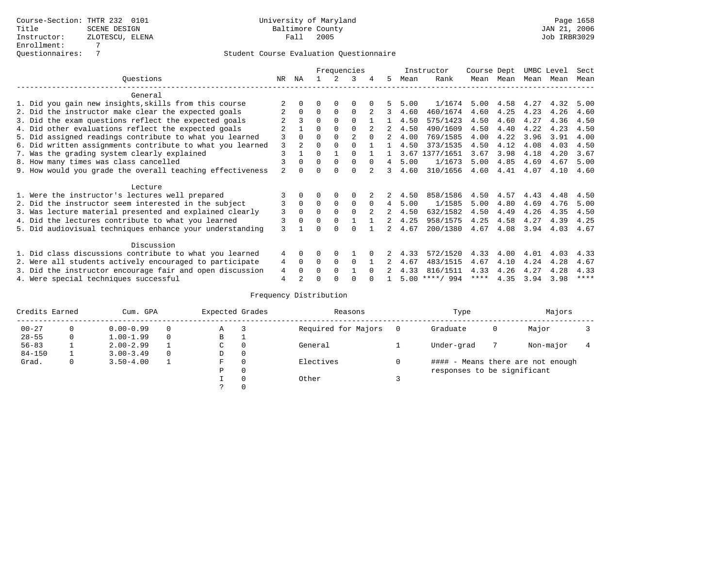Course-Section: THTR 232 0101
Title: SCENE DESIGN
Instructor: ZLOTESCU, ELENA
Enrollment: 7
Questionnaires: 7

University of Maryland
Baltimore County
Fall 2005

Page 1658
JAN 21, 2006
Job IRBR3029

Student Course Evaluation Questionnaire

| Questions | NR | NA | 1 | 2 | 3 | 4 | 5 | Instructor Mean | Instructor Rank | Course Mean | Dept Mean | UMBC Mean | Level Mean | Sect Mean |
|---|---|---|---|---|---|---|---|---|---|---|---|---|---|---|
| **General** | | | | | | | | | | | | | | |
| 1. Did you gain new insights,skills from this course | 2 | 0 | 0 | 0 | 0 | 0 | 5 | 5.00 | 1/1674 | 5.00 | 4.58 | 4.27 | 4.32 | 5.00 |
| 2. Did the instructor make clear the expected goals | 2 | 0 | 0 | 0 | 0 | 2 | 3 | 4.60 | 460/1674 | 4.60 | 4.25 | 4.23 | 4.26 | 4.60 |
| 3. Did the exam questions reflect the expected goals | 2 | 3 | 0 | 0 | 0 | 1 | 1 | 4.50 | 575/1423 | 4.50 | 4.60 | 4.27 | 4.36 | 4.50 |
| 4. Did other evaluations reflect the expected goals | 2 | 1 | 0 | 0 | 0 | 2 | 2 | 4.50 | 490/1609 | 4.50 | 4.40 | 4.22 | 4.23 | 4.50 |
| 5. Did assigned readings contribute to what you learned | 3 | 0 | 0 | 0 | 2 | 0 | 2 | 4.00 | 769/1585 | 4.00 | 4.22 | 3.96 | 3.91 | 4.00 |
| 6. Did written assignments contribute to what you learned | 3 | 2 | 0 | 0 | 0 | 1 | 1 | 4.50 | 373/1535 | 4.50 | 4.12 | 4.08 | 4.03 | 4.50 |
| 7. Was the grading system clearly explained | 3 | 1 | 0 | 1 | 0 | 1 | 1 | 3.67 | 1377/1651 | 3.67 | 3.98 | 4.18 | 4.20 | 3.67 |
| 8. How many times was class cancelled | 3 | 0 | 0 | 0 | 0 | 0 | 4 | 5.00 | 1/1673 | 5.00 | 4.85 | 4.69 | 4.67 | 5.00 |
| 9. How would you grade the overall teaching effectiveness | 2 | 0 | 0 | 0 | 0 | 2 | 3 | 4.60 | 310/1656 | 4.60 | 4.41 | 4.07 | 4.10 | 4.60 |
| **Lecture** | | | | | | | | | | | | | | |
| 1. Were the instructor's lectures well prepared | 3 | 0 | 0 | 0 | 0 | 2 | 2 | 4.50 | 858/1586 | 4.50 | 4.57 | 4.43 | 4.48 | 4.50 |
| 2. Did the instructor seem interested in the subject | 3 | 0 | 0 | 0 | 0 | 0 | 4 | 5.00 | 1/1585 | 5.00 | 4.80 | 4.69 | 4.76 | 5.00 |
| 3. Was lecture material presented and explained clearly | 3 | 0 | 0 | 0 | 0 | 2 | 2 | 4.50 | 632/1582 | 4.50 | 4.49 | 4.26 | 4.35 | 4.50 |
| 4. Did the lectures contribute to what you learned | 3 | 0 | 0 | 0 | 1 | 1 | 2 | 4.25 | 958/1575 | 4.25 | 4.58 | 4.27 | 4.39 | 4.25 |
| 5. Did audiovisual techniques enhance your understanding | 3 | 1 | 0 | 0 | 0 | 1 | 2 | 4.67 | 200/1380 | 4.67 | 4.08 | 3.94 | 4.03 | 4.67 |
| **Discussion** | | | | | | | | | | | | | | |
| 1. Did class discussions contribute to what you learned | 4 | 0 | 0 | 0 | 1 | 0 | 2 | 4.33 | 572/1520 | 4.33 | 4.00 | 4.01 | 4.03 | 4.33 |
| 2. Were all students actively encouraged to participate | 4 | 0 | 0 | 0 | 0 | 1 | 2 | 4.67 | 483/1515 | 4.67 | 4.10 | 4.24 | 4.28 | 4.67 |
| 3. Did the instructor encourage fair and open discussion | 4 | 0 | 0 | 0 | 1 | 0 | 2 | 4.33 | 816/1511 | 4.33 | 4.26 | 4.27 | 4.28 | 4.33 |
| 4. Were special techniques successful | 4 | 2 | 0 | 0 | 0 | 0 | 1 | 5.00 | ****/ 994 | **** | 4.35 | 3.94 | 3.98 | **** |

## Frequency Distribution

| Credits Earned | | Cum. GPA | | Expected Grades | | Reasons | | Type | | Majors | |
|---|---|---|---|---|---|---|---|---|---|---|---|
| 00-27 | 0 | 0.00-0.99 | 0 | A | 3 | Required for Majors | 0 | Graduate | 0 | Major | 3 |
| 28-55 | 0 | 1.00-1.99 | 0 | B | 1 | | | | | | |
| 56-83 | 1 | 2.00-2.99 | 1 | C | 0 | General | 1 | Under-grad | 7 | Non-major | 4 |
| 84-150 | 1 | 3.00-3.49 | 0 | D | 0 | | | | | | |
| Grad. | 0 | 3.50-4.00 | 1 | F | 0 | Electives | 0 | #### - Means there are not enough responses to be significant | | | |
| | | | | P | 0 | | | | | | |
| | | | | I | 0 | Other | 3 | | | | |
| | | | | ? | 0 | | | | | | |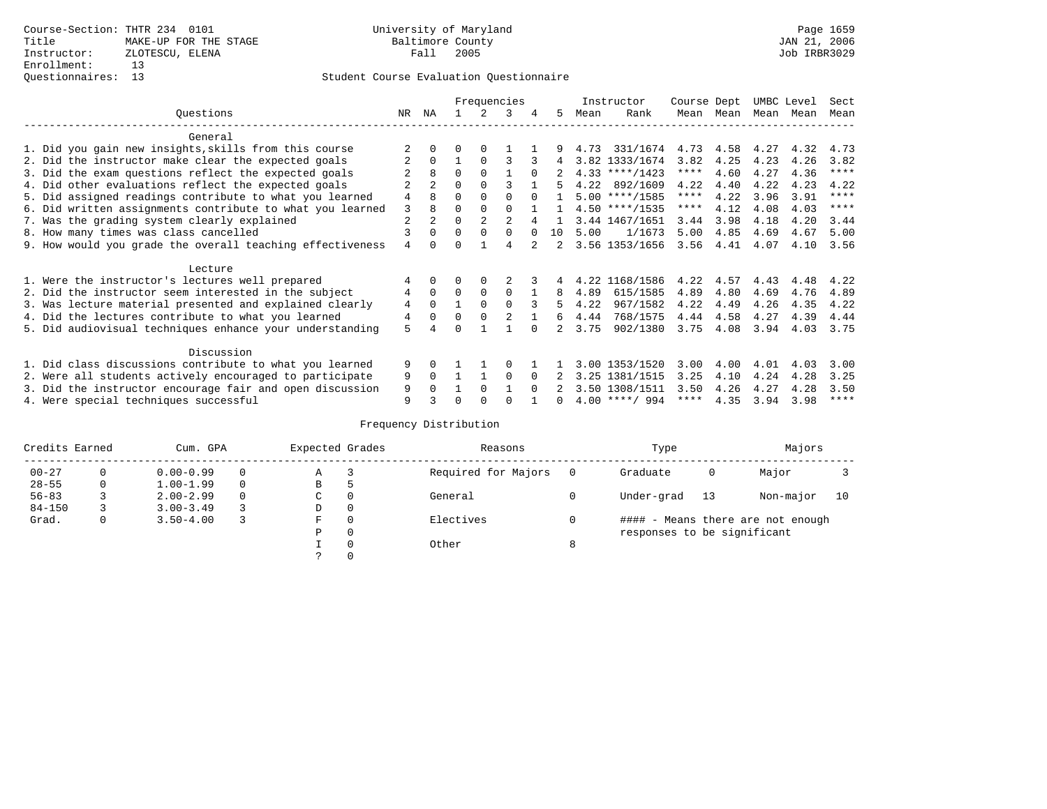Course-Section: THTR 234 0101
Title: MAKE-UP FOR THE STAGE
Instructor: ZLOTESCU, ELENA
Enrollment: 13
Questionnaires: 13

University of Maryland
Baltimore County
Fall 2005

JAN 21, 2006
Job IRBR3029

Student Course Evaluation Questionnaire

| Questions | NR | NA | 1 | 2 | 3 | 4 | 5 | Instructor Mean | Instructor Rank | Course Mean | Dept Mean | UMBC Mean | Level Mean | Sect Mean |
|---|---|---|---|---|---|---|---|---|---|---|---|---|---|---|
| **General** | | | | | | | | | | | | | | |
| 1. Did you gain new insights,skills from this course | 2 | 0 | 0 | 0 | 1 | 1 | 9 | 4.73 | 331/1674 | 4.73 | 4.58 | 4.27 | 4.32 | 4.73 |
| 2. Did the instructor make clear the expected goals | 2 | 0 | 1 | 0 | 3 | 3 | 4 | 3.82 | 1333/1674 | 3.82 | 4.25 | 4.23 | 4.26 | 3.82 |
| 3. Did the exam questions reflect the expected goals | 2 | 8 | 0 | 0 | 1 | 0 | 2 | 4.33 | ****/1423 | **** | 4.60 | 4.27 | 4.36 | **** |
| 4. Did other evaluations reflect the expected goals | 2 | 2 | 0 | 0 | 3 | 1 | 5 | 4.22 | 892/1609 | 4.22 | 4.40 | 4.22 | 4.23 | 4.22 |
| 5. Did assigned readings contribute to what you learned | 4 | 8 | 0 | 0 | 0 | 0 | 1 | 5.00 | ****/1585 | **** | 4.22 | 3.96 | 3.91 | **** |
| 6. Did written assignments contribute to what you learned | 3 | 8 | 0 | 0 | 0 | 1 | 1 | 4.50 | ****/1535 | **** | 4.12 | 4.08 | 4.03 | **** |
| 7. Was the grading system clearly explained | 2 | 2 | 0 | 2 | 2 | 4 | 1 | 3.44 | 1467/1651 | 3.44 | 3.98 | 4.18 | 4.20 | 3.44 |
| 8. How many times was class cancelled | 3 | 0 | 0 | 0 | 0 | 0 | 10 | 5.00 | 1/1673 | 5.00 | 4.85 | 4.69 | 4.67 | 5.00 |
| 9. How would you grade the overall teaching effectiveness | 4 | 0 | 0 | 1 | 4 | 2 | 2 | 3.56 | 1353/1656 | 3.56 | 4.41 | 4.07 | 4.10 | 3.56 |
| **Lecture** | | | | | | | | | | | | | | |
| 1. Were the instructor's lectures well prepared | 4 | 0 | 0 | 0 | 2 | 3 | 4 | 4.22 | 1168/1586 | 4.22 | 4.57 | 4.43 | 4.48 | 4.22 |
| 2. Did the instructor seem interested in the subject | 4 | 0 | 0 | 0 | 0 | 1 | 8 | 4.89 | 615/1585 | 4.89 | 4.80 | 4.69 | 4.76 | 4.89 |
| 3. Was lecture material presented and explained clearly | 4 | 0 | 1 | 0 | 0 | 3 | 5 | 4.22 | 967/1582 | 4.22 | 4.49 | 4.26 | 4.35 | 4.22 |
| 4. Did the lectures contribute to what you learned | 4 | 0 | 0 | 0 | 2 | 1 | 6 | 4.44 | 768/1575 | 4.44 | 4.58 | 4.27 | 4.39 | 4.44 |
| 5. Did audiovisual techniques enhance your understanding | 5 | 4 | 0 | 1 | 1 | 0 | 2 | 3.75 | 902/1380 | 3.75 | 4.08 | 3.94 | 4.03 | 3.75 |
| **Discussion** | | | | | | | | | | | | | | |
| 1. Did class discussions contribute to what you learned | 9 | 0 | 1 | 1 | 0 | 1 | 1 | 3.00 | 1353/1520 | 3.00 | 4.00 | 4.01 | 4.03 | 3.00 |
| 2. Were all students actively encouraged to participate | 9 | 0 | 1 | 1 | 0 | 0 | 2 | 3.25 | 1381/1515 | 3.25 | 4.10 | 4.24 | 4.28 | 3.25 |
| 3. Did the instructor encourage fair and open discussion | 9 | 0 | 1 | 0 | 1 | 0 | 2 | 3.50 | 1308/1511 | 3.50 | 4.26 | 4.27 | 4.28 | 3.50 |
| 4. Were special techniques successful | 9 | 3 | 0 | 0 | 0 | 1 | 0 | 4.00 | ****/ 994 | **** | 4.35 | 3.94 | 3.98 | **** |

Frequency Distribution

| Credits Earned | | Cum. GPA | | Expected Grades | | Reasons | | Type | | Majors | |
|---|---|---|---|---|---|---|---|---|---|---|---|
| 00-27 | 0 | 0.00-0.99 | 0 | A | 3 | Required for Majors | 0 | Graduate | 0 | Major | 3 |
| 28-55 | 0 | 1.00-1.99 | 0 | B | 5 | | | | | | |
| 56-83 | 3 | 2.00-2.99 | 0 | C | 0 | General | 0 | Under-grad | 13 | Non-major | 10 |
| 84-150 | 3 | 3.00-3.49 | 3 | D | 0 | | | | | | |
| Grad. | 0 | 3.50-4.00 | 3 | F | 0 | Electives | 0 | #### - Means there are not enough responses to be significant | | | |
| | | | | P | 0 | | | | | | |
| | | | | I | 0 | Other | 8 | | | | |
| | | | | ? | 0 | | | | | | |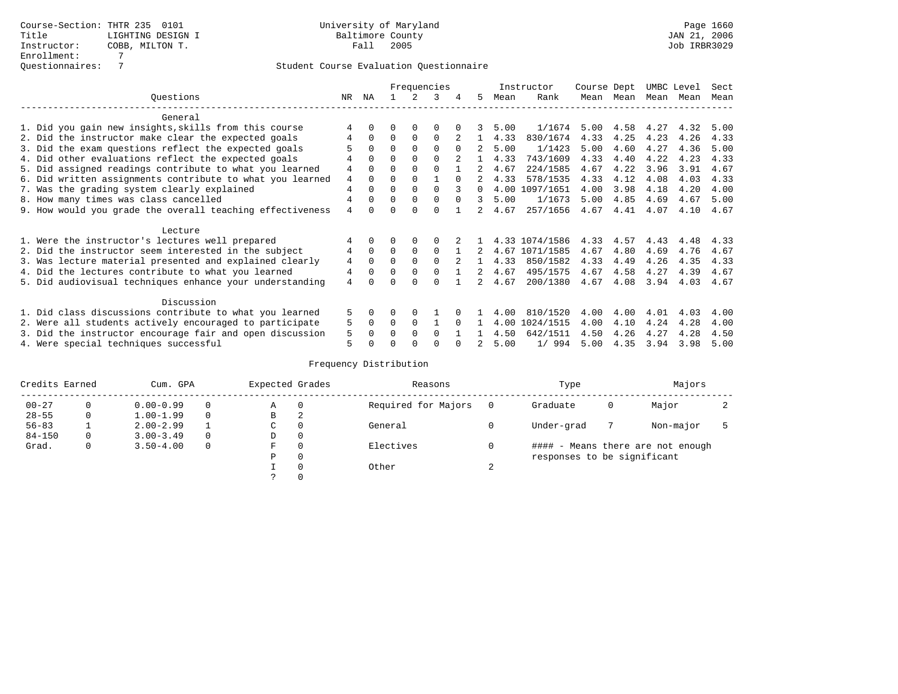Course-Section: THTR 235 0101
Title: LIGHTING DESIGN I
Instructor: COBB, MILTON T.
Enrollment: 7
Questionnaires: 7

University of Maryland
Baltimore County
Fall 2005

JAN 21, 2006
Job IRBR3029

Student Course Evaluation Questionnaire

| Questions | NR | NA | 1 | 2 | 3 | 4 | 5 | Instructor Mean | Rank | Course Mean | Dept Mean | UMBC Mean | Level Mean | Sect Mean |
|---|---|---|---|---|---|---|---|---|---|---|---|---|---|---|
| **General** | | | | | | | | | | | | | | |
| 1. Did you gain new insights,skills from this course | 4 | 0 | 0 | 0 | 0 | 0 | 3 | 5.00 | 1/1674 | 5.00 | 4.58 | 4.27 | 4.32 | 5.00 |
| 2. Did the instructor make clear the expected goals | 4 | 0 | 0 | 0 | 0 | 2 | 1 | 4.33 | 830/1674 | 4.33 | 4.25 | 4.23 | 4.26 | 4.33 |
| 3. Did the exam questions reflect the expected goals | 5 | 0 | 0 | 0 | 0 | 0 | 2 | 5.00 | 1/1423 | 5.00 | 4.60 | 4.27 | 4.36 | 5.00 |
| 4. Did other evaluations reflect the expected goals | 4 | 0 | 0 | 0 | 0 | 2 | 1 | 4.33 | 743/1609 | 4.33 | 4.40 | 4.22 | 4.23 | 4.33 |
| 5. Did assigned readings contribute to what you learned | 4 | 0 | 0 | 0 | 0 | 1 | 2 | 4.67 | 224/1585 | 4.67 | 4.22 | 3.96 | 3.91 | 4.67 |
| 6. Did written assignments contribute to what you learned | 4 | 0 | 0 | 0 | 1 | 0 | 2 | 4.33 | 578/1535 | 4.33 | 4.12 | 4.08 | 4.03 | 4.33 |
| 7. Was the grading system clearly explained | 4 | 0 | 0 | 0 | 0 | 3 | 0 | 4.00 | 1097/1651 | 4.00 | 3.98 | 4.18 | 4.20 | 4.00 |
| 8. How many times was class cancelled | 4 | 0 | 0 | 0 | 0 | 0 | 3 | 5.00 | 1/1673 | 5.00 | 4.85 | 4.69 | 4.67 | 5.00 |
| 9. How would you grade the overall teaching effectiveness | 4 | 0 | 0 | 0 | 0 | 1 | 2 | 4.67 | 257/1656 | 4.67 | 4.41 | 4.07 | 4.10 | 4.67 |
| **Lecture** | | | | | | | | | | | | | | |
| 1. Were the instructor's lectures well prepared | 4 | 0 | 0 | 0 | 0 | 2 | 1 | 4.33 | 1074/1586 | 4.33 | 4.57 | 4.43 | 4.48 | 4.33 |
| 2. Did the instructor seem interested in the subject | 4 | 0 | 0 | 0 | 0 | 1 | 2 | 4.67 | 1071/1585 | 4.67 | 4.80 | 4.69 | 4.76 | 4.67 |
| 3. Was lecture material presented and explained clearly | 4 | 0 | 0 | 0 | 0 | 2 | 1 | 4.33 | 850/1582 | 4.33 | 4.49 | 4.26 | 4.35 | 4.33 |
| 4. Did the lectures contribute to what you learned | 4 | 0 | 0 | 0 | 0 | 1 | 2 | 4.67 | 495/1575 | 4.67 | 4.58 | 4.27 | 4.39 | 4.67 |
| 5. Did audiovisual techniques enhance your understanding | 4 | 0 | 0 | 0 | 0 | 1 | 2 | 4.67 | 200/1380 | 4.67 | 4.08 | 3.94 | 4.03 | 4.67 |
| **Discussion** | | | | | | | | | | | | | | |
| 1. Did class discussions contribute to what you learned | 5 | 0 | 0 | 0 | 1 | 0 | 1 | 4.00 | 810/1520 | 4.00 | 4.00 | 4.01 | 4.03 | 4.00 |
| 2. Were all students actively encouraged to participate | 5 | 0 | 0 | 0 | 1 | 0 | 1 | 4.00 | 1024/1515 | 4.00 | 4.10 | 4.24 | 4.28 | 4.00 |
| 3. Did the instructor encourage fair and open discussion | 5 | 0 | 0 | 0 | 0 | 1 | 1 | 4.50 | 642/1511 | 4.50 | 4.26 | 4.27 | 4.28 | 4.50 |
| 4. Were special techniques successful | 5 | 0 | 0 | 0 | 0 | 0 | 2 | 5.00 | 1/ 994 | 5.00 | 4.35 | 3.94 | 3.98 | 5.00 |

Frequency Distribution

| Credits Earned | | Cum. GPA | | Expected Grades | | Reasons | | Type | | Majors | |
|---|---|---|---|---|---|---|---|---|---|---|---|
| 00-27 | 0 | 0.00-0.99 | 0 | A | 0 | Required for Majors | 0 | Graduate | 0 | Major | 2 |
| 28-55 | 0 | 1.00-1.99 | 0 | B | 2 | | | | | | |
| 56-83 | 1 | 2.00-2.99 | 1 | C | 0 | General | 0 | Under-grad | 7 | Non-major | 5 |
| 84-150 | 0 | 3.00-3.49 | 0 | D | 0 | | | | | | |
| Grad. | 0 | 3.50-4.00 | 0 | F | 0 | Electives | 0 | #### - Means there are not enough responses to be significant | | | |
| | | | | P | 0 | | | | | | |
| | | | | I | 0 | Other | 2 | | | | |
| | | | | ? | 0 | | | | | | |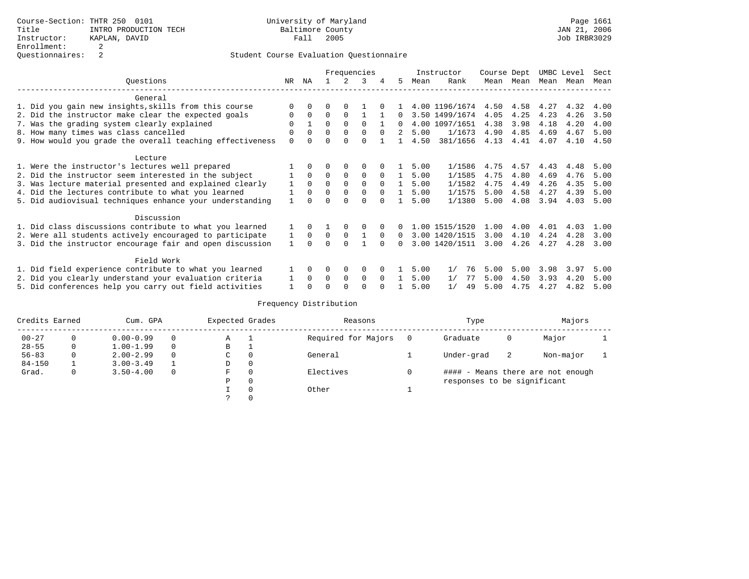Course-Section: THTR 250 0101
Title: INTRO PRODUCTION TECH
Instructor: KAPLAN, DAVID
Enrollment: 2
Questionnaires: 2

University of Maryland
Baltimore County
Fall 2005

JAN 21, 2006
Job IRBR3029

Student Course Evaluation Questionnaire

| Questions | NR | NA | 1 | 2 | 3 | 4 | 5 | Instructor Mean | Rank | Course Mean | Dept Mean | UMBC Mean | Level Mean | Sect Mean |
|---|---|---|---|---|---|---|---|---|---|---|---|---|---|---|
| **General** | | | | | | | | | | | | | | |
| 1. Did you gain new insights,skills from this course | 0 | 0 | 0 | 0 | 1 | 0 | 1 | 4.00 | 1196/1674 | 4.50 | 4.58 | 4.27 | 4.32 | 4.00 |
| 2. Did the instructor make clear the expected goals | 0 | 0 | 0 | 0 | 1 | 1 | 0 | 3.50 | 1499/1674 | 4.05 | 4.25 | 4.23 | 4.26 | 3.50 |
| 7. Was the grading system clearly explained | 0 | 1 | 0 | 0 | 0 | 1 | 0 | 4.00 | 1097/1651 | 4.38 | 3.98 | 4.18 | 4.20 | 4.00 |
| 8. How many times was class cancelled | 0 | 0 | 0 | 0 | 0 | 0 | 2 | 5.00 | 1/1673 | 4.90 | 4.85 | 4.69 | 4.67 | 5.00 |
| 9. How would you grade the overall teaching effectiveness | 0 | 0 | 0 | 0 | 0 | 1 | 1 | 4.50 | 381/1656 | 4.13 | 4.41 | 4.07 | 4.10 | 4.50 |
| **Lecture** | | | | | | | | | | | | | | |
| 1. Were the instructor's lectures well prepared | 1 | 0 | 0 | 0 | 0 | 0 | 1 | 5.00 | 1/1586 | 4.75 | 4.57 | 4.43 | 4.48 | 5.00 |
| 2. Did the instructor seem interested in the subject | 1 | 0 | 0 | 0 | 0 | 0 | 1 | 5.00 | 1/1585 | 4.75 | 4.80 | 4.69 | 4.76 | 5.00 |
| 3. Was lecture material presented and explained clearly | 1 | 0 | 0 | 0 | 0 | 0 | 1 | 5.00 | 1/1582 | 4.75 | 4.49 | 4.26 | 4.35 | 5.00 |
| 4. Did the lectures contribute to what you learned | 1 | 0 | 0 | 0 | 0 | 0 | 1 | 5.00 | 1/1575 | 5.00 | 4.58 | 4.27 | 4.39 | 5.00 |
| 5. Did audiovisual techniques enhance your understanding | 1 | 0 | 0 | 0 | 0 | 0 | 1 | 5.00 | 1/1380 | 5.00 | 4.08 | 3.94 | 4.03 | 5.00 |
| **Discussion** | | | | | | | | | | | | | | |
| 1. Did class discussions contribute to what you learned | 1 | 0 | 1 | 0 | 0 | 0 | 0 | 1.00 | 1515/1520 | 1.00 | 4.00 | 4.01 | 4.03 | 1.00 |
| 2. Were all students actively encouraged to participate | 1 | 0 | 0 | 0 | 1 | 0 | 0 | 3.00 | 1420/1515 | 3.00 | 4.10 | 4.24 | 4.28 | 3.00 |
| 3. Did the instructor encourage fair and open discussion | 1 | 0 | 0 | 0 | 1 | 0 | 0 | 3.00 | 1420/1511 | 3.00 | 4.26 | 4.27 | 4.28 | 3.00 |
| **Field Work** | | | | | | | | | | | | | | |
| 1. Did field experience contribute to what you learned | 1 | 0 | 0 | 0 | 0 | 0 | 1 | 5.00 | 1/ 76 | 5.00 | 5.00 | 3.98 | 3.97 | 5.00 |
| 2. Did you clearly understand your evaluation criteria | 1 | 0 | 0 | 0 | 0 | 0 | 1 | 5.00 | 1/ 77 | 5.00 | 4.50 | 3.93 | 4.20 | 5.00 |
| 5. Did conferences help you carry out field activities | 1 | 0 | 0 | 0 | 0 | 0 | 1 | 5.00 | 1/ 49 | 5.00 | 4.75 | 4.27 | 4.82 | 5.00 |

Frequency Distribution

| Credits Earned | | Cum. GPA | | Expected Grades | | Reasons | | Type | | Majors | |
|---|---|---|---|---|---|---|---|---|---|---|---|
| 00-27 | 0 | 0.00-0.99 | 0 | A | 1 | Required for Majors | 0 | Graduate | 0 | Major | 1 |
| 28-55 | 0 | 1.00-1.99 | 0 | B | 1 | | | | | | |
| 56-83 | 0 | 2.00-2.99 | 0 | C | 0 | General | 1 | Under-grad | 2 | Non-major | 1 |
| 84-150 | 1 | 3.00-3.49 | 1 | D | 0 | | | | | | |
| Grad. | 0 | 3.50-4.00 | 0 | F | 0 | Electives | 0 | | | | |
| | | | | P | 0 | | | | | | |
| | | | | I | 0 | Other | 1 | | | | |
| | | | | ? | 0 | | | | | | |

#### - Means there are not enough responses to be significant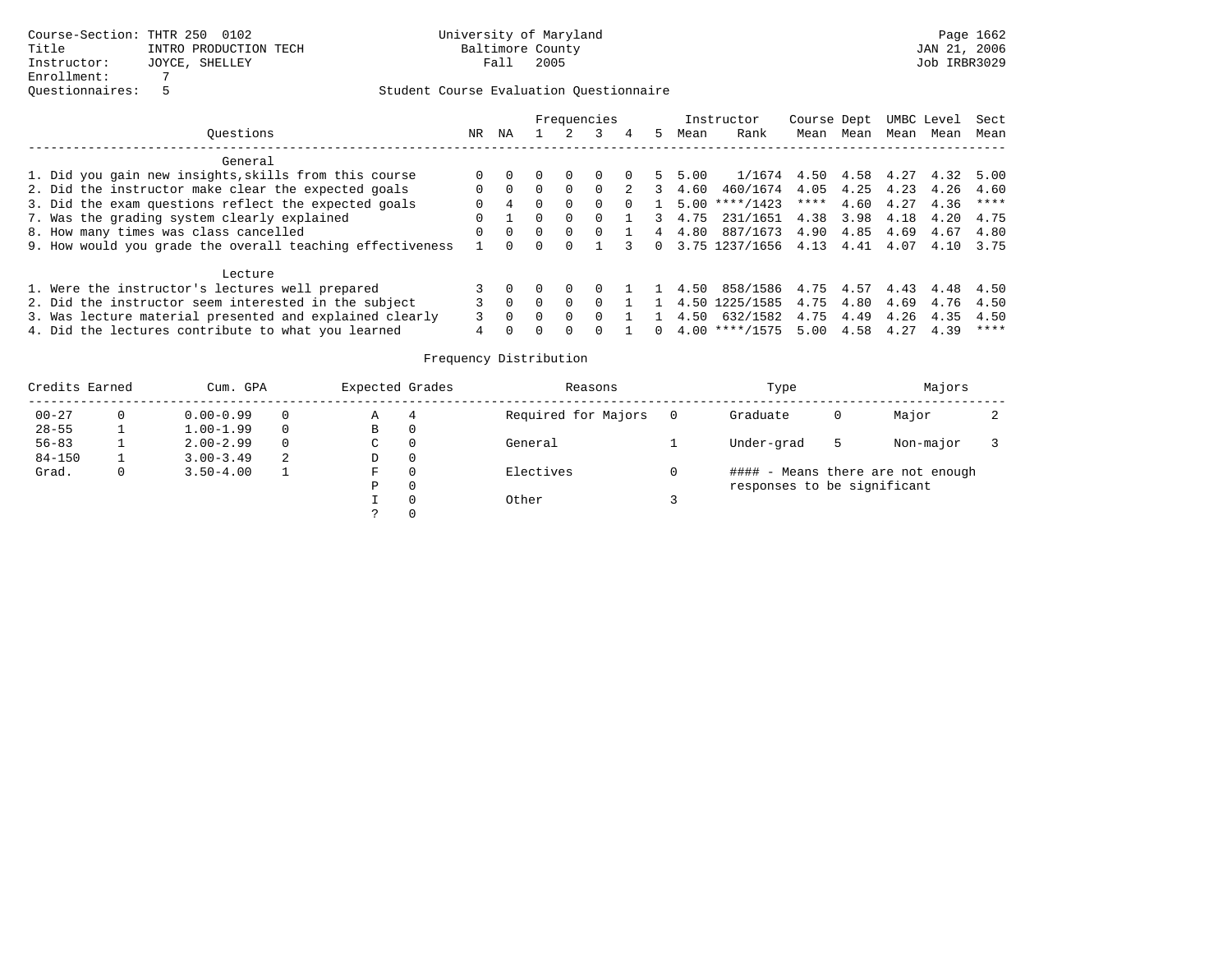Course-Section: THTR 250 0102
Title: INTRO PRODUCTION TECH
Instructor: JOYCE, SHELLEY
Enrollment: 7
Questionnaires: 5

University of Maryland
Baltimore County
Fall 2005

JAN 21, 2006
Job IRBR3029

Student Course Evaluation Questionnaire

| Questions | NR | NA | 1 | 2 | 3 | 4 | 5 | Instructor Mean | Instructor Rank | Course Mean | Dept Mean | UMBC Mean | Level Mean | Sect Mean |
|---|---|---|---|---|---|---|---|---|---|---|---|---|---|---|
| **General** | | | | | | | | | | | | | | |
| 1. Did you gain new insights,skills from this course | 0 | 0 | 0 | 0 | 0 | 0 | 5 | 5.00 | 1/1674 | 4.50 | 4.58 | 4.27 | 4.32 | 5.00 |
| 2. Did the instructor make clear the expected goals | 0 | 0 | 0 | 0 | 0 | 2 | 3 | 4.60 | 460/1674 | 4.05 | 4.25 | 4.23 | 4.26 | 4.60 |
| 3. Did the exam questions reflect the expected goals | 0 | 4 | 0 | 0 | 0 | 0 | 1 | 5.00 | ****/1423 | **** | 4.60 | 4.27 | 4.36 | **** |
| 7. Was the grading system clearly explained | 0 | 1 | 0 | 0 | 0 | 1 | 3 | 4.75 | 231/1651 | 4.38 | 3.98 | 4.18 | 4.20 | 4.75 |
| 8. How many times was class cancelled | 0 | 0 | 0 | 0 | 0 | 1 | 4 | 4.80 | 887/1673 | 4.90 | 4.85 | 4.69 | 4.67 | 4.80 |
| 9. How would you grade the overall teaching effectiveness | 1 | 0 | 0 | 0 | 1 | 3 | 0 | 3.75 | 1237/1656 | 4.13 | 4.41 | 4.07 | 4.10 | 3.75 |
| **Lecture** | | | | | | | | | | | | | | |
| 1. Were the instructor's lectures well prepared | 3 | 0 | 0 | 0 | 0 | 1 | 1 | 4.50 | 858/1586 | 4.75 | 4.57 | 4.43 | 4.48 | 4.50 |
| 2. Did the instructor seem interested in the subject | 3 | 0 | 0 | 0 | 0 | 1 | 1 | 4.50 | 1225/1585 | 4.75 | 4.80 | 4.69 | 4.76 | 4.50 |
| 3. Was lecture material presented and explained clearly | 3 | 0 | 0 | 0 | 0 | 1 | 1 | 4.50 | 632/1582 | 4.75 | 4.49 | 4.26 | 4.35 | 4.50 |
| 4. Did the lectures contribute to what you learned | 4 | 0 | 0 | 0 | 0 | 1 | 0 | 4.00 | ****/1575 | 5.00 | 4.58 | 4.27 | 4.39 | **** |

Frequency Distribution

| Credits Earned | | Cum. GPA | | Expected Grades | | Reasons | | Type | | Majors | |
|---|---|---|---|---|---|---|---|---|---|---|---|
| 00-27 | 0 | 0.00-0.99 | 0 | A | 4 | Required for Majors | 0 | Graduate | 0 | Major | 2 |
| 28-55 | 1 | 1.00-1.99 | 0 | B | 0 | | | | | | |
| 56-83 | 1 | 2.00-2.99 | 0 | C | 0 | General | 1 | Under-grad | 5 | Non-major | 3 |
| 84-150 | 1 | 3.00-3.49 | 2 | D | 0 | | | | | | |
| Grad. | 0 | 3.50-4.00 | 1 | F | 0 | Electives | 0 | | | | |
| | | | | P | 0 | | | | | | |
| | | | | I | 0 | Other | 3 | | | | |
| | | | | ? | 0 | | | | | | |

#### - Means there are not enough responses to be significant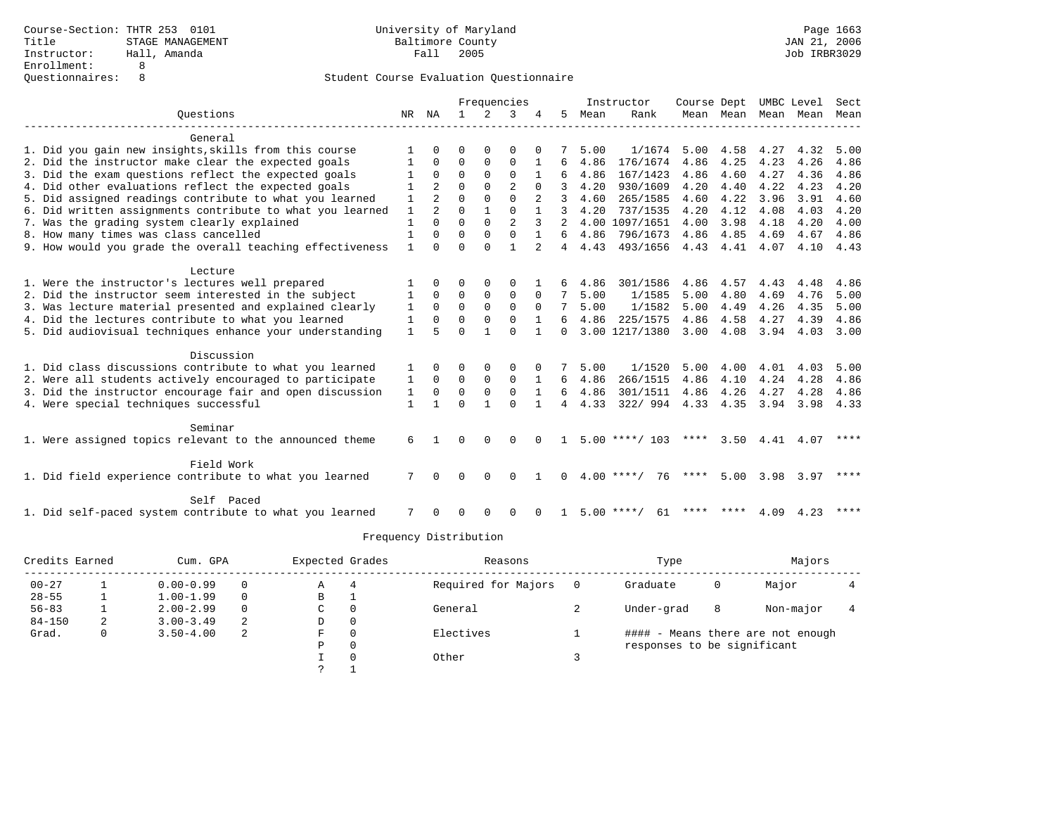Course-Section: THTR 253 0101
Title: STAGE MANAGEMENT
Instructor: Hall, Amanda
Enrollment: 8
Questionnaires: 8

University of Maryland
Baltimore County
Fall 2005

Page 1663
JAN 21, 2006
Job IRBR3029

## Student Course Evaluation Questionnaire

| Questions | NR | NA | 1 | 2 | 3 | 4 | 5 | Instructor Mean | Rank | Course Mean | Dept Mean | UMBC Mean | Level Mean | Sect Mean |
|---|---|---|---|---|---|---|---|---|---|---|---|---|---|---|
| **General** | | | | | | | | | | | | | | |
| 1. Did you gain new insights,skills from this course | 1 | 0 | 0 | 0 | 0 | 0 | 7 | 5.00 | 1/1674 | 5.00 | 4.58 | 4.27 | 4.32 | 5.00 |
| 2. Did the instructor make clear the expected goals | 1 | 0 | 0 | 0 | 0 | 1 | 6 | 4.86 | 176/1674 | 4.86 | 4.25 | 4.23 | 4.26 | 4.86 |
| 3. Did the exam questions reflect the expected goals | 1 | 0 | 0 | 0 | 0 | 1 | 6 | 4.86 | 167/1423 | 4.86 | 4.60 | 4.27 | 4.36 | 4.86 |
| 4. Did other evaluations reflect the expected goals | 1 | 2 | 0 | 0 | 2 | 0 | 3 | 4.20 | 930/1609 | 4.20 | 4.40 | 4.22 | 4.23 | 4.20 |
| 5. Did assigned readings contribute to what you learned | 1 | 2 | 0 | 0 | 0 | 2 | 3 | 4.60 | 265/1585 | 4.60 | 4.22 | 3.96 | 3.91 | 4.60 |
| 6. Did written assignments contribute to what you learned | 1 | 2 | 0 | 1 | 0 | 1 | 3 | 4.20 | 737/1535 | 4.20 | 4.12 | 4.08 | 4.03 | 4.20 |
| 7. Was the grading system clearly explained | 1 | 0 | 0 | 0 | 2 | 3 | 2 | 4.00 | 1097/1651 | 4.00 | 3.98 | 4.18 | 4.20 | 4.00 |
| 8. How many times was class cancelled | 1 | 0 | 0 | 0 | 0 | 1 | 6 | 4.86 | 796/1673 | 4.86 | 4.85 | 4.69 | 4.67 | 4.86 |
| 9. How would you grade the overall teaching effectiveness | 1 | 0 | 0 | 0 | 1 | 2 | 4 | 4.43 | 493/1656 | 4.43 | 4.41 | 4.07 | 4.10 | 4.43 |
| **Lecture** | | | | | | | | | | | | | | |
| 1. Were the instructor's lectures well prepared | 1 | 0 | 0 | 0 | 0 | 1 | 6 | 4.86 | 301/1586 | 4.86 | 4.57 | 4.43 | 4.48 | 4.86 |
| 2. Did the instructor seem interested in the subject | 1 | 0 | 0 | 0 | 0 | 0 | 7 | 5.00 | 1/1585 | 5.00 | 4.80 | 4.69 | 4.76 | 5.00 |
| 3. Was lecture material presented and explained clearly | 1 | 0 | 0 | 0 | 0 | 0 | 7 | 5.00 | 1/1582 | 5.00 | 4.49 | 4.26 | 4.35 | 5.00 |
| 4. Did the lectures contribute to what you learned | 1 | 0 | 0 | 0 | 0 | 1 | 6 | 4.86 | 225/1575 | 4.86 | 4.58 | 4.27 | 4.39 | 4.86 |
| 5. Did audiovisual techniques enhance your understanding | 1 | 5 | 0 | 1 | 0 | 1 | 0 | 3.00 | 1217/1380 | 3.00 | 4.08 | 3.94 | 4.03 | 3.00 |
| **Discussion** | | | | | | | | | | | | | | |
| 1. Did class discussions contribute to what you learned | 1 | 0 | 0 | 0 | 0 | 0 | 7 | 5.00 | 1/1520 | 5.00 | 4.00 | 4.01 | 4.03 | 5.00 |
| 2. Were all students actively encouraged to participate | 1 | 0 | 0 | 0 | 0 | 1 | 6 | 4.86 | 266/1515 | 4.86 | 4.10 | 4.24 | 4.28 | 4.86 |
| 3. Did the instructor encourage fair and open discussion | 1 | 0 | 0 | 0 | 0 | 1 | 6 | 4.86 | 301/1511 | 4.86 | 4.26 | 4.27 | 4.28 | 4.86 |
| 4. Were special techniques successful | 1 | 1 | 0 | 1 | 0 | 1 | 4 | 4.33 | 322/ 994 | 4.33 | 4.35 | 3.94 | 3.98 | 4.33 |
| **Seminar** | | | | | | | | | | | | | | |
| 1. Were assigned topics relevant to the announced theme | 6 | 1 | 0 | 0 | 0 | 0 | 1 | 5.00 | ****/ 103 | **** | 3.50 | 4.41 | 4.07 | **** |
| **Field Work** | | | | | | | | | | | | | | |
| 1. Did field experience contribute to what you learned | 7 | 0 | 0 | 0 | 0 | 1 | 0 | 4.00 | ****/ 76 | **** | 5.00 | 3.98 | 3.97 | **** |
| **Self Paced** | | | | | | | | | | | | | | |
| 1. Did self-paced system contribute to what you learned | 7 | 0 | 0 | 0 | 0 | 0 | 1 | 5.00 | ****/ 61 | **** | **** | 4.09 | 4.23 | **** |

### Frequency Distribution

| Credits Earned | | Cum. GPA | | Expected Grades | | Reasons | | Type | | Majors | |
|---|---|---|---|---|---|---|---|---|---|---|---|
| 00-27 | 1 | 0.00-0.99 | 0 | A | 4 | Required for Majors | 0 | Graduate | 0 | Major | 4 |
| 28-55 | 1 | 1.00-1.99 | 0 | B | 1 | | | | | | |
| 56-83 | 1 | 2.00-2.99 | 0 | C | 0 | General | 2 | Under-grad | 8 | Non-major | 4 |
| 84-150 | 2 | 3.00-3.49 | 2 | D | 0 | | | | | | |
| Grad. | 0 | 3.50-4.00 | 2 | F | 0 | Electives | 1 | #### - Means there are not enough responses to be significant | | | |
| | | | | P | 0 | | | | | | |
| | | | | I | 0 | Other | 3 | | | | |
| | | | | ? | 1 | | | | | | |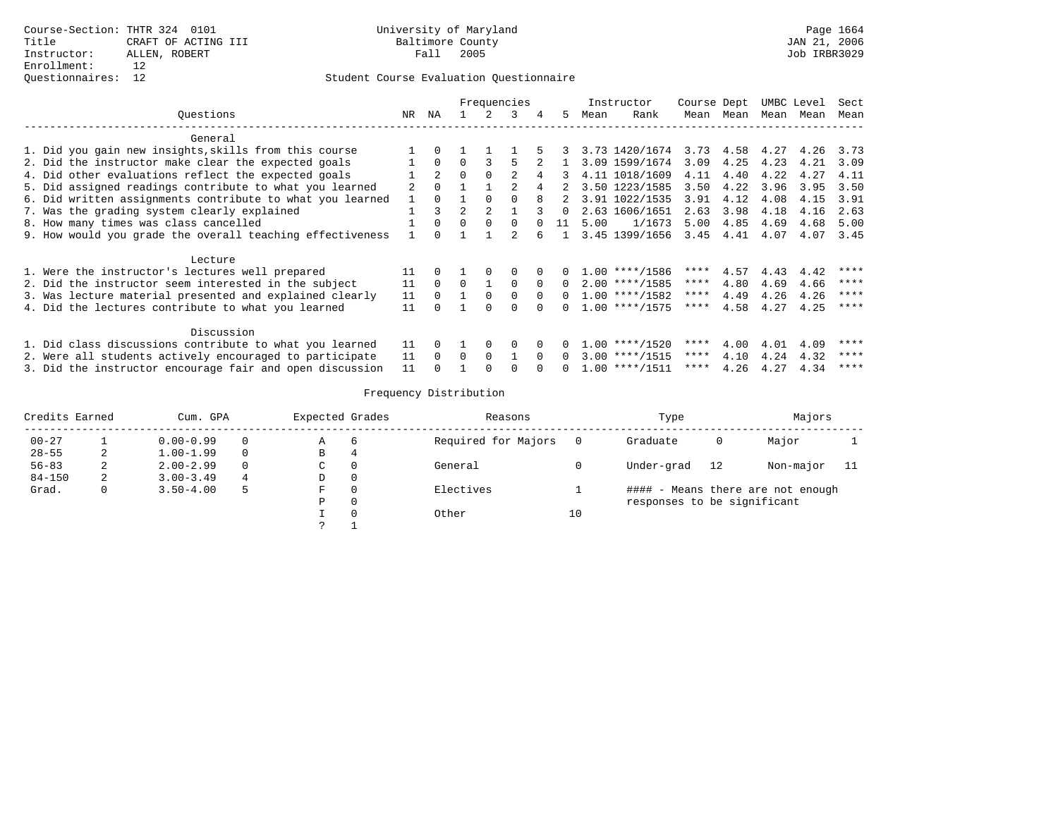Course-Section: THTR 324 0101
Title: CRAFT OF ACTING III
Instructor: ALLEN, ROBERT
Enrollment: 12
Questionnaires: 12

University of Maryland
Baltimore County
Fall 2005

Page 1664
JAN 21, 2006
Job IRBR3029

Student Course Evaluation Questionnaire

| Questions | NR | NA | 1 | 2 | 3 | 4 | 5 | Instructor Mean | Instructor Rank | Course Mean | Dept Mean | UMBC Mean | Level Mean | Sect Mean |
|---|---|---|---|---|---|---|---|---|---|---|---|---|---|---|
| **General** | | | | | | | | | | | | | | |
| 1. Did you gain new insights,skills from this course | 1 | 0 | 1 | 1 | 1 | 5 | 3 | 3.73 | 1420/1674 | 3.73 | 4.58 | 4.27 | 4.26 | 3.73 |
| 2. Did the instructor make clear the expected goals | 1 | 0 | 0 | 3 | 5 | 2 | 1 | 3.09 | 1599/1674 | 3.09 | 4.25 | 4.23 | 4.21 | 3.09 |
| 4. Did other evaluations reflect the expected goals | 1 | 2 | 0 | 0 | 2 | 4 | 3 | 4.11 | 1018/1609 | 4.11 | 4.40 | 4.22 | 4.27 | 4.11 |
| 5. Did assigned readings contribute to what you learned | 2 | 0 | 1 | 1 | 2 | 4 | 2 | 3.50 | 1223/1585 | 3.50 | 4.22 | 3.96 | 3.95 | 3.50 |
| 6. Did written assignments contribute to what you learned | 1 | 0 | 1 | 0 | 0 | 8 | 2 | 3.91 | 1022/1535 | 3.91 | 4.12 | 4.08 | 4.15 | 3.91 |
| 7. Was the grading system clearly explained | 1 | 3 | 2 | 2 | 1 | 3 | 0 | 2.63 | 1606/1651 | 2.63 | 3.98 | 4.18 | 4.16 | 2.63 |
| 8. How many times was class cancelled | 1 | 0 | 0 | 0 | 0 | 0 | 11 | 5.00 | 1/1673 | 5.00 | 4.85 | 4.69 | 4.68 | 5.00 |
| 9. How would you grade the overall teaching effectiveness | 1 | 0 | 1 | 1 | 2 | 6 | 1 | 3.45 | 1399/1656 | 3.45 | 4.41 | 4.07 | 4.07 | 3.45 |
| **Lecture** | | | | | | | | | | | | | | |
| 1. Were the instructor's lectures well prepared | 11 | 0 | 1 | 0 | 0 | 0 | 0 | 1.00 | ****/1586 | **** | 4.57 | 4.43 | 4.42 | **** |
| 2. Did the instructor seem interested in the subject | 11 | 0 | 0 | 1 | 0 | 0 | 0 | 2.00 | ****/1585 | **** | 4.80 | 4.69 | 4.66 | **** |
| 3. Was lecture material presented and explained clearly | 11 | 0 | 1 | 0 | 0 | 0 | 0 | 1.00 | ****/1582 | **** | 4.49 | 4.26 | 4.26 | **** |
| 4. Did the lectures contribute to what you learned | 11 | 0 | 1 | 0 | 0 | 0 | 0 | 1.00 | ****/1575 | **** | 4.58 | 4.27 | 4.25 | **** |
| **Discussion** | | | | | | | | | | | | | | |
| 1. Did class discussions contribute to what you learned | 11 | 0 | 1 | 0 | 0 | 0 | 0 | 1.00 | ****/1520 | **** | 4.00 | 4.01 | 4.09 | **** |
| 2. Were all students actively encouraged to participate | 11 | 0 | 0 | 0 | 1 | 0 | 0 | 3.00 | ****/1515 | **** | 4.10 | 4.24 | 4.32 | **** |
| 3. Did the instructor encourage fair and open discussion | 11 | 0 | 1 | 0 | 0 | 0 | 0 | 1.00 | ****/1511 | **** | 4.26 | 4.27 | 4.34 | **** |

Frequency Distribution

| Credits Earned | | Cum. GPA | | Expected Grades | | Reasons | | Type | | Majors | |
|---|---|---|---|---|---|---|---|---|---|---|---|
| 00-27 | 1 | 0.00-0.99 | 0 | A | 6 | Required for Majors | 0 | Graduate | 0 | Major | 1 |
| 28-55 | 2 | 1.00-1.99 | 0 | B | 4 | | | | | | |
| 56-83 | 2 | 2.00-2.99 | 0 | C | 0 | General | 0 | Under-grad | 12 | Non-major | 11 |
| 84-150 | 2 | 3.00-3.49 | 4 | D | 0 | | | | | | |
| Grad. | 0 | 3.50-4.00 | 5 | F | 0 | Electives | 1 | | | | |
| | | | | P | 0 | | | | | | |
| | | | | I | 0 | Other | 10 | | | | |
| | | | | ? | 1 | | | | | | |

#### - Means there are not enough responses to be significant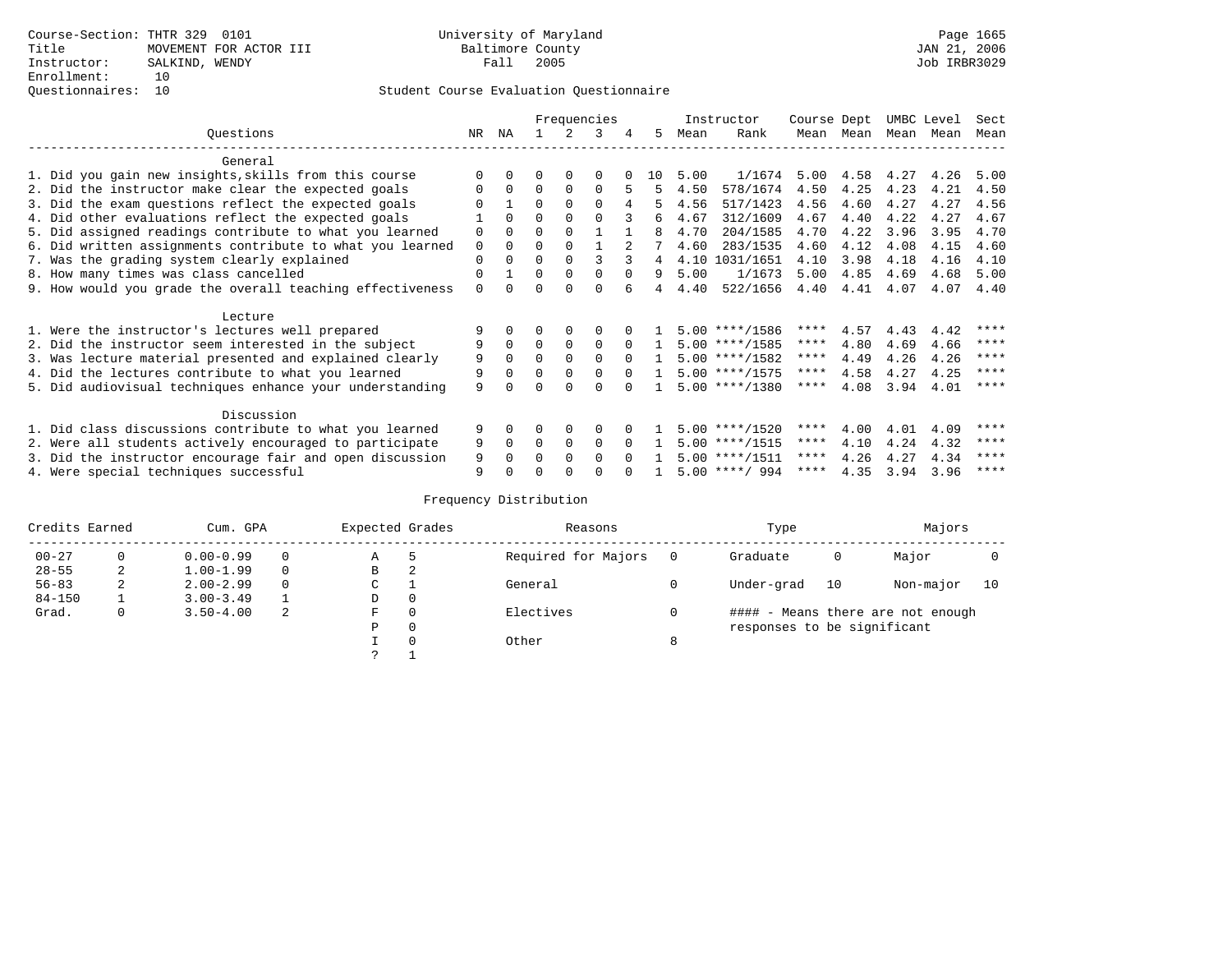Course-Section: THTR 329 0101
Title: MOVEMENT FOR ACTOR III
Instructor: SALKIND, WENDY
Enrollment: 10
Questionnaires: 10

University of Maryland
Baltimore County
Fall 2005

JAN 21, 2006
Job IRBR3029

Student Course Evaluation Questionnaire

| Questions | NR | NA | 1 | 2 | 3 | 4 | 5 | Instructor Mean | Rank | Course Mean | Dept Mean | UMBC Mean | Level Mean | Sect Mean |
|---|---|---|---|---|---|---|---|---|---|---|---|---|---|---|
| **General** | | | | | | | | | | | | | | |
| 1. Did you gain new insights,skills from this course | 0 | 0 | 0 | 0 | 0 | 0 | 10 | 5.00 | 1/1674 | 5.00 | 4.58 | 4.27 | 4.26 | 5.00 |
| 2. Did the instructor make clear the expected goals | 0 | 0 | 0 | 0 | 0 | 5 | 5 | 4.50 | 578/1674 | 4.50 | 4.25 | 4.23 | 4.21 | 4.50 |
| 3. Did the exam questions reflect the expected goals | 0 | 1 | 0 | 0 | 0 | 4 | 5 | 4.56 | 517/1423 | 4.56 | 4.60 | 4.27 | 4.27 | 4.56 |
| 4. Did other evaluations reflect the expected goals | 1 | 0 | 0 | 0 | 0 | 3 | 6 | 4.67 | 312/1609 | 4.67 | 4.40 | 4.22 | 4.27 | 4.67 |
| 5. Did assigned readings contribute to what you learned | 0 | 0 | 0 | 0 | 1 | 1 | 8 | 4.70 | 204/1585 | 4.70 | 4.22 | 3.96 | 3.95 | 4.70 |
| 6. Did written assignments contribute to what you learned | 0 | 0 | 0 | 0 | 1 | 2 | 7 | 4.60 | 283/1535 | 4.60 | 4.12 | 4.08 | 4.15 | 4.60 |
| 7. Was the grading system clearly explained | 0 | 0 | 0 | 0 | 3 | 3 | 4 | 4.10 | 1031/1651 | 4.10 | 3.98 | 4.18 | 4.16 | 4.10 |
| 8. How many times was class cancelled | 0 | 1 | 0 | 0 | 0 | 0 | 9 | 5.00 | 1/1673 | 5.00 | 4.85 | 4.69 | 4.68 | 5.00 |
| 9. How would you grade the overall teaching effectiveness | 0 | 0 | 0 | 0 | 0 | 6 | 4 | 4.40 | 522/1656 | 4.40 | 4.41 | 4.07 | 4.07 | 4.40 |
| **Lecture** | | | | | | | | | | | | | | |
| 1. Were the instructor's lectures well prepared | 9 | 0 | 0 | 0 | 0 | 0 | 1 | 5.00 | ****/1586 | **** | 4.57 | 4.43 | 4.42 | **** |
| 2. Did the instructor seem interested in the subject | 9 | 0 | 0 | 0 | 0 | 0 | 1 | 5.00 | ****/1585 | **** | 4.80 | 4.69 | 4.66 | **** |
| 3. Was lecture material presented and explained clearly | 9 | 0 | 0 | 0 | 0 | 0 | 1 | 5.00 | ****/1582 | **** | 4.49 | 4.26 | 4.26 | **** |
| 4. Did the lectures contribute to what you learned | 9 | 0 | 0 | 0 | 0 | 0 | 1 | 5.00 | ****/1575 | **** | 4.58 | 4.27 | 4.25 | **** |
| 5. Did audiovisual techniques enhance your understanding | 9 | 0 | 0 | 0 | 0 | 0 | 1 | 5.00 | ****/1380 | **** | 4.08 | 3.94 | 4.01 | **** |
| **Discussion** | | | | | | | | | | | | | | |
| 1. Did class discussions contribute to what you learned | 9 | 0 | 0 | 0 | 0 | 0 | 1 | 5.00 | ****/1520 | **** | 4.00 | 4.01 | 4.09 | **** |
| 2. Were all students actively encouraged to participate | 9 | 0 | 0 | 0 | 0 | 0 | 1 | 5.00 | ****/1515 | **** | 4.10 | 4.24 | 4.32 | **** |
| 3. Did the instructor encourage fair and open discussion | 9 | 0 | 0 | 0 | 0 | 0 | 1 | 5.00 | ****/1511 | **** | 4.26 | 4.27 | 4.34 | **** |
| 4. Were special techniques successful | 9 | 0 | 0 | 0 | 0 | 0 | 1 | 5.00 | ****/ 994 | **** | 4.35 | 3.94 | 3.96 | **** |

Frequency Distribution

| Credits Earned | | Cum. GPA | | Expected Grades | | Reasons | | Type | | Majors | |
|---|---|---|---|---|---|---|---|---|---|---|---|
| 00-27 | 0 | 0.00-0.99 | 0 | A | 5 | Required for Majors | 0 | Graduate | 0 | Major | 0 |
| 28-55 | 2 | 1.00-1.99 | 0 | B | 2 | | | | | | |
| 56-83 | 2 | 2.00-2.99 | 0 | C | 1 | General | 0 | Under-grad | 10 | Non-major | 10 |
| 84-150 | 1 | 3.00-3.49 | 1 | D | 0 | | | | | | |
| Grad. | 0 | 3.50-4.00 | 2 | F | 0 | Electives | 0 | #### - Means there are not enough responses to be significant | | | |
| | | | | P | 0 | | | | | | |
| | | | | I | 0 | Other | 8 | | | | |
| | | | | ? | 1 | | | | | | |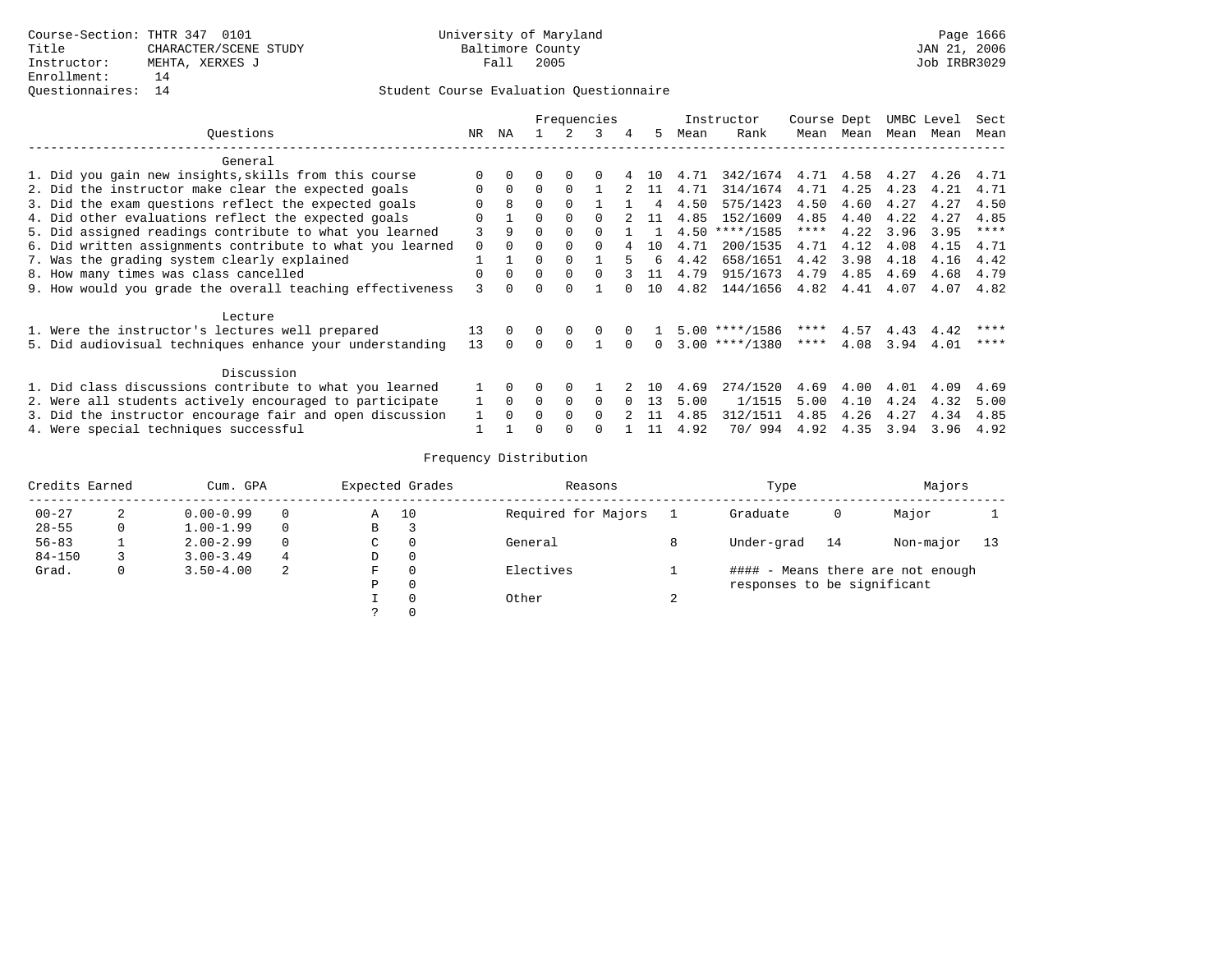Course-Section: THTR 347 0101
Title: CHARACTER/SCENE STUDY
Instructor: MEHTA, XERXES J
Enrollment: 14
Questionnaires: 14

University of Maryland
Baltimore County
Fall 2005

JAN 21, 2006
Job IRBR3029

## Student Course Evaluation Questionnaire

| Questions | NR | NA | 1 | 2 | 3 | 4 | 5 | Instructor Mean | Instructor Rank | Course Mean | Dept Mean | UMBC Mean | Level Mean | Sect Mean |
|---|---|---|---|---|---|---|---|---|---|---|---|---|---|---|
| **General** | | | | | | | | | | | | | | |
| 1. Did you gain new insights,skills from this course | 0 | 0 | 0 | 0 | 0 | 4 | 10 | 4.71 | 342/1674 | 4.71 | 4.58 | 4.27 | 4.26 | 4.71 |
| 2. Did the instructor make clear the expected goals | 0 | 0 | 0 | 0 | 1 | 2 | 11 | 4.71 | 314/1674 | 4.71 | 4.25 | 4.23 | 4.21 | 4.71 |
| 3. Did the exam questions reflect the expected goals | 0 | 8 | 0 | 0 | 1 | 1 | 4 | 4.50 | 575/1423 | 4.50 | 4.60 | 4.27 | 4.27 | 4.50 |
| 4. Did other evaluations reflect the expected goals | 0 | 1 | 0 | 0 | 0 | 2 | 11 | 4.85 | 152/1609 | 4.85 | 4.40 | 4.22 | 4.27 | 4.85 |
| 5. Did assigned readings contribute to what you learned | 3 | 9 | 0 | 0 | 0 | 1 | 1 | 4.50 | ****/1585 | **** | 4.22 | 3.96 | 3.95 | **** |
| 6. Did written assignments contribute to what you learned | 0 | 0 | 0 | 0 | 0 | 4 | 10 | 4.71 | 200/1535 | 4.71 | 4.12 | 4.08 | 4.15 | 4.71 |
| 7. Was the grading system clearly explained | 1 | 1 | 0 | 0 | 1 | 5 | 6 | 4.42 | 658/1651 | 4.42 | 3.98 | 4.18 | 4.16 | 4.42 |
| 8. How many times was class cancelled | 0 | 0 | 0 | 0 | 0 | 3 | 11 | 4.79 | 915/1673 | 4.79 | 4.85 | 4.69 | 4.68 | 4.79 |
| 9. How would you grade the overall teaching effectiveness | 3 | 0 | 0 | 0 | 1 | 0 | 10 | 4.82 | 144/1656 | 4.82 | 4.41 | 4.07 | 4.07 | 4.82 |
| **Lecture** | | | | | | | | | | | | | | |
| 1. Were the instructor's lectures well prepared | 13 | 0 | 0 | 0 | 0 | 0 | 1 | 5.00 | ****/1586 | **** | 4.57 | 4.43 | 4.42 | **** |
| 5. Did audiovisual techniques enhance your understanding | 13 | 0 | 0 | 0 | 1 | 0 | 0 | 3.00 | ****/1380 | **** | 4.08 | 3.94 | 4.01 | **** |
| **Discussion** | | | | | | | | | | | | | | |
| 1. Did class discussions contribute to what you learned | 1 | 0 | 0 | 0 | 1 | 2 | 10 | 4.69 | 274/1520 | 4.69 | 4.00 | 4.01 | 4.09 | 4.69 |
| 2. Were all students actively encouraged to participate | 1 | 0 | 0 | 0 | 0 | 0 | 13 | 5.00 | 1/1515 | 5.00 | 4.10 | 4.24 | 4.32 | 5.00 |
| 3. Did the instructor encourage fair and open discussion | 1 | 0 | 0 | 0 | 0 | 2 | 11 | 4.85 | 312/1511 | 4.85 | 4.26 | 4.27 | 4.34 | 4.85 |
| 4. Were special techniques successful | 1 | 1 | 0 | 0 | 0 | 1 | 11 | 4.92 | 70/ 994 | 4.92 | 4.35 | 3.94 | 3.96 | 4.92 |

## Frequency Distribution

| Credits Earned | | Cum. GPA | | Expected Grades | | Reasons | | Type | | Majors | |
|---|---|---|---|---|---|---|---|---|---|---|---|
| 00-27 | 2 | 0.00-0.99 | 0 | A | 10 | Required for Majors | 1 | Graduate | 0 | Major | 1 |
| 28-55 | 0 | 1.00-1.99 | 0 | B | 3 | | | | | | |
| 56-83 | 1 | 2.00-2.99 | 0 | C | 0 | General | 8 | Under-grad | 14 | Non-major | 13 |
| 84-150 | 3 | 3.00-3.49 | 4 | D | 0 | | | | | | |
| Grad. | 0 | 3.50-4.00 | 2 | F | 0 | Electives | 1 | | | | |
| | | | | P | 0 | | | | | | |
| | | | | I | 0 | Other | 2 | | | | |
| | | | | ? | 0 | | | | | | |

#### - Means there are not enough responses to be significant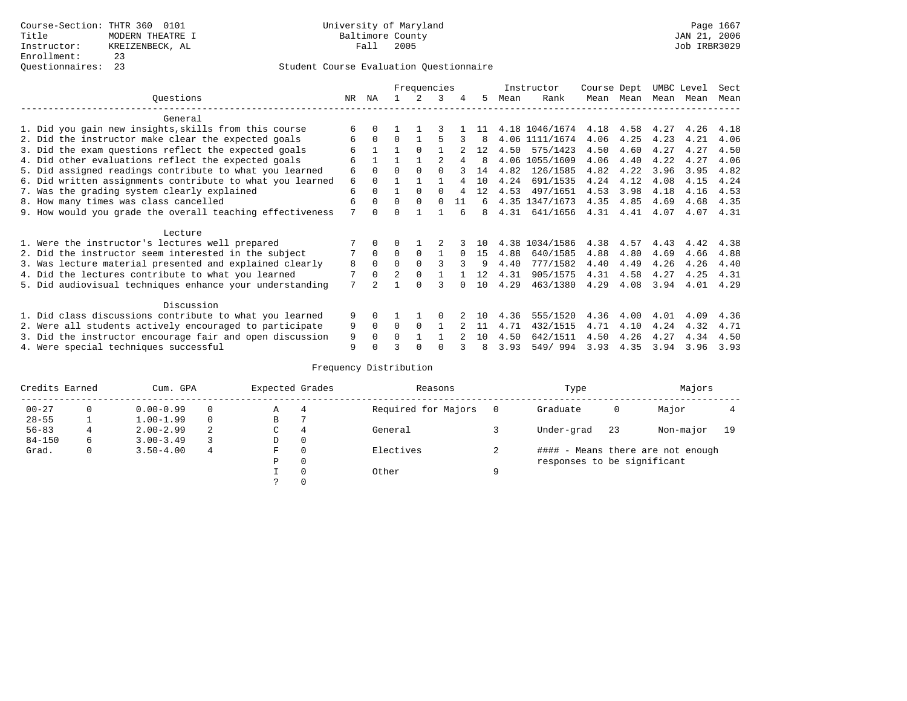Course-Section: THTR 360 0101
Title: MODERN THEATRE I
Instructor: KREIZENBECK, AL
Enrollment: 23
Questionnaires: 23

University of Maryland
Baltimore County
Fall 2005

JAN 21, 2006
Job IRBR3029

## Student Course Evaluation Questionnaire

| Questions | NR | NA | 1 | 2 | 3 | 4 | 5 | Instructor Mean | Rank | Course Mean | Dept Mean | UMBC Mean | Level Mean | Sect Mean |
|---|---|---|---|---|---|---|---|---|---|---|---|---|---|---|
| **General** | | | | | | | | | | | | | | |
| 1. Did you gain new insights,skills from this course | 6 | 0 | 1 | 1 | 3 | 1 | 11 | 4.18 | 1046/1674 | 4.18 | 4.58 | 4.27 | 4.26 | 4.18 |
| 2. Did the instructor make clear the expected goals | 6 | 0 | 0 | 1 | 5 | 3 | 8 | 4.06 | 1111/1674 | 4.06 | 4.25 | 4.23 | 4.21 | 4.06 |
| 3. Did the exam questions reflect the expected goals | 6 | 1 | 1 | 0 | 1 | 2 | 12 | 4.50 | 575/1423 | 4.50 | 4.60 | 4.27 | 4.27 | 4.50 |
| 4. Did other evaluations reflect the expected goals | 6 | 1 | 1 | 1 | 2 | 4 | 8 | 4.06 | 1055/1609 | 4.06 | 4.40 | 4.22 | 4.27 | 4.06 |
| 5. Did assigned readings contribute to what you learned | 6 | 0 | 0 | 0 | 0 | 3 | 14 | 4.82 | 126/1585 | 4.82 | 4.22 | 3.96 | 3.95 | 4.82 |
| 6. Did written assignments contribute to what you learned | 6 | 0 | 1 | 1 | 1 | 4 | 10 | 4.24 | 691/1535 | 4.24 | 4.12 | 4.08 | 4.15 | 4.24 |
| 7. Was the grading system clearly explained | 6 | 0 | 1 | 0 | 0 | 4 | 12 | 4.53 | 497/1651 | 4.53 | 3.98 | 4.18 | 4.16 | 4.53 |
| 8. How many times was class cancelled | 6 | 0 | 0 | 0 | 0 | 11 | 6 | 4.35 | 1347/1673 | 4.35 | 4.85 | 4.69 | 4.68 | 4.35 |
| 9. How would you grade the overall teaching effectiveness | 7 | 0 | 0 | 1 | 1 | 6 | 8 | 4.31 | 641/1656 | 4.31 | 4.41 | 4.07 | 4.07 | 4.31 |
| **Lecture** | | | | | | | | | | | | | | |
| 1. Were the instructor's lectures well prepared | 7 | 0 | 0 | 1 | 2 | 3 | 10 | 4.38 | 1034/1586 | 4.38 | 4.57 | 4.43 | 4.42 | 4.38 |
| 2. Did the instructor seem interested in the subject | 7 | 0 | 0 | 0 | 1 | 0 | 15 | 4.88 | 640/1585 | 4.88 | 4.80 | 4.69 | 4.66 | 4.88 |
| 3. Was lecture material presented and explained clearly | 8 | 0 | 0 | 0 | 3 | 3 | 9 | 4.40 | 777/1582 | 4.40 | 4.49 | 4.26 | 4.26 | 4.40 |
| 4. Did the lectures contribute to what you learned | 7 | 0 | 2 | 0 | 1 | 1 | 12 | 4.31 | 905/1575 | 4.31 | 4.58 | 4.27 | 4.25 | 4.31 |
| 5. Did audiovisual techniques enhance your understanding | 7 | 2 | 1 | 0 | 3 | 0 | 10 | 4.29 | 463/1380 | 4.29 | 4.08 | 3.94 | 4.01 | 4.29 |
| **Discussion** | | | | | | | | | | | | | | |
| 1. Did class discussions contribute to what you learned | 9 | 0 | 1 | 1 | 0 | 2 | 10 | 4.36 | 555/1520 | 4.36 | 4.00 | 4.01 | 4.09 | 4.36 |
| 2. Were all students actively encouraged to participate | 9 | 0 | 0 | 0 | 1 | 2 | 11 | 4.71 | 432/1515 | 4.71 | 4.10 | 4.24 | 4.32 | 4.71 |
| 3. Did the instructor encourage fair and open discussion | 9 | 0 | 0 | 1 | 1 | 2 | 10 | 4.50 | 642/1511 | 4.50 | 4.26 | 4.27 | 4.34 | 4.50 |
| 4. Were special techniques successful | 9 | 0 | 3 | 0 | 0 | 3 | 8 | 3.93 | 549/ 994 | 3.93 | 4.35 | 3.94 | 3.96 | 3.93 |

## Frequency Distribution

| Credits Earned | | Cum. GPA | | Expected Grades | | Reasons | | Type | | Majors | |
|---|---|---|---|---|---|---|---|---|---|---|---|
| 00-27 | 0 | 0.00-0.99 | 0 | A | 4 | Required for Majors | 0 | Graduate | 0 | Major | 4 |
| 28-55 | 1 | 1.00-1.99 | 0 | B | 7 | | | | | | |
| 56-83 | 4 | 2.00-2.99 | 2 | C | 4 | General | 3 | Under-grad | 23 | Non-major | 19 |
| 84-150 | 6 | 3.00-3.49 | 3 | D | 0 | | | | | | |
| Grad. | 0 | 3.50-4.00 | 4 | F | 0 | Electives | 2 | | | | |
| | | | | P | 0 | | | | | | |
| | | | | I | 0 | Other | 9 | | | | |
| | | | | ? | 0 | | | | | | |

#### - Means there are not enough responses to be significant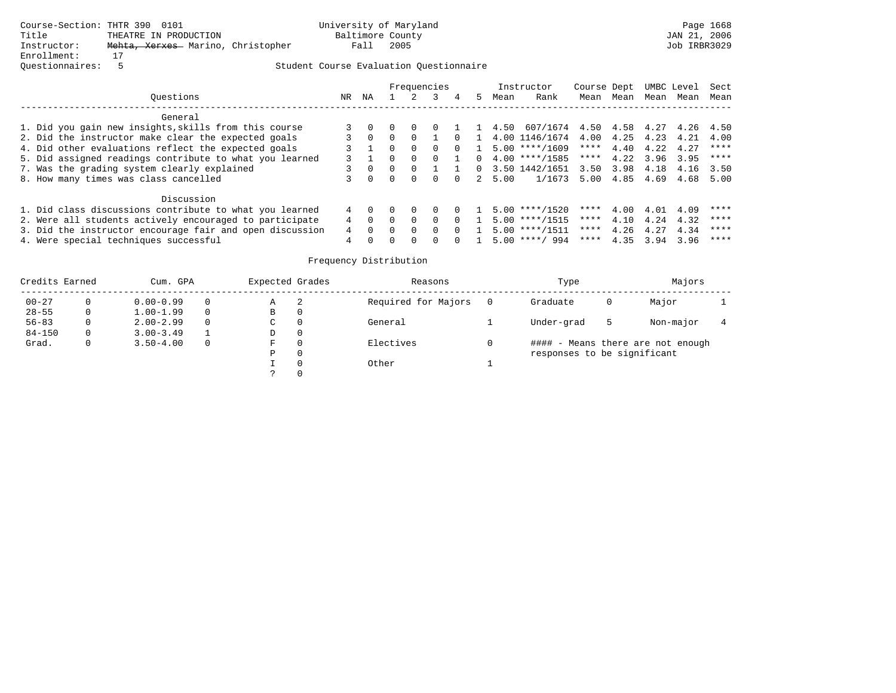Course-Section: THTR 390 0101
Title: THEATRE IN PRODUCTION
Instructor: ~~Mehta, Xerxes~~ Marino, Christopher
Enrollment: 17
Questionnaires: 5

University of Maryland Baltimore County
Fall 2005

JAN 21, 2006
Job IRBR3029

Student Course Evaluation Questionnaire

| Questions | NR | NA | 1 | 2 | 3 | 4 | 5 | Instructor Mean | Instructor Rank | Course Mean | Dept Mean | UMBC Mean | Level Mean | Sect Mean |
|---|---|---|---|---|---|---|---|---|---|---|---|---|---|---|
| **General** | | | | | | | | | | | | | | |
| 1. Did you gain new insights,skills from this course | 3 | 0 | 0 | 0 | 0 | 1 | 1 | 4.50 | 607/1674 | 4.50 | 4.58 | 4.27 | 4.26 | 4.50 |
| 2. Did the instructor make clear the expected goals | 3 | 0 | 0 | 0 | 1 | 0 | 1 | 4.00 | 1146/1674 | 4.00 | 4.25 | 4.23 | 4.21 | 4.00 |
| 4. Did other evaluations reflect the expected goals | 3 | 1 | 0 | 0 | 0 | 0 | 1 | 5.00 | ****/1609 | **** | 4.40 | 4.22 | 4.27 | **** |
| 5. Did assigned readings contribute to what you learned | 3 | 1 | 0 | 0 | 0 | 1 | 0 | 4.00 | ****/1585 | **** | 4.22 | 3.96 | 3.95 | **** |
| 7. Was the grading system clearly explained | 3 | 0 | 0 | 0 | 1 | 1 | 0 | 3.50 | 1442/1651 | 3.50 | 3.98 | 4.18 | 4.16 | 3.50 |
| 8. How many times was class cancelled | 3 | 0 | 0 | 0 | 0 | 0 | 2 | 5.00 | 1/1673 | 5.00 | 4.85 | 4.69 | 4.68 | 5.00 |
| **Discussion** | | | | | | | | | | | | | | |
| 1. Did class discussions contribute to what you learned | 4 | 0 | 0 | 0 | 0 | 0 | 1 | 5.00 | ****/1520 | **** | 4.00 | 4.01 | 4.09 | **** |
| 2. Were all students actively encouraged to participate | 4 | 0 | 0 | 0 | 0 | 0 | 1 | 5.00 | ****/1515 | **** | 4.10 | 4.24 | 4.32 | **** |
| 3. Did the instructor encourage fair and open discussion | 4 | 0 | 0 | 0 | 0 | 0 | 1 | 5.00 | ****/1511 | **** | 4.26 | 4.27 | 4.34 | **** |
| 4. Were special techniques successful | 4 | 0 | 0 | 0 | 0 | 0 | 1 | 5.00 | ****/ 994 | **** | 4.35 | 3.94 | 3.96 | **** |

Frequency Distribution

| Credits Earned | | Cum. GPA | | Expected Grades | | Reasons | | Type | | Majors | |
|---|---|---|---|---|---|---|---|---|---|---|---|
| 00-27 | 0 | 0.00-0.99 | 0 | A | 2 | Required for Majors | 0 | Graduate | 0 | Major | 1 |
| 28-55 | 0 | 1.00-1.99 | 0 | B | 0 | | | | | | |
| 56-83 | 0 | 2.00-2.99 | 0 | C | 0 | General | 1 | Under-grad | 5 | Non-major | 4 |
| 84-150 | 0 | 3.00-3.49 | 1 | D | 0 | | | | | | |
| Grad. | 0 | 3.50-4.00 | 0 | F | 0 | Electives | 0 | | | | |
| | | | | P | 0 | | | | | | |
| | | | | I | 0 | Other | 1 | | | | |
| | | | | ? | 0 | | | | | | |

#### - Means there are not enough responses to be significant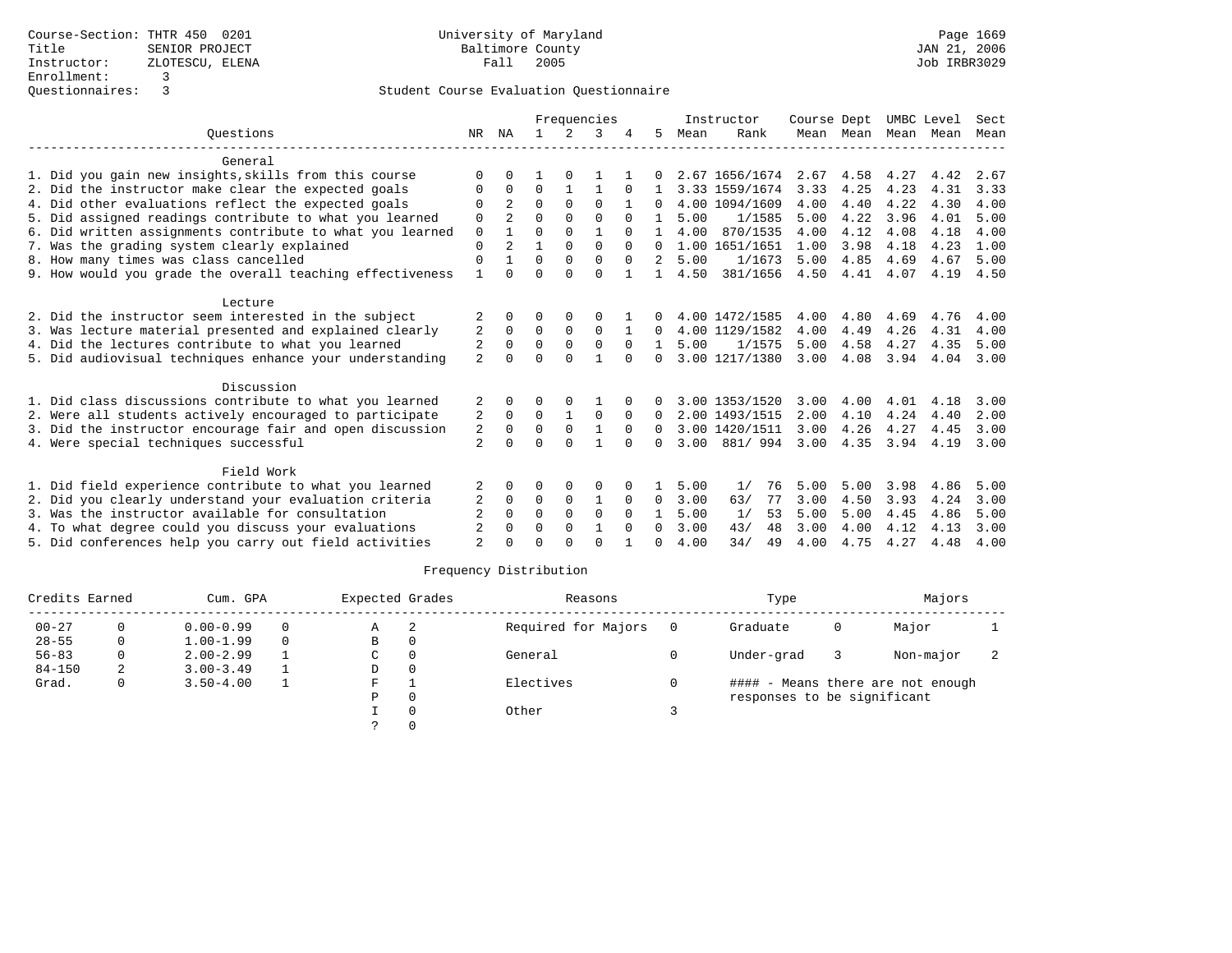Course-Section: THTR 450 0201
Title: SENIOR PROJECT
Instructor: ZLOTESCU, ELENA
Enrollment: 3
Questionnaires: 3

University of Maryland
Baltimore County
Fall 2005

JAN 21, 2006
Job IRBR3029

Student Course Evaluation Questionnaire

| Questions | NR | NA | 1 | 2 | 3 | 4 | 5 | Instructor Mean | Rank | Course Mean | Dept Mean | UMBC Mean | Level Mean | Sect Mean |
|---|---|---|---|---|---|---|---|---|---|---|---|---|---|---|
| **General** | | | | | | | | | | | | | | |
| 1. Did you gain new insights,skills from this course | 0 | 0 | 1 | 0 | 1 | 1 | 0 | 2.67 | 1656/1674 | 2.67 | 4.58 | 4.27 | 4.42 | 2.67 |
| 2. Did the instructor make clear the expected goals | 0 | 0 | 0 | 1 | 1 | 0 | 1 | 3.33 | 1559/1674 | 3.33 | 4.25 | 4.23 | 4.31 | 3.33 |
| 4. Did other evaluations reflect the expected goals | 0 | 2 | 0 | 0 | 0 | 1 | 0 | 4.00 | 1094/1609 | 4.00 | 4.40 | 4.22 | 4.30 | 4.00 |
| 5. Did assigned readings contribute to what you learned | 0 | 2 | 0 | 0 | 0 | 0 | 1 | 5.00 | 1/1585 | 5.00 | 4.22 | 3.96 | 4.01 | 5.00 |
| 6. Did written assignments contribute to what you learned | 0 | 1 | 0 | 0 | 1 | 0 | 1 | 4.00 | 870/1535 | 4.00 | 4.12 | 4.08 | 4.18 | 4.00 |
| 7. Was the grading system clearly explained | 0 | 2 | 1 | 0 | 0 | 0 | 0 | 1.00 | 1651/1651 | 1.00 | 3.98 | 4.18 | 4.23 | 1.00 |
| 8. How many times was class cancelled | 0 | 1 | 0 | 0 | 0 | 0 | 2 | 5.00 | 1/1673 | 5.00 | 4.85 | 4.69 | 4.67 | 5.00 |
| 9. How would you grade the overall teaching effectiveness | 1 | 0 | 0 | 0 | 0 | 1 | 1 | 4.50 | 381/1656 | 4.50 | 4.41 | 4.07 | 4.19 | 4.50 |
| **Lecture** | | | | | | | | | | | | | | |
| 2. Did the instructor seem interested in the subject | 2 | 0 | 0 | 0 | 0 | 1 | 0 | 4.00 | 1472/1585 | 4.00 | 4.80 | 4.69 | 4.76 | 4.00 |
| 3. Was lecture material presented and explained clearly | 2 | 0 | 0 | 0 | 0 | 1 | 0 | 4.00 | 1129/1582 | 4.00 | 4.49 | 4.26 | 4.31 | 4.00 |
| 4. Did the lectures contribute to what you learned | 2 | 0 | 0 | 0 | 0 | 0 | 1 | 5.00 | 1/1575 | 5.00 | 4.58 | 4.27 | 4.35 | 5.00 |
| 5. Did audiovisual techniques enhance your understanding | 2 | 0 | 0 | 0 | 1 | 0 | 0 | 3.00 | 1217/1380 | 3.00 | 4.08 | 3.94 | 4.04 | 3.00 |
| **Discussion** | | | | | | | | | | | | | | |
| 1. Did class discussions contribute to what you learned | 2 | 0 | 0 | 0 | 1 | 0 | 0 | 3.00 | 1353/1520 | 3.00 | 4.00 | 4.01 | 4.18 | 3.00 |
| 2. Were all students actively encouraged to participate | 2 | 0 | 0 | 1 | 0 | 0 | 0 | 2.00 | 1493/1515 | 2.00 | 4.10 | 4.24 | 4.40 | 2.00 |
| 3. Did the instructor encourage fair and open discussion | 2 | 0 | 0 | 0 | 1 | 0 | 0 | 3.00 | 1420/1511 | 3.00 | 4.26 | 4.27 | 4.45 | 3.00 |
| 4. Were special techniques successful | 2 | 0 | 0 | 0 | 1 | 0 | 0 | 3.00 | 881/ 994 | 3.00 | 4.35 | 3.94 | 4.19 | 3.00 |
| **Field Work** | | | | | | | | | | | | | | |
| 1. Did field experience contribute to what you learned | 2 | 0 | 0 | 0 | 0 | 0 | 1 | 5.00 | 1/ 76 | 5.00 | 5.00 | 3.98 | 4.86 | 5.00 |
| 2. Did you clearly understand your evaluation criteria | 2 | 0 | 0 | 0 | 1 | 0 | 0 | 3.00 | 63/ 77 | 3.00 | 4.50 | 3.93 | 4.24 | 3.00 |
| 3. Was the instructor available for consultation | 2 | 0 | 0 | 0 | 0 | 0 | 1 | 5.00 | 1/ 53 | 5.00 | 5.00 | 4.45 | 4.86 | 5.00 |
| 4. To what degree could you discuss your evaluations | 2 | 0 | 0 | 0 | 1 | 0 | 0 | 3.00 | 43/ 48 | 3.00 | 4.00 | 4.12 | 4.13 | 3.00 |
| 5. Did conferences help you carry out field activities | 2 | 0 | 0 | 0 | 0 | 1 | 0 | 4.00 | 34/ 49 | 4.00 | 4.75 | 4.27 | 4.48 | 4.00 |

Frequency Distribution

| Credits Earned | | Cum. GPA | | Expected Grades | | Reasons | | Type | | Majors | |
|---|---|---|---|---|---|---|---|---|---|---|---|
| 00-27 | 0 | 0.00-0.99 | 0 | A | 2 | Required for Majors | 0 | Graduate | 0 | Major | 1 |
| 28-55 | 0 | 1.00-1.99 | 0 | B | 0 | | | | | | |
| 56-83 | 0 | 2.00-2.99 | 1 | C | 0 | General | 0 | Under-grad | 3 | Non-major | 2 |
| 84-150 | 2 | 3.00-3.49 | 1 | D | 0 | | | | | | |
| Grad. | 0 | 3.50-4.00 | 1 | F | 1 | Electives | 0 | #### - Means there are not enough responses to be significant | | | |
| | | | | P | 0 | | | | | | |
| | | | | I | 0 | Other | 3 | | | | |
| | | | | ? | 0 | | | | | | |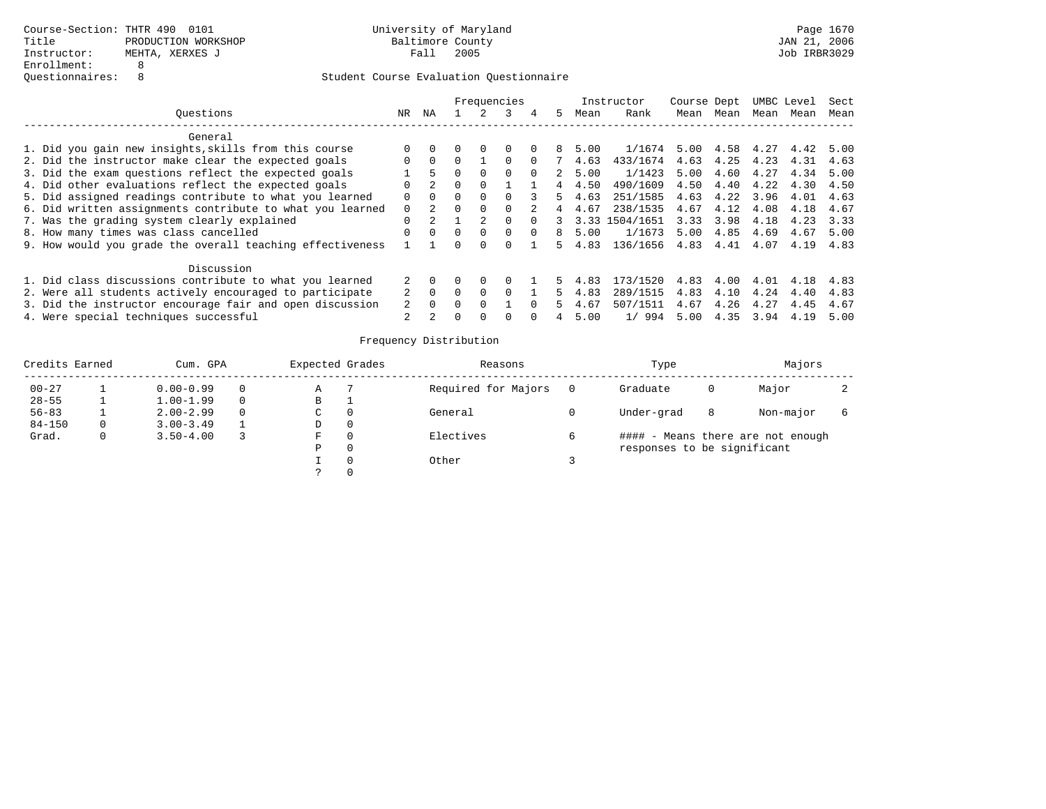Course-Section: THTR 490 0101
Title: PRODUCTION WORKSHOP
Instructor: MEHTA, XERXES J
Enrollment: 8
Questionnaires: 8

University of Maryland
Baltimore County
Fall 2005

JAN 21, 2006
Job IRBR3029

## Student Course Evaluation Questionnaire

| Questions | NR | NA | 1 | 2 | 3 | 4 | 5 | Instructor Mean | Instructor Rank | Course Mean | Dept Mean | UMBC Mean | Level Mean | Sect Mean |
|---|---|---|---|---|---|---|---|---|---|---|---|---|---|---|
| **General** | | | | | | | | | | | | | | |
| 1. Did you gain new insights,skills from this course | 0 | 0 | 0 | 0 | 0 | 0 | 8 | 5.00 | 1/1674 | 5.00 | 4.58 | 4.27 | 4.42 | 5.00 |
| 2. Did the instructor make clear the expected goals | 0 | 0 | 0 | 1 | 0 | 0 | 7 | 4.63 | 433/1674 | 4.63 | 4.25 | 4.23 | 4.31 | 4.63 |
| 3. Did the exam questions reflect the expected goals | 1 | 5 | 0 | 0 | 0 | 0 | 2 | 5.00 | 1/1423 | 5.00 | 4.60 | 4.27 | 4.34 | 5.00 |
| 4. Did other evaluations reflect the expected goals | 0 | 2 | 0 | 0 | 1 | 1 | 4 | 4.50 | 490/1609 | 4.50 | 4.40 | 4.22 | 4.30 | 4.50 |
| 5. Did assigned readings contribute to what you learned | 0 | 0 | 0 | 0 | 0 | 3 | 5 | 4.63 | 251/1585 | 4.63 | 4.22 | 3.96 | 4.01 | 4.63 |
| 6. Did written assignments contribute to what you learned | 0 | 2 | 0 | 0 | 0 | 2 | 4 | 4.67 | 238/1535 | 4.67 | 4.12 | 4.08 | 4.18 | 4.67 |
| 7. Was the grading system clearly explained | 0 | 2 | 1 | 2 | 0 | 0 | 3 | 3.33 | 1504/1651 | 3.33 | 3.98 | 4.18 | 4.23 | 3.33 |
| 8. How many times was class cancelled | 0 | 0 | 0 | 0 | 0 | 0 | 8 | 5.00 | 1/1673 | 5.00 | 4.85 | 4.69 | 4.67 | 5.00 |
| 9. How would you grade the overall teaching effectiveness | 1 | 1 | 0 | 0 | 0 | 1 | 5 | 4.83 | 136/1656 | 4.83 | 4.41 | 4.07 | 4.19 | 4.83 |
| **Discussion** | | | | | | | | | | | | | | |
| 1. Did class discussions contribute to what you learned | 2 | 0 | 0 | 0 | 0 | 1 | 5 | 4.83 | 173/1520 | 4.83 | 4.00 | 4.01 | 4.18 | 4.83 |
| 2. Were all students actively encouraged to participate | 2 | 0 | 0 | 0 | 0 | 1 | 5 | 4.83 | 289/1515 | 4.83 | 4.10 | 4.24 | 4.40 | 4.83 |
| 3. Did the instructor encourage fair and open discussion | 2 | 0 | 0 | 0 | 1 | 0 | 5 | 4.67 | 507/1511 | 4.67 | 4.26 | 4.27 | 4.45 | 4.67 |
| 4. Were special techniques successful | 2 | 2 | 0 | 0 | 0 | 0 | 4 | 5.00 | 1/ 994 | 5.00 | 4.35 | 3.94 | 4.19 | 5.00 |

### Frequency Distribution

| Credits Earned | | Cum. GPA | | Expected Grades | | Reasons | | Type | | Majors | |
|---|---|---|---|---|---|---|---|---|---|---|---|
| 00-27 | 1 | 0.00-0.99 | 0 | A | 7 | Required for Majors | 0 | Graduate | 0 | Major | 2 |
| 28-55 | 1 | 1.00-1.99 | 0 | B | 1 | | | | | | |
| 56-83 | 1 | 2.00-2.99 | 0 | C | 0 | General | 0 | Under-grad | 8 | Non-major | 6 |
| 84-150 | 0 | 3.00-3.49 | 1 | D | 0 | | | | | | |
| Grad. | 0 | 3.50-4.00 | 3 | F | 0 | Electives | 6 | #### - Means there are not enough responses to be significant | | | |
| | | | | P | 0 | | | | | | |
| | | | | I | 0 | Other | 3 | | | | |
| | | | | ? | 0 | | | | | | |